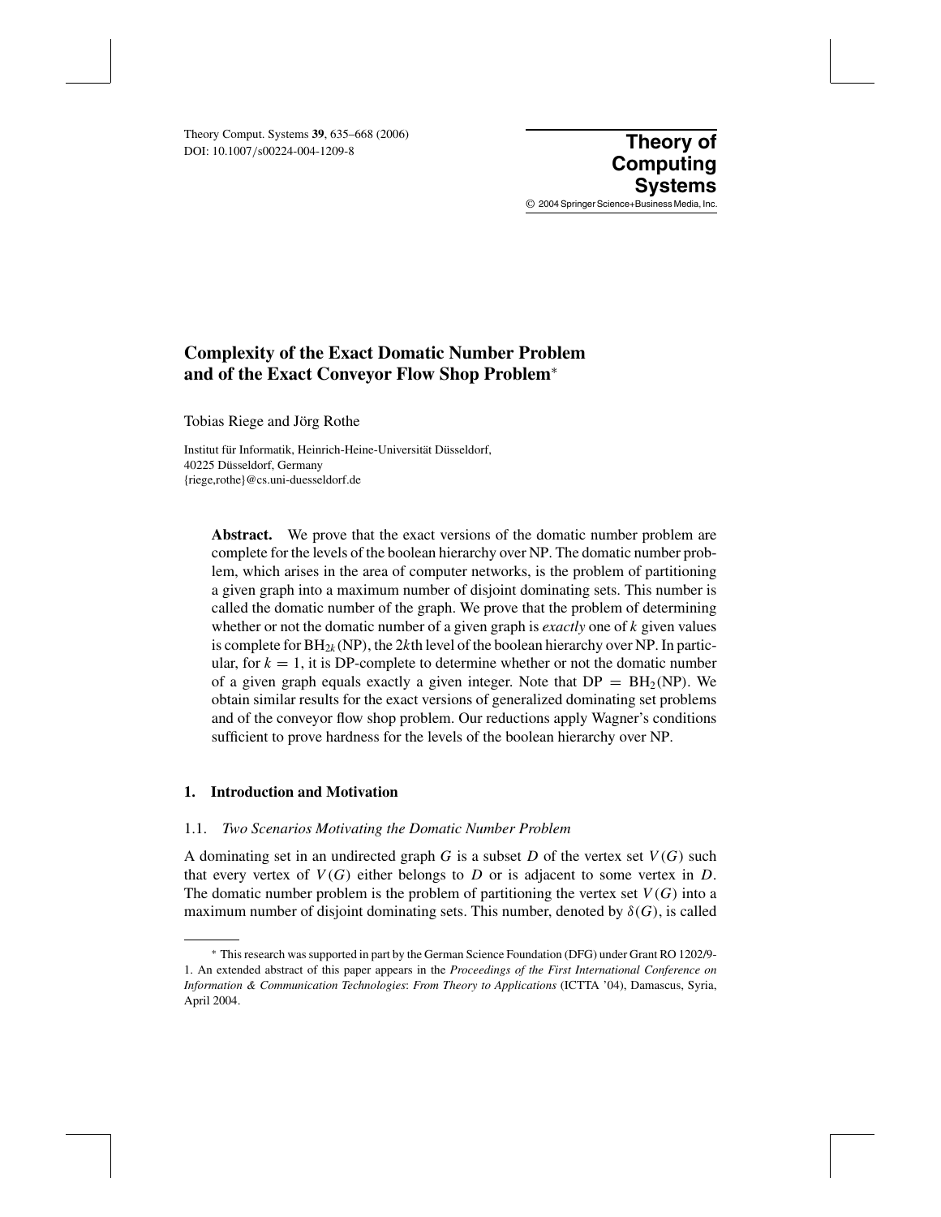# Complexity of the Exact Domatic Number Problem and of the Exact Conveyor Flow Shop Problem*

Tobias Riege and Jörg Rothe

Institut für Informatik, Heinrich-Heine-Universität Düsseldorf,
40225 Düsseldorf, Germany
{riege,rothe}@cs.uni-duesseldorf.de

**Abstract.** We prove that the exact versions of the domatic number problem are complete for the levels of the boolean hierarchy over NP. The domatic number problem, which arises in the area of computer networks, is the problem of partitioning a given graph into a maximum number of disjoint dominating sets. This number is called the domatic number of the graph. We prove that the problem of determining whether or not the domatic number of a given graph is *exactly* one of $k$ given values is complete for $\mathrm{BH}_{2k}(\mathrm{NP})$, the $2k$th level of the boolean hierarchy over NP. In particular, for $k = 1$, it is DP-complete to determine whether or not the domatic number of a given graph equals exactly a given integer. Note that $\mathrm{DP} = \mathrm{BH}_2(\mathrm{NP})$. We obtain similar results for the exact versions of generalized dominating set problems and of the conveyor flow shop problem. Our reductions apply Wagner's conditions sufficient to prove hardness for the levels of the boolean hierarchy over NP.

## 1. Introduction and Motivation

### 1.1. *Two Scenarios Motivating the Domatic Number Problem*

A dominating set in an undirected graph $G$ is a subset $D$ of the vertex set $V(G)$ such that every vertex of $V(G)$ either belongs to $D$ or is adjacent to some vertex in $D$. The domatic number problem is the problem of partitioning the vertex set $V(G)$ into a maximum number of disjoint dominating sets. This number, denoted by $\delta(G)$, is called

---

* This research was supported in part by the German Science Foundation (DFG) under Grant RO 1202/9-1. An extended abstract of this paper appears in the *Proceedings of the First International Conference on Information & Communication Technologies*: *From Theory to Applications* (ICTTA '04), Damascus, Syria, April 2004.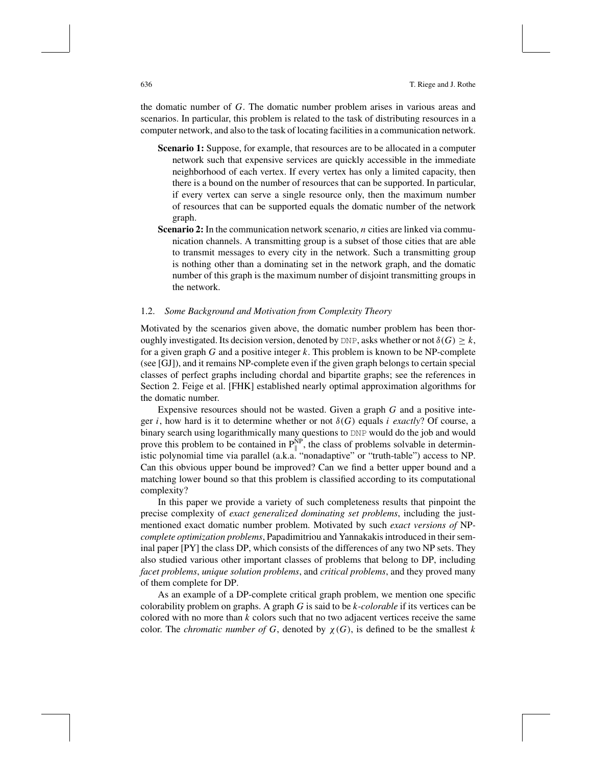the domatic number of $G$. The domatic number problem arises in various areas and scenarios. In particular, this problem is related to the task of distributing resources in a computer network, and also to the task of locating facilities in a communication network.

- **Scenario 1:** Suppose, for example, that resources are to be allocated in a computer network such that expensive services are quickly accessible in the immediate neighborhood of each vertex. If every vertex has only a limited capacity, then there is a bound on the number of resources that can be supported. In particular, if every vertex can serve a single resource only, then the maximum number of resources that can be supported equals the domatic number of the network graph.
- **Scenario 2:** In the communication network scenario, $n$ cities are linked via communication channels. A transmitting group is a subset of those cities that are able to transmit messages to every city in the network. Such a transmitting group is nothing other than a dominating set in the network graph, and the domatic number of this graph is the maximum number of disjoint transmitting groups in the network.

### 1.2. *Some Background and Motivation from Complexity Theory*

Motivated by the scenarios given above, the domatic number problem has been thoroughly investigated. Its decision version, denoted by DNP, asks whether or not $\delta(G) \geq k$, for a given graph $G$ and a positive integer $k$. This problem is known to be NP-complete (see [GJ]), and it remains NP-complete even if the given graph belongs to certain special classes of perfect graphs including chordal and bipartite graphs; see the references in Section 2. Feige et al. [FHK] established nearly optimal approximation algorithms for the domatic number.

Expensive resources should not be wasted. Given a graph $G$ and a positive integer $i$, how hard is it to determine whether or not $\delta(G)$ equals $i$ *exactly*? Of course, a binary search using logarithmically many questions to DNP would do the job and would prove this problem to be contained in $\mathrm{P}_{\|}^{\mathrm{NP}}$, the class of problems solvable in deterministic polynomial time via parallel (a.k.a. "nonadaptive" or "truth-table") access to NP. Can this obvious upper bound be improved? Can we find a better upper bound and a matching lower bound so that this problem is classified according to its computational complexity?

In this paper we provide a variety of such completeness results that pinpoint the precise complexity of *exact generalized dominating set problems*, including the just-mentioned exact domatic number problem. Motivated by such *exact versions of* NP-*complete optimization problems*, Papadimitriou and Yannakakis introduced in their seminal paper [PY] the class DP, which consists of the differences of any two NP sets. They also studied various other important classes of problems that belong to DP, including *facet problems*, *unique solution problems*, and *critical problems*, and they proved many of them complete for DP.

As an example of a DP-complete critical graph problem, we mention one specific colorability problem on graphs. A graph $G$ is said to be $k$*-colorable* if its vertices can be colored with no more than $k$ colors such that no two adjacent vertices receive the same color. The *chromatic number of* $G$, denoted by $\chi(G)$, is defined to be the smallest $k$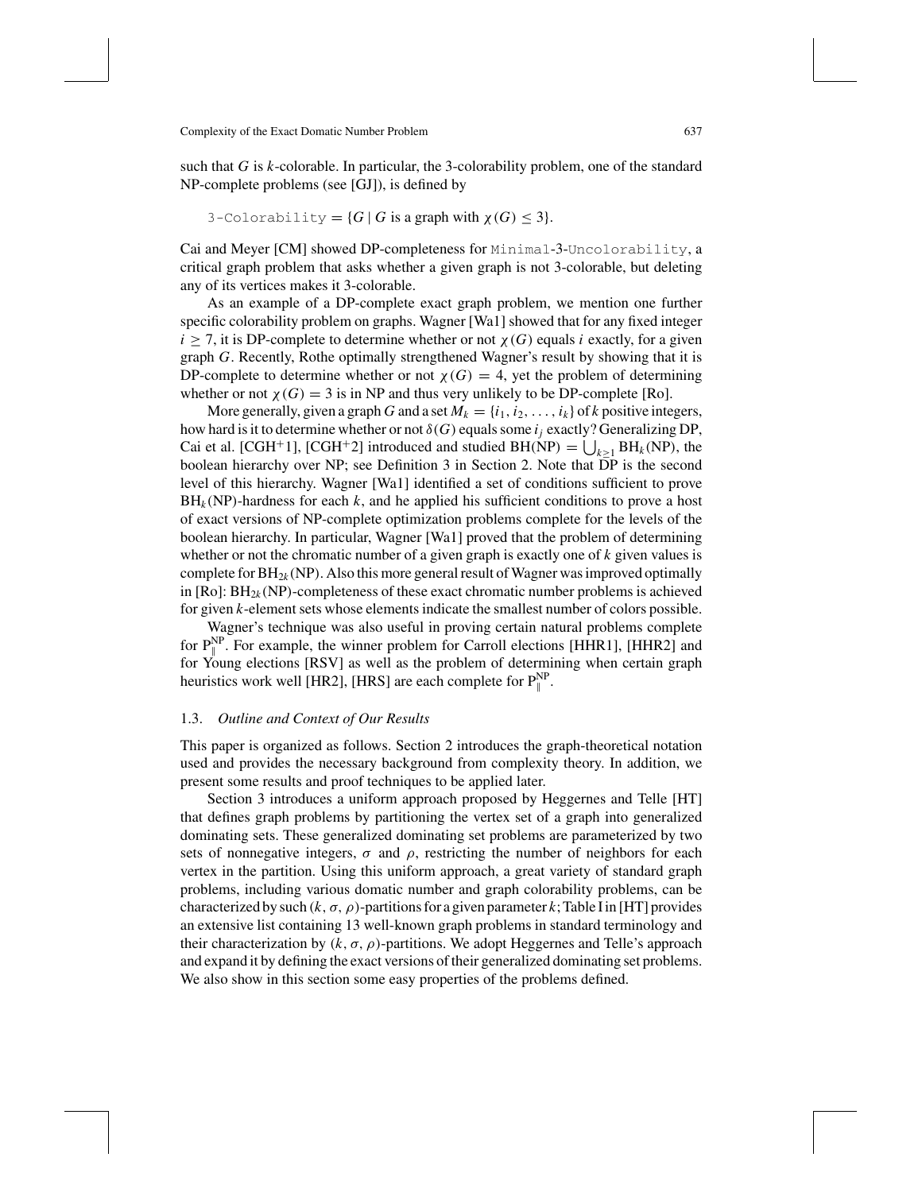such that $G$ is $k$-colorable. In particular, the 3-colorability problem, one of the standard NP-complete problems (see [GJ]), is defined by

$$\text{3-Colorability} = \{G \mid G \text{ is a graph with } \chi(G) \leq 3\}.$$

Cai and Meyer [CM] showed DP-completeness for Minimal-3-Uncolorability, a critical graph problem that asks whether a given graph is not 3-colorable, but deleting any of its vertices makes it 3-colorable.

As an example of a DP-complete exact graph problem, we mention one further specific colorability problem on graphs. Wagner [Wa1] showed that for any fixed integer $i \geq 7$, it is DP-complete to determine whether or not $\chi(G)$ equals $i$ exactly, for a given graph $G$. Recently, Rothe optimally strengthened Wagner's result by showing that it is DP-complete to determine whether or not $\chi(G) = 4$, yet the problem of determining whether or not $\chi(G) = 3$ is in NP and thus very unlikely to be DP-complete [Ro].

More generally, given a graph $G$ and a set $M_k = \{i_1, i_2, \ldots, i_k\}$ of $k$ positive integers, how hard is it to determine whether or not $\delta(G)$ equals some $i_j$ exactly? Generalizing DP, Cai et al. [CGH+1], [CGH+2] introduced and studied $\mathrm{BH(NP)} = \bigcup_{k \geq 1} \mathrm{BH}_k(\mathrm{NP})$, the boolean hierarchy over NP; see Definition 3 in Section 2. Note that DP is the second level of this hierarchy. Wagner [Wa1] identified a set of conditions sufficient to prove $\mathrm{BH}_k(\mathrm{NP})$-hardness for each $k$, and he applied his sufficient conditions to prove a host of exact versions of NP-complete optimization problems complete for the levels of the boolean hierarchy. In particular, Wagner [Wa1] proved that the problem of determining whether or not the chromatic number of a given graph is exactly one of $k$ given values is complete for $\mathrm{BH}_{2k}(\mathrm{NP})$. Also this more general result of Wagner was improved optimally in [Ro]: $\mathrm{BH}_{2k}(\mathrm{NP})$-completeness of these exact chromatic number problems is achieved for given $k$-element sets whose elements indicate the smallest number of colors possible.

Wagner's technique was also useful in proving certain natural problems complete for $\mathrm{P}^{\mathrm{NP}}_{\parallel}$. For example, the winner problem for Carroll elections [HHR1], [HHR2] and for Young elections [RSV] as well as the problem of determining when certain graph heuristics work well [HR2], [HRS] are each complete for $\mathrm{P}^{\mathrm{NP}}_{\parallel}$.

### 1.3. *Outline and Context of Our Results*

This paper is organized as follows. Section 2 introduces the graph-theoretical notation used and provides the necessary background from complexity theory. In addition, we present some results and proof techniques to be applied later.

Section 3 introduces a uniform approach proposed by Heggernes and Telle [HT] that defines graph problems by partitioning the vertex set of a graph into generalized dominating sets. These generalized dominating set problems are parameterized by two sets of nonnegative integers, $\sigma$ and $\rho$, restricting the number of neighbors for each vertex in the partition. Using this uniform approach, a great variety of standard graph problems, including various domatic number and graph colorability problems, can be characterized by such $(k, \sigma, \rho)$-partitions for a given parameter $k$; Table I in [HT] provides an extensive list containing 13 well-known graph problems in standard terminology and their characterization by $(k, \sigma, \rho)$-partitions. We adopt Heggernes and Telle's approach and expand it by defining the exact versions of their generalized dominating set problems. We also show in this section some easy properties of the problems defined.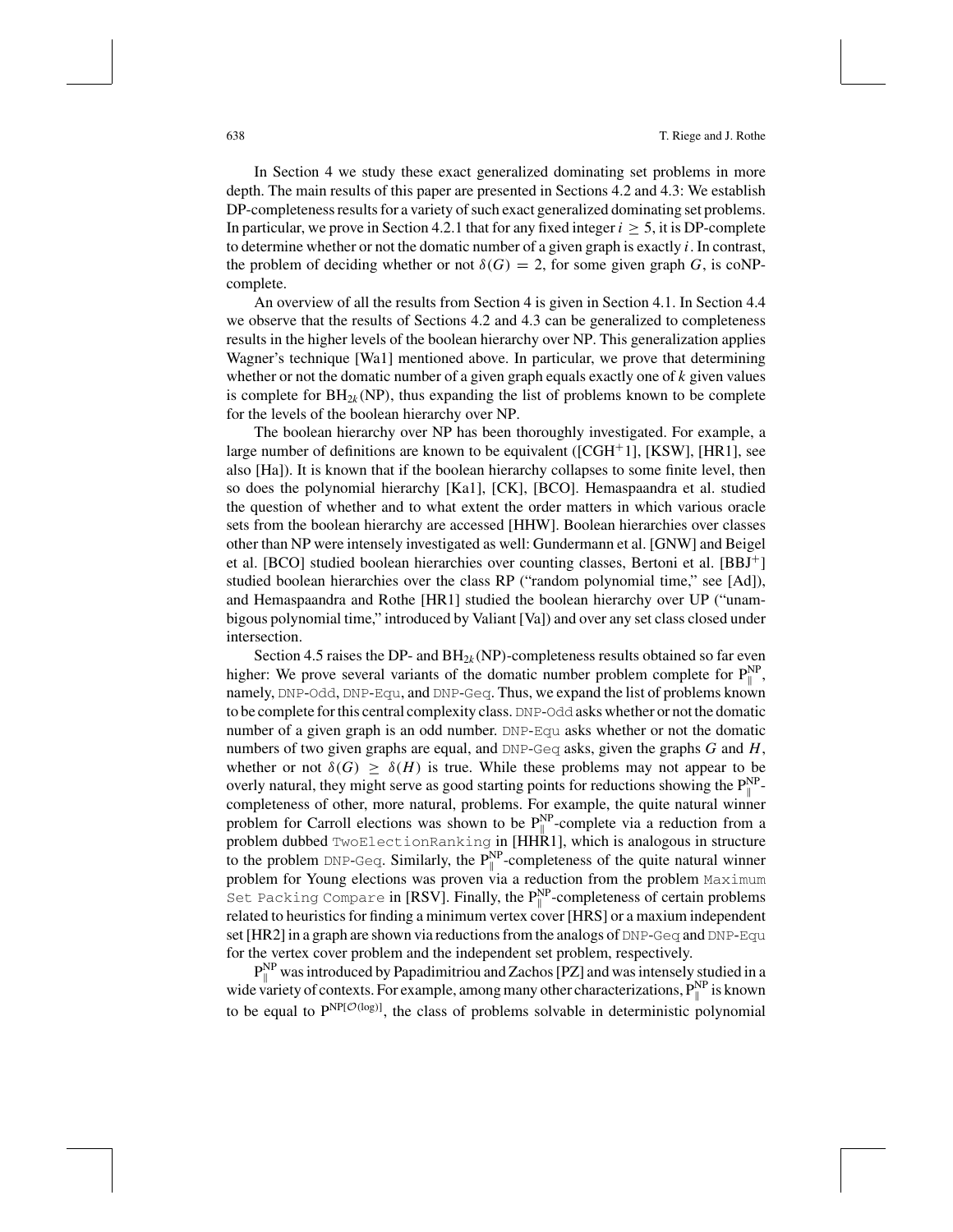In Section 4 we study these exact generalized dominating set problems in more depth. The main results of this paper are presented in Sections 4.2 and 4.3: We establish DP-completeness results for a variety of such exact generalized dominating set problems. In particular, we prove in Section 4.2.1 that for any fixed integer $i \geq 5$, it is DP-complete to determine whether or not the domatic number of a given graph is exactly $i$. In contrast, the problem of deciding whether or not $\delta(G) = 2$, for some given graph $G$, is coNP-complete.

An overview of all the results from Section 4 is given in Section 4.1. In Section 4.4 we observe that the results of Sections 4.2 and 4.3 can be generalized to completeness results in the higher levels of the boolean hierarchy over NP. This generalization applies Wagner's technique [Wa1] mentioned above. In particular, we prove that determining whether or not the domatic number of a given graph equals exactly one of $k$ given values is complete for $\mathrm{BH}_{2k}(\mathrm{NP})$, thus expanding the list of problems known to be complete for the levels of the boolean hierarchy over NP.

The boolean hierarchy over NP has been thoroughly investigated. For example, a large number of definitions are known to be equivalent ([CGH+1], [KSW], [HR1], see also [Ha]). It is known that if the boolean hierarchy collapses to some finite level, then so does the polynomial hierarchy [Ka1], [CK], [BCO]. Hemaspaandra et al. studied the question of whether and to what extent the order matters in which various oracle sets from the boolean hierarchy are accessed [HHW]. Boolean hierarchies over classes other than NP were intensely investigated as well: Gundermann et al. [GNW] and Beigel et al. [BCO] studied boolean hierarchies over counting classes, Bertoni et al. [BBJ+] studied boolean hierarchies over the class RP ("random polynomial time," see [Ad]), and Hemaspaandra and Rothe [HR1] studied the boolean hierarchy over UP ("unambigous polynomial time," introduced by Valiant [Va]) and over any set class closed under intersection.

Section 4.5 raises the DP- and $\mathrm{BH}_{2k}(\mathrm{NP})$-completeness results obtained so far even higher: We prove several variants of the domatic number problem complete for $\mathrm{P}_{\parallel}^{\mathrm{NP}}$, namely, DNP-Odd, DNP-Equ, and DNP-Geq. Thus, we expand the list of problems known to be complete for this central complexity class. DNP-Odd asks whether or not the domatic number of a given graph is an odd number. DNP-Equ asks whether or not the domatic numbers of two given graphs are equal, and DNP-Geq asks, given the graphs $G$ and $H$, whether or not $\delta(G) \geq \delta(H)$ is true. While these problems may not appear to be overly natural, they might serve as good starting points for reductions showing the $\mathrm{P}_{\parallel}^{\mathrm{NP}}$-completeness of other, more natural, problems. For example, the quite natural winner problem for Carroll elections was shown to be $\mathrm{P}_{\parallel}^{\mathrm{NP}}$-complete via a reduction from a problem dubbed TwoElectionRanking in [HHR1], which is analogous in structure to the problem DNP-Geq. Similarly, the $\mathrm{P}_{\parallel}^{\mathrm{NP}}$-completeness of the quite natural winner problem for Young elections was proven via a reduction from the problem Maximum Set Packing Compare in [RSV]. Finally, the $\mathrm{P}_{\parallel}^{\mathrm{NP}}$-completeness of certain problems related to heuristics for finding a minimum vertex cover [HRS] or a maxium independent set [HR2] in a graph are shown via reductions from the analogs of DNP-Geq and DNP-Equ for the vertex cover problem and the independent set problem, respectively.

$\mathrm{P}_{\parallel}^{\mathrm{NP}}$ was introduced by Papadimitriou and Zachos [PZ] and was intensely studied in a wide variety of contexts. For example, among many other characterizations, $\mathrm{P}_{\parallel}^{\mathrm{NP}}$ is known to be equal to $\mathrm{P}^{\mathrm{NP}[\mathcal{O}(\log)]}$, the class of problems solvable in deterministic polynomial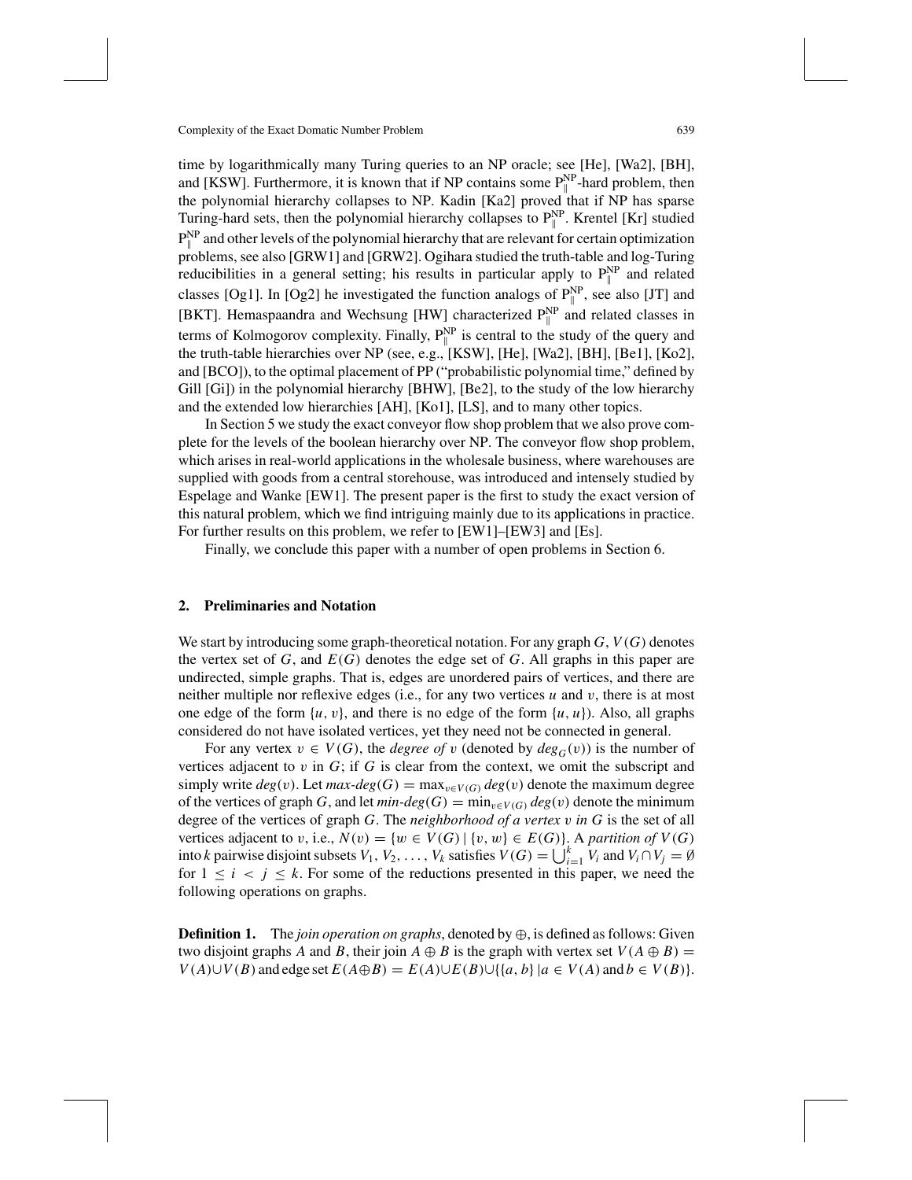time by logarithmically many Turing queries to an NP oracle; see [He], [Wa2], [BH], and [KSW]. Furthermore, it is known that if NP contains some $\mathrm{P}_{\parallel}^{\mathrm{NP}}$-hard problem, then the polynomial hierarchy collapses to NP. Kadin [Ka2] proved that if NP has sparse Turing-hard sets, then the polynomial hierarchy collapses to $\mathrm{P}_{\parallel}^{\mathrm{NP}}$. Krentel [Kr] studied $\mathrm{P}_{\parallel}^{\mathrm{NP}}$ and other levels of the polynomial hierarchy that are relevant for certain optimization problems, see also [GRW1] and [GRW2]. Ogihara studied the truth-table and log-Turing reducibilities in a general setting; his results in particular apply to $\mathrm{P}_{\parallel}^{\mathrm{NP}}$ and related classes [Og1]. In [Og2] he investigated the function analogs of $\mathrm{P}_{\parallel}^{\mathrm{NP}}$, see also [JT] and [BKT]. Hemaspaandra and Wechsung [HW] characterized $\mathrm{P}_{\parallel}^{\mathrm{NP}}$ and related classes in terms of Kolmogorov complexity. Finally, $\mathrm{P}_{\parallel}^{\mathrm{NP}}$ is central to the study of the query and the truth-table hierarchies over NP (see, e.g., [KSW], [He], [Wa2], [BH], [Be1], [Ko2], and [BCO]), to the optimal placement of PP ("probabilistic polynomial time," defined by Gill [Gi]) in the polynomial hierarchy [BHW], [Be2], to the study of the low hierarchy and the extended low hierarchies [AH], [Ko1], [LS], and to many other topics.

In Section 5 we study the exact conveyor flow shop problem that we also prove complete for the levels of the boolean hierarchy over NP. The conveyor flow shop problem, which arises in real-world applications in the wholesale business, where warehouses are supplied with goods from a central storehouse, was introduced and intensely studied by Espelage and Wanke [EW1]. The present paper is the first to study the exact version of this natural problem, which we find intriguing mainly due to its applications in practice. For further results on this problem, we refer to [EW1]–[EW3] and [Es].

Finally, we conclude this paper with a number of open problems in Section 6.

## 2. Preliminaries and Notation

We start by introducing some graph-theoretical notation. For any graph $G$, $V(G)$ denotes the vertex set of $G$, and $E(G)$ denotes the edge set of $G$. All graphs in this paper are undirected, simple graphs. That is, edges are unordered pairs of vertices, and there are neither multiple nor reflexive edges (i.e., for any two vertices $u$ and $v$, there is at most one edge of the form $\{u, v\}$, and there is no edge of the form $\{u, u\}$). Also, all graphs considered do not have isolated vertices, yet they need not be connected in general.

For any vertex $v \in V(G)$, the *degree of* $v$ (denoted by $deg_G(v)$) is the number of vertices adjacent to $v$ in $G$; if $G$ is clear from the context, we omit the subscript and simply write $deg(v)$. Let $\mathit{max\text{-}deg}(G) = \max_{v \in V(G)} deg(v)$ denote the maximum degree of the vertices of graph $G$, and let $\mathit{min\text{-}deg}(G) = \min_{v \in V(G)} deg(v)$ denote the minimum degree of the vertices of graph $G$. The *neighborhood of a vertex* $v$ *in* $G$ is the set of all vertices adjacent to $v$, i.e., $N(v) = \{w \in V(G) \mid \{v, w\} \in E(G)\}$. A *partition of* $V(G)$ into $k$ pairwise disjoint subsets $V_1, V_2, \ldots, V_k$ satisfies $V(G) = \bigcup_{i=1}^{k} V_i$ and $V_i \cap V_j = \emptyset$ for $1 \leq i < j \leq k$. For some of the reductions presented in this paper, we need the following operations on graphs.

**Definition 1.** The *join operation on graphs*, denoted by $\oplus$, is defined as follows: Given two disjoint graphs $A$ and $B$, their join $A \oplus B$ is the graph with vertex set $V(A \oplus B) = V(A) \cup V(B)$ and edge set $E(A \oplus B) = E(A) \cup E(B) \cup \{\{a, b\} \mid a \in V(A) \text{ and } b \in V(B)\}$.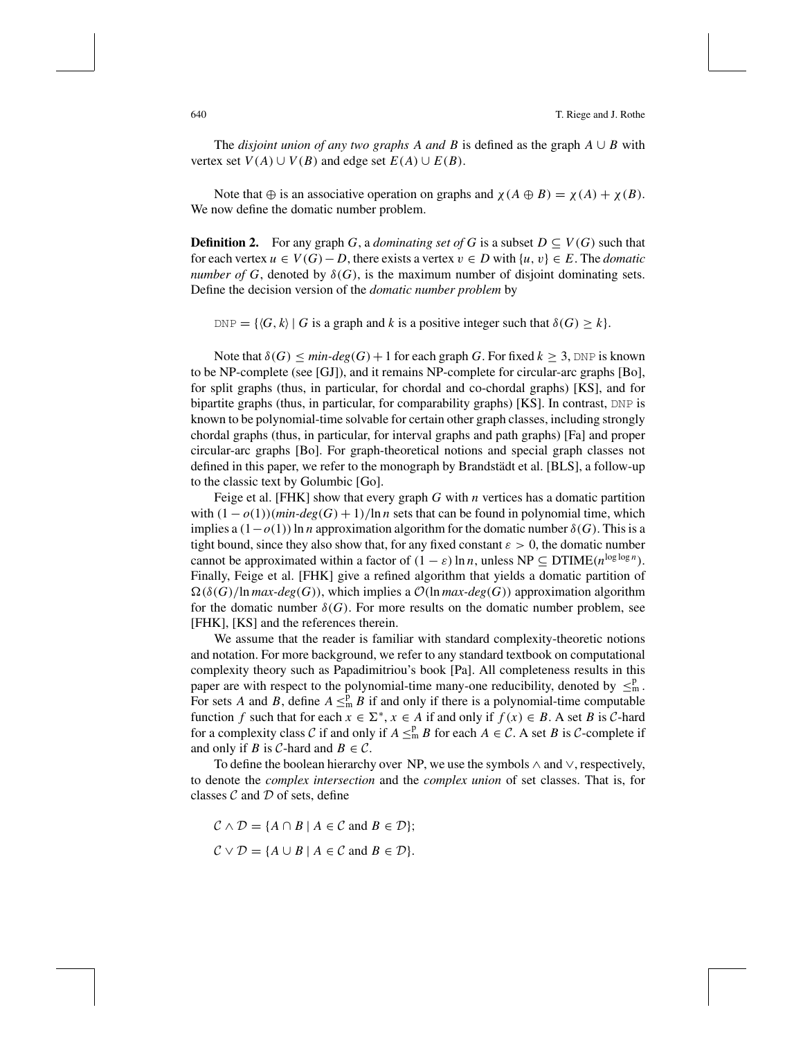The *disjoint union of any two graphs A and B* is defined as the graph $A \cup B$ with vertex set $V(A) \cup V(B)$ and edge set $E(A) \cup E(B)$.

Note that $\oplus$ is an associative operation on graphs and $\chi(A \oplus B) = \chi(A) + \chi(B)$. We now define the domatic number problem.

**Definition 2.** For any graph $G$, a *dominating set of* $G$ is a subset $D \subseteq V(G)$ such that for each vertex $u \in V(G) - D$, there exists a vertex $v \in D$ with $\{u, v\} \in E$. The *domatic number of* $G$, denoted by $\delta(G)$, is the maximum number of disjoint dominating sets. Define the decision version of the *domatic number problem* by

$$\text{DNP} = \{\langle G, k\rangle \mid G \text{ is a graph and } k \text{ is a positive integer such that } \delta(G) \geq k\}.$$

Note that $\delta(G) \leq \textit{min-deg}(G) + 1$ for each graph $G$. For fixed $k \geq 3$, DNP is known to be NP-complete (see [GJ]), and it remains NP-complete for circular-arc graphs [Bo], for split graphs (thus, in particular, for chordal and co-chordal graphs) [KS], and for bipartite graphs (thus, in particular, for comparability graphs) [KS]. In contrast, DNP is known to be polynomial-time solvable for certain other graph classes, including strongly chordal graphs (thus, in particular, for interval graphs and path graphs) [Fa] and proper circular-arc graphs [Bo]. For graph-theoretical notions and special graph classes not defined in this paper, we refer to the monograph by Brandstädt et al. [BLS], a follow-up to the classic text by Golumbic [Go].

Feige et al. [FHK] show that every graph $G$ with $n$ vertices has a domatic partition with $(1 - o(1))(\textit{min-deg}(G) + 1)/\ln n$ sets that can be found in polynomial time, which implies a $(1 - o(1)) \ln n$ approximation algorithm for the domatic number $\delta(G)$. This is a tight bound, since they also show that, for any fixed constant $\varepsilon > 0$, the domatic number cannot be approximated within a factor of $(1 - \varepsilon) \ln n$, unless $\mathrm{NP} \subseteq \mathrm{DTIME}(n^{\log \log n})$. Finally, Feige et al. [FHK] give a refined algorithm that yields a domatic partition of $\Omega(\delta(G)/\ln \textit{max-deg}(G))$, which implies a $\mathcal{O}(\ln \textit{max-deg}(G))$ approximation algorithm for the domatic number $\delta(G)$. For more results on the domatic number problem, see [FHK], [KS] and the references therein.

We assume that the reader is familiar with standard complexity-theoretic notions and notation. For more background, we refer to any standard textbook on computational complexity theory such as Papadimitriou's book [Pa]. All completeness results in this paper are with respect to the polynomial-time many-one reducibility, denoted by $\leq_{\mathrm{m}}^{\mathrm{p}}$. For sets $A$ and $B$, define $A \leq_{\mathrm{m}}^{\mathrm{p}} B$ if and only if there is a polynomial-time computable function $f$ such that for each $x \in \Sigma^*$, $x \in A$ if and only if $f(x) \in B$. A set $B$ is $\mathcal{C}$-hard for a complexity class $\mathcal{C}$ if and only if $A \leq_{\mathrm{m}}^{\mathrm{p}} B$ for each $A \in \mathcal{C}$. A set $B$ is $\mathcal{C}$-complete if and only if $B$ is $\mathcal{C}$-hard and $B \in \mathcal{C}$.

To define the boolean hierarchy over NP, we use the symbols $\wedge$ and $\vee$, respectively, to denote the *complex intersection* and the *complex union* of set classes. That is, for classes $\mathcal{C}$ and $\mathcal{D}$ of sets, define

$$\mathcal{C} \wedge \mathcal{D} = \{A \cap B \mid A \in \mathcal{C} \text{ and } B \in \mathcal{D}\};$$

$$\mathcal{C} \vee \mathcal{D} = \{A \cup B \mid A \in \mathcal{C} \text{ and } B \in \mathcal{D}\}.$$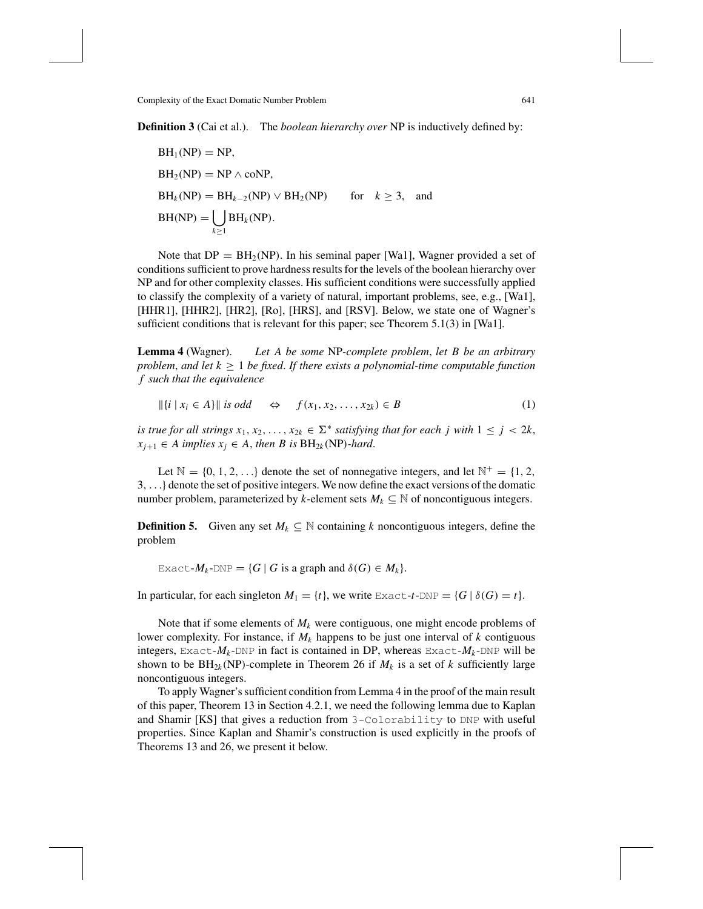**Definition 3** (Cai et al.). The *boolean hierarchy over* NP is inductively defined by:

$$\mathrm{BH}_1(\mathrm{NP}) = \mathrm{NP},$$

$$\mathrm{BH}_2(\mathrm{NP}) = \mathrm{NP} \wedge \mathrm{coNP},$$

$$\mathrm{BH}_k(\mathrm{NP}) = \mathrm{BH}_{k-2}(\mathrm{NP}) \vee \mathrm{BH}_2(\mathrm{NP}) \qquad \text{for} \quad k \geq 3, \quad \text{and}$$

$$\mathrm{BH}(\mathrm{NP}) = \bigcup_{k \geq 1} \mathrm{BH}_k(\mathrm{NP}).$$

Note that $\mathrm{DP} = \mathrm{BH}_2(\mathrm{NP})$. In his seminal paper [Wa1], Wagner provided a set of conditions sufficient to prove hardness results for the levels of the boolean hierarchy over NP and for other complexity classes. His sufficient conditions were successfully applied to classify the complexity of a variety of natural, important problems, see, e.g., [Wa1], [HHR1], [HHR2], [HR2], [Ro], [HRS], and [RSV]. Below, we state one of Wagner's sufficient conditions that is relevant for this paper; see Theorem 5.1(3) in [Wa1].

**Lemma 4** (Wagner). *Let $A$ be some* NP*-complete problem, let $B$ be an arbitrary problem, and let $k \geq 1$ be fixed. If there exists a polynomial-time computable function $f$ such that the equivalence*

$$\|\{i \mid x_i \in A\}\| \text{ is odd} \quad \Leftrightarrow \quad f(x_1, x_2, \ldots, x_{2k}) \in B \tag{1}$$

*is true for all strings $x_1, x_2, \ldots, x_{2k} \in \Sigma^*$ satisfying that for each $j$ with $1 \leq j < 2k$, $x_{j+1} \in A$ implies $x_j \in A$, then $B$ is $\mathrm{BH}_{2k}(\mathrm{NP})$-hard.*

Let $\mathbb{N} = \{0, 1, 2, \ldots\}$ denote the set of nonnegative integers, and let $\mathbb{N}^+ = \{1, 2, 3, \ldots\}$ denote the set of positive integers. We now define the exact versions of the domatic number problem, parameterized by $k$-element sets $M_k \subseteq \mathbb{N}$ of noncontiguous integers.

**Definition 5.** Given any set $M_k \subseteq \mathbb{N}$ containing $k$ noncontiguous integers, define the problem

$$\texttt{Exact-}M_k\texttt{-DNP} = \{G \mid G \text{ is a graph and } \delta(G) \in M_k\}.$$

In particular, for each singleton $M_1 = \{t\}$, we write $\texttt{Exact-}t\texttt{-DNP} = \{G \mid \delta(G) = t\}$.

Note that if some elements of $M_k$ were contiguous, one might encode problems of lower complexity. For instance, if $M_k$ happens to be just one interval of $k$ contiguous integers, Exact-$M_k$-DNP in fact is contained in DP, whereas Exact-$M_k$-DNP will be shown to be $\mathrm{BH}_{2k}(\mathrm{NP})$-complete in Theorem 26 if $M_k$ is a set of $k$ sufficiently large noncontiguous integers.

To apply Wagner's sufficient condition from Lemma 4 in the proof of the main result of this paper, Theorem 13 in Section 4.2.1, we need the following lemma due to Kaplan and Shamir [KS] that gives a reduction from 3-Colorability to DNP with useful properties. Since Kaplan and Shamir's construction is used explicitly in the proofs of Theorems 13 and 26, we present it below.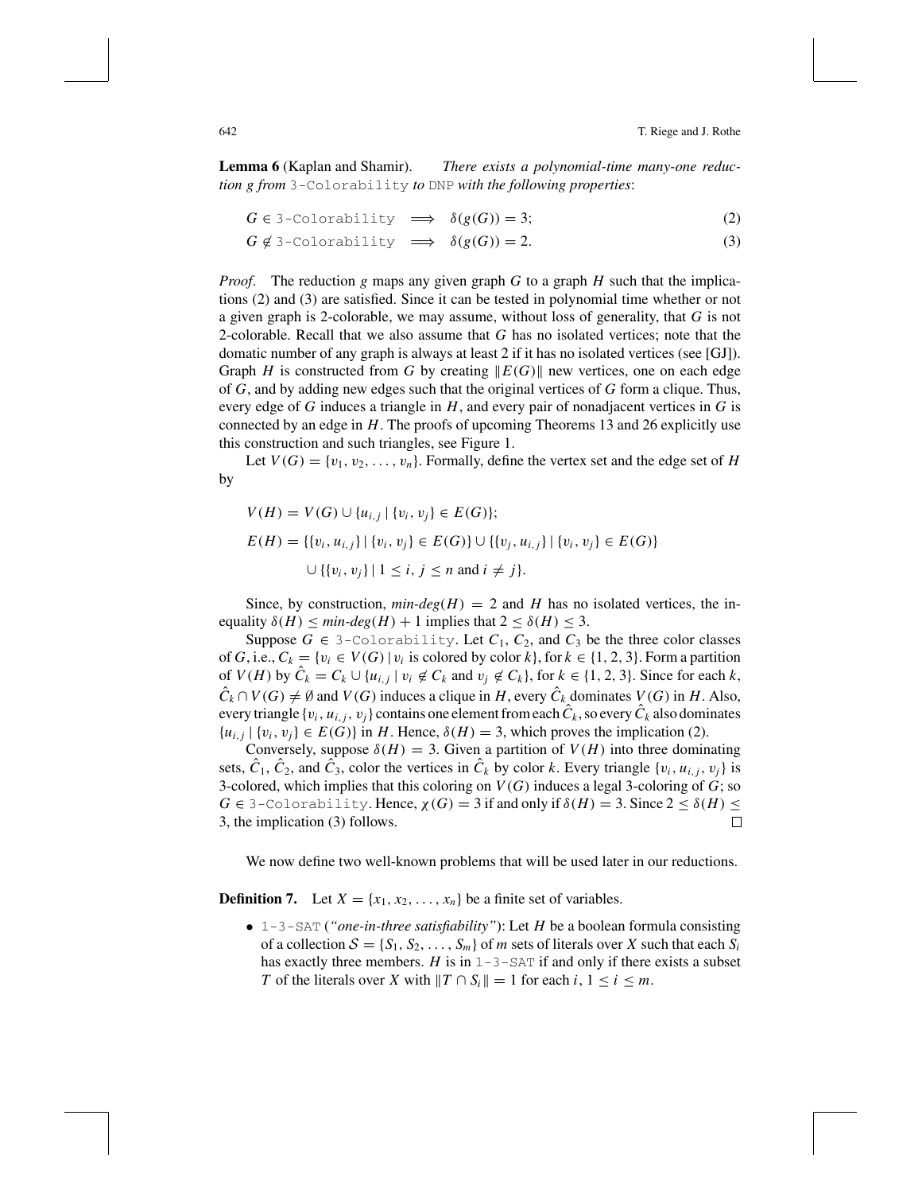**Lemma 6** (Kaplan and Shamir). *There exists a polynomial-time many-one reduction $g$ from* `3-Colorability` *to* `DNP` *with the following properties*:

$$G \in \texttt{3-Colorability} \implies \delta(g(G)) = 3; \tag{2}$$

$$G \notin \texttt{3-Colorability} \implies \delta(g(G)) = 2. \tag{3}$$

*Proof.* The reduction $g$ maps any given graph $G$ to a graph $H$ such that the implications (2) and (3) are satisfied. Since it can be tested in polynomial time whether or not a given graph is 2-colorable, we may assume, without loss of generality, that $G$ is not 2-colorable. Recall that we also assume that $G$ has no isolated vertices; note that the domatic number of any graph is always at least 2 if it has no isolated vertices (see [GJ]). Graph $H$ is constructed from $G$ by creating $\|E(G)\|$ new vertices, one on each edge of $G$, and by adding new edges such that the original vertices of $G$ form a clique. Thus, every edge of $G$ induces a triangle in $H$, and every pair of nonadjacent vertices in $G$ is connected by an edge in $H$. The proofs of upcoming Theorems 13 and 26 explicitly use this construction and such triangles, see Figure 1.

Let $V(G) = \{v_1, v_2, \ldots, v_n\}$. Formally, define the vertex set and the edge set of $H$ by

$$V(H) = V(G) \cup \{u_{i,j} \mid \{v_i, v_j\} \in E(G)\};$$

$$E(H) = \{\{v_i, u_{i,j}\} \mid \{v_i, v_j\} \in E(G)\} \cup \{\{v_j, u_{i,j}\} \mid \{v_i, v_j\} \in E(G)\}$$
$$\cup \{\{v_i, v_j\} \mid 1 \leq i, j \leq n \text{ and } i \neq j\}.$$

Since, by construction, $\textit{min-deg}(H) = 2$ and $H$ has no isolated vertices, the inequality $\delta(H) \leq \textit{min-deg}(H) + 1$ implies that $2 \leq \delta(H) \leq 3$.

Suppose $G \in$ `3-Colorability`. Let $C_1$, $C_2$, and $C_3$ be the three color classes of $G$, i.e., $C_k = \{v_i \in V(G) \mid v_i \text{ is colored by color } k\}$, for $k \in \{1, 2, 3\}$. Form a partition of $V(H)$ by $\hat{C}_k = C_k \cup \{u_{i,j} \mid v_i \notin C_k \text{ and } v_j \notin C_k\}$, for $k \in \{1, 2, 3\}$. Since for each $k$, $\hat{C}_k \cap V(G) \neq \emptyset$ and $V(G)$ induces a clique in $H$, every $\hat{C}_k$ dominates $V(G)$ in $H$. Also, every triangle $\{v_i, u_{i,j}, v_j\}$ contains one element from each $\hat{C}_k$, so every $\hat{C}_k$ also dominates $\{u_{i,j} \mid \{v_i, v_j\} \in E(G)\}$ in $H$. Hence, $\delta(H) = 3$, which proves the implication (2).

Conversely, suppose $\delta(H) = 3$. Given a partition of $V(H)$ into three dominating sets, $\hat{C}_1$, $\hat{C}_2$, and $\hat{C}_3$, color the vertices in $\hat{C}_k$ by color $k$. Every triangle $\{v_i, u_{i,j}, v_j\}$ is 3-colored, which implies that this coloring on $V(G)$ induces a legal 3-coloring of $G$; so $G \in$ `3-Colorability`. Hence, $\chi(G) = 3$ if and only if $\delta(H) = 3$. Since $2 \leq \delta(H) \leq 3$, the implication (3) follows. $\square$

We now define two well-known problems that will be used later in our reductions.

**Definition 7.** Let $X = \{x_1, x_2, \ldots, x_n\}$ be a finite set of variables.

- `1-3-SAT` (*"one-in-three satisfiability"*): Let $H$ be a boolean formula consisting of a collection $\mathcal{S} = \{S_1, S_2, \ldots, S_m\}$ of $m$ sets of literals over $X$ such that each $S_i$ has exactly three members. $H$ is in `1-3-SAT` if and only if there exists a subset $T$ of the literals over $X$ with $\|T \cap S_i\| = 1$ for each $i$, $1 \leq i \leq m$.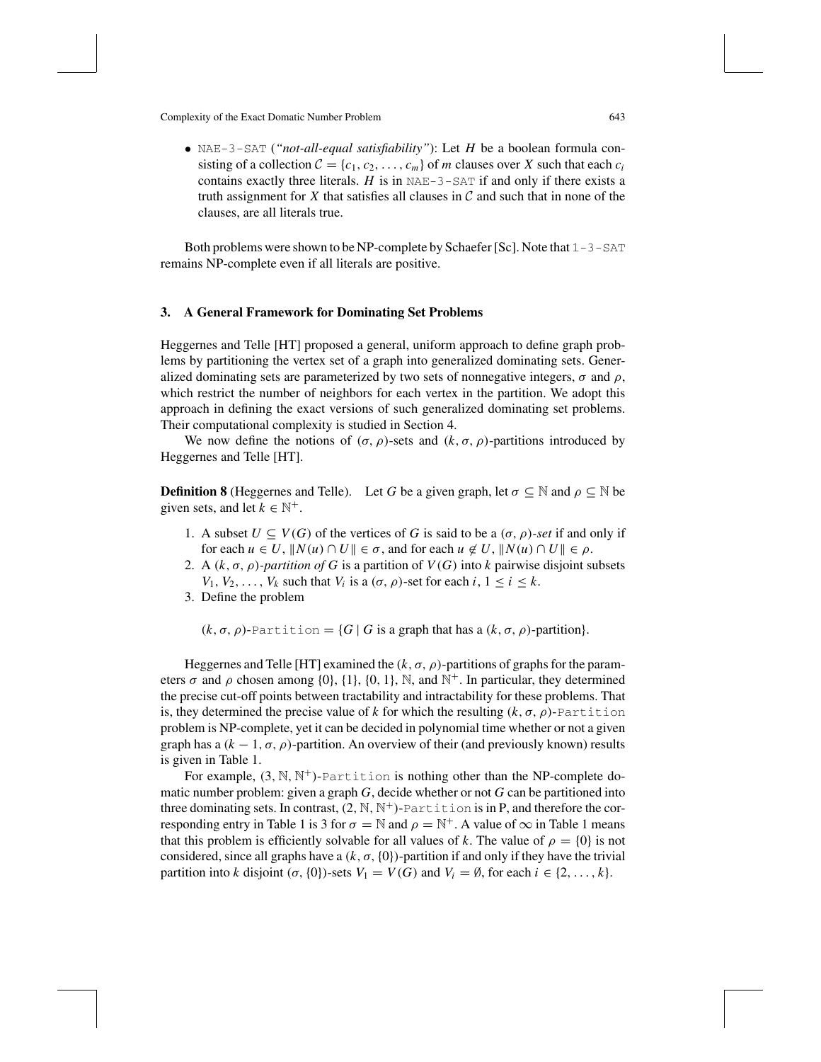- NAE-3-SAT (*"not-all-equal satisfiability"*): Let $H$ be a boolean formula consisting of a collection $\mathcal{C} = \{c_1, c_2, \ldots, c_m\}$ of $m$ clauses over $X$ such that each $c_i$ contains exactly three literals. $H$ is in NAE-3-SAT if and only if there exists a truth assignment for $X$ that satisfies all clauses in $\mathcal{C}$ and such that in none of the clauses, are all literals true.

Both problems were shown to be NP-complete by Schaefer [Sc]. Note that 1-3-SAT remains NP-complete even if all literals are positive.

## 3. A General Framework for Dominating Set Problems

Heggernes and Telle [HT] proposed a general, uniform approach to define graph problems by partitioning the vertex set of a graph into generalized dominating sets. Generalized dominating sets are parameterized by two sets of nonnegative integers, $\sigma$ and $\rho$, which restrict the number of neighbors for each vertex in the partition. We adopt this approach in defining the exact versions of such generalized dominating set problems. Their computational complexity is studied in Section 4.

We now define the notions of $(\sigma, \rho)$-sets and $(k, \sigma, \rho)$-partitions introduced by Heggernes and Telle [HT].

**Definition 8** (Heggernes and Telle). Let $G$ be a given graph, let $\sigma \subseteq \mathbb{N}$ and $\rho \subseteq \mathbb{N}$ be given sets, and let $k \in \mathbb{N}^+$.

1. A subset $U \subseteq V(G)$ of the vertices of $G$ is said to be a *$(\sigma, \rho)$-set* if and only if for each $u \in U$, $\|N(u) \cap U\| \in \sigma$, and for each $u \notin U$, $\|N(u) \cap U\| \in \rho$.
2. A *$(k, \sigma, \rho)$-partition of $G$* is a partition of $V(G)$ into $k$ pairwise disjoint subsets $V_1, V_2, \ldots, V_k$ such that $V_i$ is a $(\sigma, \rho)$-set for each $i$, $1 \leq i \leq k$.
3. Define the problem

   $(k, \sigma, \rho)$-Partition $= \{G \mid G$ is a graph that has a $(k, \sigma, \rho)$-partition$\}$.

Heggernes and Telle [HT] examined the $(k, \sigma, \rho)$-partitions of graphs for the parameters $\sigma$ and $\rho$ chosen among $\{0\}$, $\{1\}$, $\{0, 1\}$, $\mathbb{N}$, and $\mathbb{N}^+$. In particular, they determined the precise cut-off points between tractability and intractability for these problems. That is, they determined the precise value of $k$ for which the resulting $(k, \sigma, \rho)$-Partition problem is NP-complete, yet it can be decided in polynomial time whether or not a given graph has a $(k - 1, \sigma, \rho)$-partition. An overview of their (and previously known) results is given in Table 1.

For example, $(3, \mathbb{N}, \mathbb{N}^+)$-Partition is nothing other than the NP-complete domatic number problem: given a graph $G$, decide whether or not $G$ can be partitioned into three dominating sets. In contrast, $(2, \mathbb{N}, \mathbb{N}^+)$-Partition is in P, and therefore the corresponding entry in Table 1 is 3 for $\sigma = \mathbb{N}$ and $\rho = \mathbb{N}^+$. A value of $\infty$ in Table 1 means that this problem is efficiently solvable for all values of $k$. The value of $\rho = \{0\}$ is not considered, since all graphs have a $(k, \sigma, \{0\})$-partition if and only if they have the trivial partition into $k$ disjoint $(\sigma, \{0\})$-sets $V_1 = V(G)$ and $V_i = \emptyset$, for each $i \in \{2, \ldots, k\}$.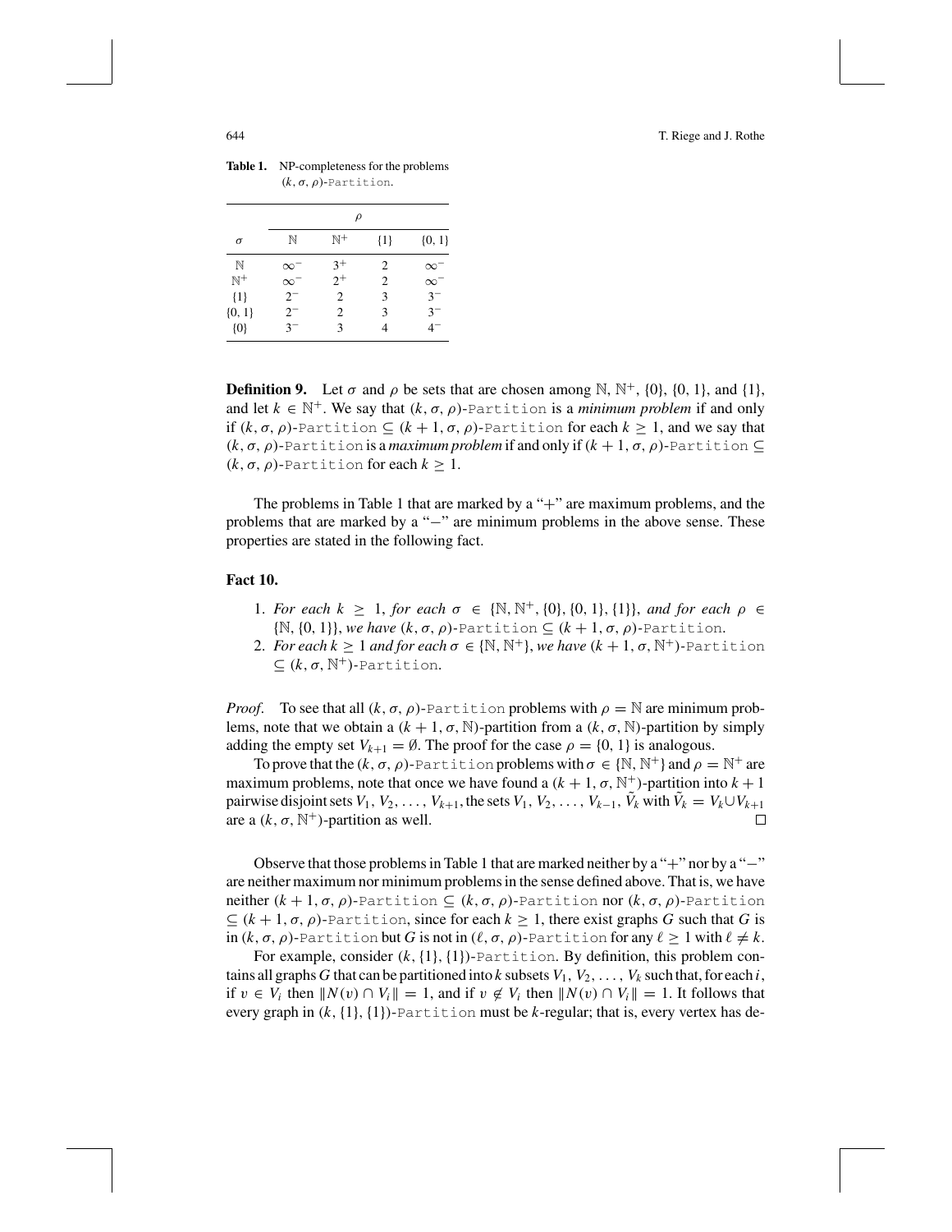**Table 1.** NP-completeness for the problems $(k, \sigma, \rho)$-Partition.

| | $\rho$ | | | |
|---|---|---|---|---|
| $\sigma$ | $\mathbb{N}$ | $\mathbb{N}^+$ | $\{1\}$ | $\{0, 1\}$ |
| $\mathbb{N}$ | $\infty^-$ | $3^+$ | 2 | $\infty^-$ |
| $\mathbb{N}^+$ | $\infty^-$ | $2^+$ | 2 | $\infty^-$ |
| $\{1\}$ | $2^-$ | 2 | 3 | $3^-$ |
| $\{0, 1\}$ | $2^-$ | 2 | 3 | $3^-$ |
| $\{0\}$ | $3^-$ | 3 | 4 | $4^-$ |

**Definition 9.** Let $\sigma$ and $\rho$ be sets that are chosen among $\mathbb{N}$, $\mathbb{N}^+$, $\{0\}$, $\{0, 1\}$, and $\{1\}$, and let $k \in \mathbb{N}^+$. We say that $(k, \sigma, \rho)$-Partition is a *minimum problem* if and only if $(k, \sigma, \rho)$-Partition $\subseteq (k + 1, \sigma, \rho)$-Partition for each $k \geq 1$, and we say that $(k, \sigma, \rho)$-Partition is a *maximum problem* if and only if $(k + 1, \sigma, \rho)$-Partition $\subseteq$ $(k, \sigma, \rho)$-Partition for each $k \geq 1$.

The problems in Table 1 that are marked by a "+" are maximum problems, and the problems that are marked by a "−" are minimum problems in the above sense. These properties are stated in the following fact.

**Fact 10.**

1. *For each $k \geq 1$, for each $\sigma \in \{\mathbb{N}, \mathbb{N}^+, \{0\}, \{0, 1\}, \{1\}\}$, and for each $\rho \in \{\mathbb{N}, \{0, 1\}\}$, we have $(k, \sigma, \rho)$-Partition $\subseteq (k + 1, \sigma, \rho)$-Partition.*
2. *For each $k \geq 1$ and for each $\sigma \in \{\mathbb{N}, \mathbb{N}^+\}$, we have $(k + 1, \sigma, \mathbb{N}^+)$-Partition $\subseteq (k, \sigma, \mathbb{N}^+)$-Partition.*

*Proof.* To see that all $(k, \sigma, \rho)$-Partition problems with $\rho = \mathbb{N}$ are minimum problems, note that we obtain a $(k + 1, \sigma, \mathbb{N})$-partition from a $(k, \sigma, \mathbb{N})$-partition by simply adding the empty set $V_{k+1} = \emptyset$. The proof for the case $\rho = \{0, 1\}$ is analogous.

To prove that the $(k, \sigma, \rho)$-Partition problems with $\sigma \in \{\mathbb{N}, \mathbb{N}^+\}$ and $\rho = \mathbb{N}^+$ are maximum problems, note that once we have found a $(k + 1, \sigma, \mathbb{N}^+)$-partition into $k + 1$ pairwise disjoint sets $V_1, V_2, \ldots, V_{k+1}$, the sets $V_1, V_2, \ldots, V_{k-1}, \tilde{V}_k$ with $\tilde{V}_k = V_k \cup V_{k+1}$ are a $(k, \sigma, \mathbb{N}^+)$-partition as well. □

Observe that those problems in Table 1 that are marked neither by a "+" nor by a "−" are neither maximum nor minimum problems in the sense defined above. That is, we have neither $(k + 1, \sigma, \rho)$-Partition $\subseteq (k, \sigma, \rho)$-Partition nor $(k, \sigma, \rho)$-Partition $\subseteq (k + 1, \sigma, \rho)$-Partition, since for each $k \geq 1$, there exist graphs $G$ such that $G$ is in $(k, \sigma, \rho)$-Partition but $G$ is not in $(\ell, \sigma, \rho)$-Partition for any $\ell \geq 1$ with $\ell \neq k$.

For example, consider $(k, \{1\}, \{1\})$-Partition. By definition, this problem contains all graphs $G$ that can be partitioned into $k$ subsets $V_1, V_2, \ldots, V_k$ such that, for each $i$, if $v \in V_i$ then $\|N(v) \cap V_i\| = 1$, and if $v \notin V_i$ then $\|N(v) \cap V_i\| = 1$. It follows that every graph in $(k, \{1\}, \{1\})$-Partition must be $k$-regular; that is, every vertex has de-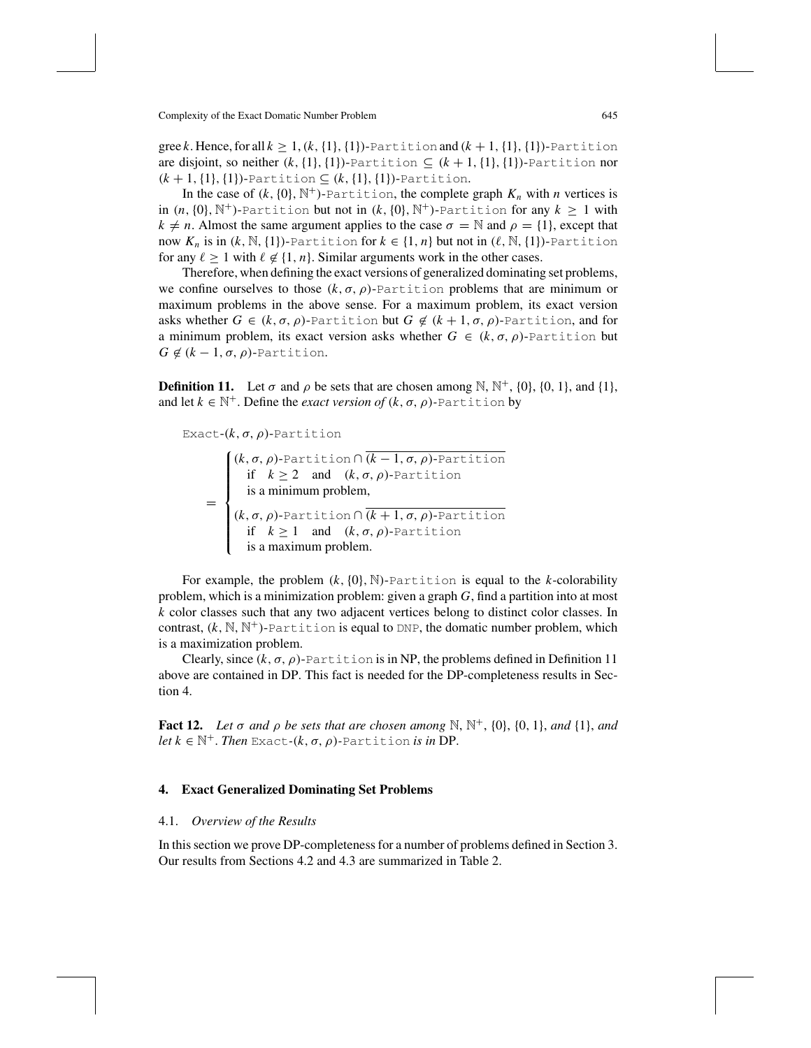gree $k$. Hence, for all $k \geq 1$, $(k, \{1\}, \{1\})$-Partition and $(k+1, \{1\}, \{1\})$-Partition are disjoint, so neither $(k, \{1\}, \{1\})$-Partition $\subseteq (k+1, \{1\}, \{1\})$-Partition nor $(k+1, \{1\}, \{1\})$-Partition $\subseteq (k, \{1\}, \{1\})$-Partition.

In the case of $(k, \{0\}, \mathbb{N}^+)$-Partition, the complete graph $K_n$ with $n$ vertices is in $(n, \{0\}, \mathbb{N}^+)$-Partition but not in $(k, \{0\}, \mathbb{N}^+)$-Partition for any $k \geq 1$ with $k \neq n$. Almost the same argument applies to the case $\sigma = \mathbb{N}$ and $\rho = \{1\}$, except that now $K_n$ is in $(k, \mathbb{N}, \{1\})$-Partition for $k \in \{1, n\}$ but not in $(\ell, \mathbb{N}, \{1\})$-Partition for any $\ell \geq 1$ with $\ell \notin \{1, n\}$. Similar arguments work in the other cases.

Therefore, when defining the exact versions of generalized dominating set problems, we confine ourselves to those $(k, \sigma, \rho)$-Partition problems that are minimum or maximum problems in the above sense. For a maximum problem, its exact version asks whether $G \in (k, \sigma, \rho)$-Partition but $G \notin (k+1, \sigma, \rho)$-Partition, and for a minimum problem, its exact version asks whether $G \in (k, \sigma, \rho)$-Partition but $G \notin (k-1, \sigma, \rho)$-Partition.

**Definition 11.** Let $\sigma$ and $\rho$ be sets that are chosen among $\mathbb{N}$, $\mathbb{N}^+$, $\{0\}$, $\{0, 1\}$, and $\{1\}$, and let $k \in \mathbb{N}^+$. Define the *exact version of* $(k, \sigma, \rho)$-Partition by

$$
\text{Exact-}(k,\sigma,\rho)\text{-Partition} = \begin{cases} (k,\sigma,\rho)\text{-Partition} \cap \overline{(k-1,\sigma,\rho)\text{-Partition}} \\ \quad \text{if} \quad k \geq 2 \quad \text{and} \quad (k,\sigma,\rho)\text{-Partition} \\ \quad \text{is a minimum problem,} \\ (k,\sigma,\rho)\text{-Partition} \cap \overline{(k+1,\sigma,\rho)\text{-Partition}} \\ \quad \text{if} \quad k \geq 1 \quad \text{and} \quad (k,\sigma,\rho)\text{-Partition} \\ \quad \text{is a maximum problem.} \end{cases}
$$

For example, the problem $(k, \{0\}, \mathbb{N})$-Partition is equal to the $k$-colorability problem, which is a minimization problem: given a graph $G$, find a partition into at most $k$ color classes such that any two adjacent vertices belong to distinct color classes. In contrast, $(k, \mathbb{N}, \mathbb{N}^+)$-Partition is equal to DNP, the domatic number problem, which is a maximization problem.

Clearly, since $(k, \sigma, \rho)$-Partition is in NP, the problems defined in Definition 11 above are contained in DP. This fact is needed for the DP-completeness results in Section 4.

**Fact 12.** *Let $\sigma$ and $\rho$ be sets that are chosen among $\mathbb{N}$, $\mathbb{N}^+$, $\{0\}$, $\{0, 1\}$, and $\{1\}$, and let $k \in \mathbb{N}^+$. Then* Exact-$(k, \sigma, \rho)$-Partition *is in* DP.

## 4. Exact Generalized Dominating Set Problems

### 4.1. *Overview of the Results*

In this section we prove DP-completeness for a number of problems defined in Section 3. Our results from Sections 4.2 and 4.3 are summarized in Table 2.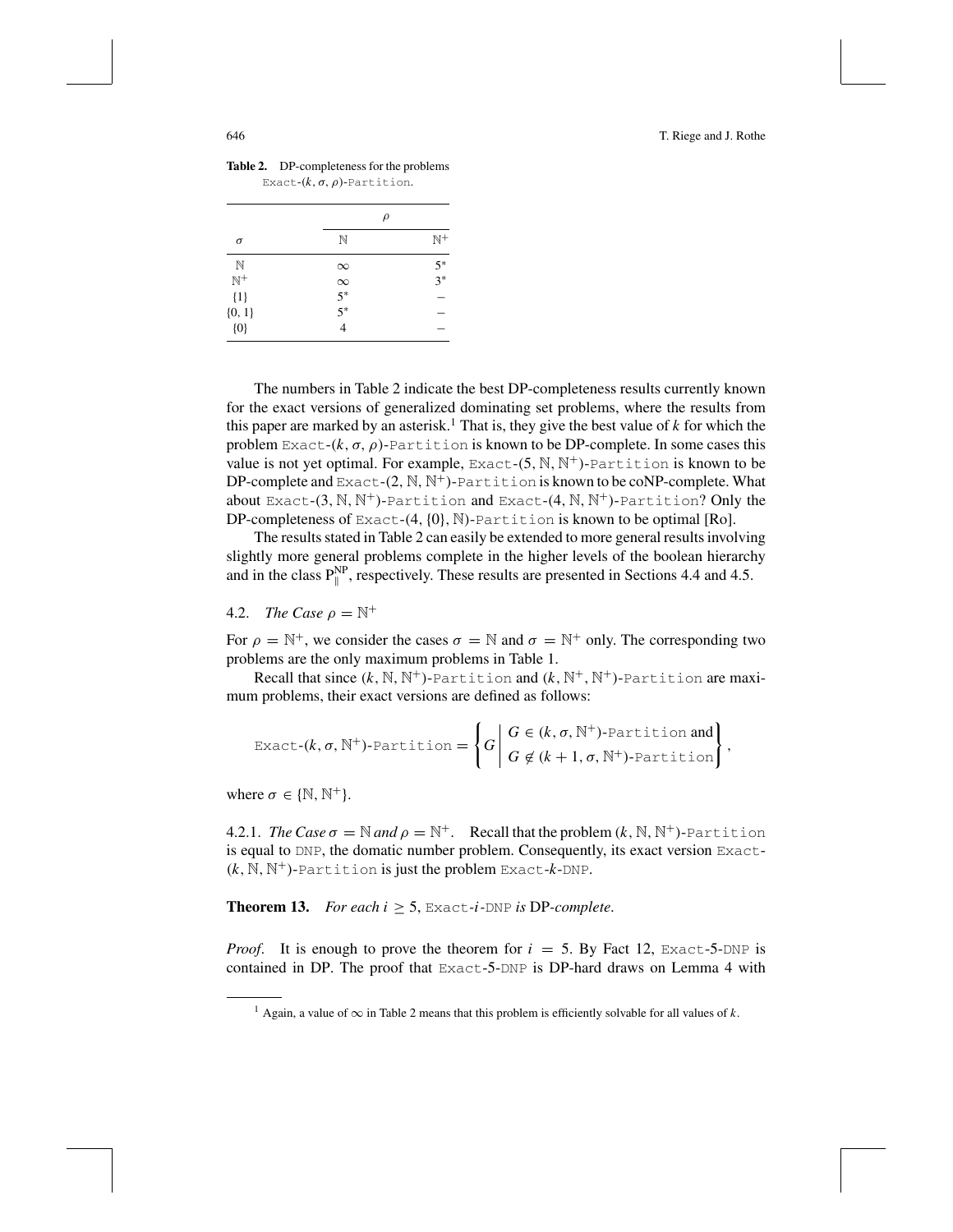**Table 2.** DP-completeness for the problems Exact-$(k, \sigma, \rho)$-Partition.

| | $\rho$ | |
|---|---|---|
| $\sigma$ | $\mathbb{N}$ | $\mathbb{N}^+$ |
| $\mathbb{N}$ | $\infty$ | $5^*$ |
| $\mathbb{N}^+$ | $\infty$ | $3^*$ |
| $\{1\}$ | $5^*$ | – |
| $\{0, 1\}$ | $5^*$ | – |
| $\{0\}$ | 4 | – |

The numbers in Table 2 indicate the best DP-completeness results currently known for the exact versions of generalized dominating set problems, where the results from this paper are marked by an asterisk.[1] That is, they give the best value of $k$ for which the problem Exact-$(k, \sigma, \rho)$-Partition is known to be DP-complete. In some cases this value is not yet optimal. For example, Exact-$(5, \mathbb{N}, \mathbb{N}^+)$-Partition is known to be DP-complete and Exact-$(2, \mathbb{N}, \mathbb{N}^+)$-Partition is known to be coNP-complete. What about Exact-$(3, \mathbb{N}, \mathbb{N}^+)$-Partition and Exact-$(4, \mathbb{N}, \mathbb{N}^+)$-Partition? Only the DP-completeness of Exact-$(4, \{0\}, \mathbb{N})$-Partition is known to be optimal [Ro].

The results stated in Table 2 can easily be extended to more general results involving slightly more general problems complete in the higher levels of the boolean hierarchy and in the class $\mathrm{P}_{\|}^{\mathrm{NP}}$, respectively. These results are presented in Sections 4.4 and 4.5.

### 4.2. *The Case* $\rho = \mathbb{N}^+$

For $\rho = \mathbb{N}^+$, we consider the cases $\sigma = \mathbb{N}$ and $\sigma = \mathbb{N}^+$ only. The corresponding two problems are the only maximum problems in Table 1.

Recall that since $(k, \mathbb{N}, \mathbb{N}^+)$-Partition and $(k, \mathbb{N}^+, \mathbb{N}^+)$-Partition are maximum problems, their exact versions are defined as follows:

$$\text{Exact-}(k, \sigma, \mathbb{N}^+)\text{-Partition} = \left\{ G \;\middle|\; \begin{array}{l} G \in (k, \sigma, \mathbb{N}^+)\text{-Partition and} \\ G \notin (k+1, \sigma, \mathbb{N}^+)\text{-Partition} \end{array} \right\},$$

where $\sigma \in \{\mathbb{N}, \mathbb{N}^+\}$.

#### 4.2.1. *The Case* $\sigma = \mathbb{N}$ *and* $\rho = \mathbb{N}^+$.

Recall that the problem $(k, \mathbb{N}, \mathbb{N}^+)$-Partition is equal to DNP, the domatic number problem. Consequently, its exact version Exact-$(k, \mathbb{N}, \mathbb{N}^+)$-Partition is just the problem Exact-$k$-DNP.

**Theorem 13.** *For each* $i \geq 5$, Exact-$i$-DNP *is* DP*-complete*.

*Proof*. It is enough to prove the theorem for $i = 5$. By Fact 12, Exact-5-DNP is contained in DP. The proof that Exact-5-DNP is DP-hard draws on Lemma 4 with

---

[1] Again, a value of $\infty$ in Table 2 means that this problem is efficiently solvable for all values of $k$.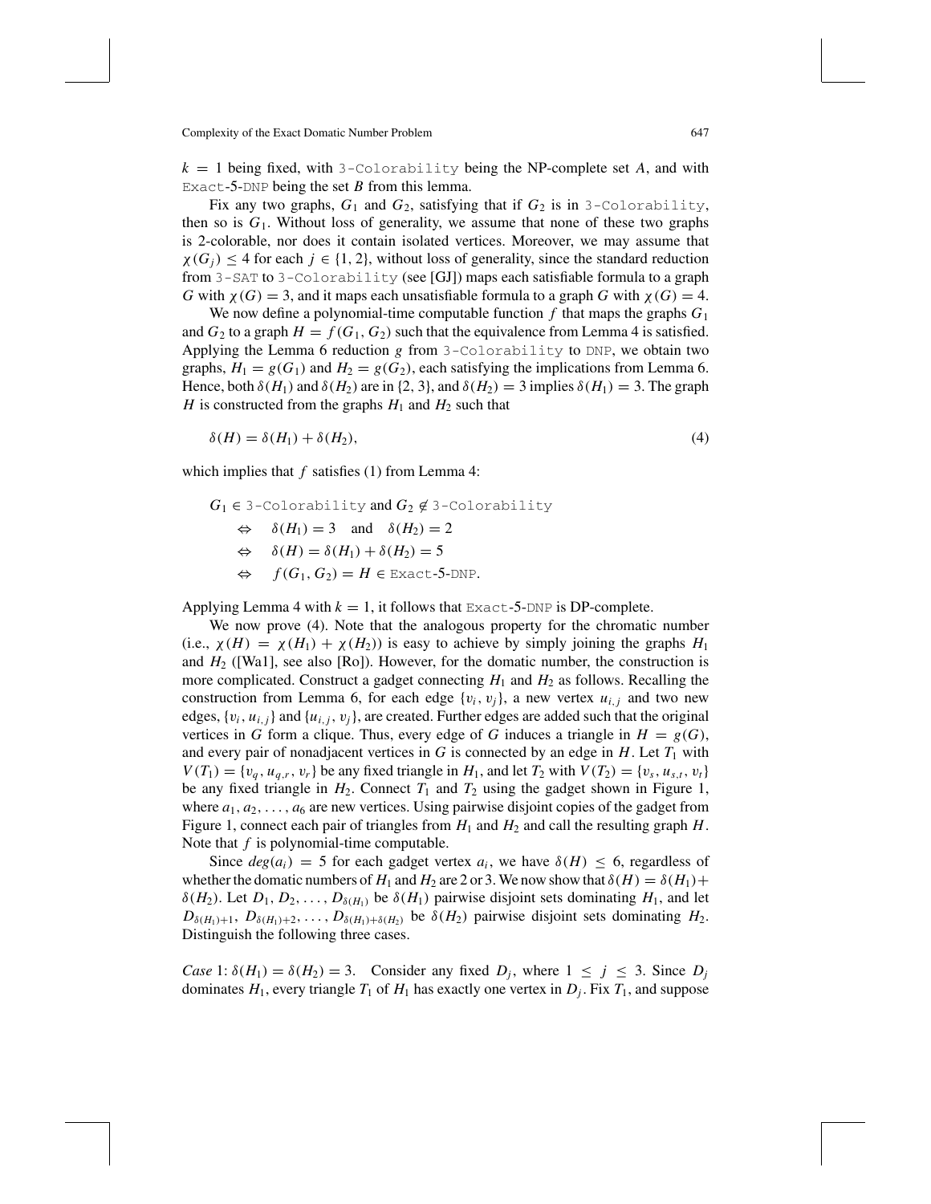$k = 1$ being fixed, with 3-Colorability being the NP-complete set $A$, and with Exact-5-DNP being the set $B$ from this lemma.

Fix any two graphs, $G_1$ and $G_2$, satisfying that if $G_2$ is in 3-Colorability, then so is $G_1$. Without loss of generality, we assume that none of these two graphs is 2-colorable, nor does it contain isolated vertices. Moreover, we may assume that $\chi(G_j) \leq 4$ for each $j \in \{1, 2\}$, without loss of generality, since the standard reduction from 3-SAT to 3-Colorability (see [GJ]) maps each satisfiable formula to a graph $G$ with $\chi(G) = 3$, and it maps each unsatisfiable formula to a graph $G$ with $\chi(G) = 4$.

We now define a polynomial-time computable function $f$ that maps the graphs $G_1$ and $G_2$ to a graph $H = f(G_1, G_2)$ such that the equivalence from Lemma 4 is satisfied. Applying the Lemma 6 reduction $g$ from 3-Colorability to DNP, we obtain two graphs, $H_1 = g(G_1)$ and $H_2 = g(G_2)$, each satisfying the implications from Lemma 6. Hence, both $\delta(H_1)$ and $\delta(H_2)$ are in $\{2, 3\}$, and $\delta(H_2) = 3$ implies $\delta(H_1) = 3$. The graph $H$ is constructed from the graphs $H_1$ and $H_2$ such that

$$\delta(H) = \delta(H_1) + \delta(H_2), \tag{4}$$

which implies that $f$ satisfies (1) from Lemma 4:

$$\begin{aligned}
&G_1 \in \texttt{3-Colorability} \text{ and } G_2 \notin \texttt{3-Colorability}\\
&\quad\Leftrightarrow \quad \delta(H_1) = 3 \quad \text{and} \quad \delta(H_2) = 2\\
&\quad\Leftrightarrow \quad \delta(H) = \delta(H_1) + \delta(H_2) = 5\\
&\quad\Leftrightarrow \quad f(G_1, G_2) = H \in \texttt{Exact-5-DNP}.
\end{aligned}$$

Applying Lemma 4 with $k = 1$, it follows that Exact-5-DNP is DP-complete.

We now prove (4). Note that the analogous property for the chromatic number (i.e., $\chi(H) = \chi(H_1) + \chi(H_2)$) is easy to achieve by simply joining the graphs $H_1$ and $H_2$ ([Wa1], see also [Ro]). However, for the domatic number, the construction is more complicated. Construct a gadget connecting $H_1$ and $H_2$ as follows. Recalling the construction from Lemma 6, for each edge $\{v_i, v_j\}$, a new vertex $u_{i,j}$ and two new edges, $\{v_i, u_{i,j}\}$ and $\{u_{i,j}, v_j\}$, are created. Further edges are added such that the original vertices in $G$ form a clique. Thus, every edge of $G$ induces a triangle in $H = g(G)$, and every pair of nonadjacent vertices in $G$ is connected by an edge in $H$. Let $T_1$ with $V(T_1) = \{v_q, u_{q,r}, v_r\}$ be any fixed triangle in $H_1$, and let $T_2$ with $V(T_2) = \{v_s, u_{s,t}, v_t\}$ be any fixed triangle in $H_2$. Connect $T_1$ and $T_2$ using the gadget shown in Figure 1, where $a_1, a_2, \ldots, a_6$ are new vertices. Using pairwise disjoint copies of the gadget from Figure 1, connect each pair of triangles from $H_1$ and $H_2$ and call the resulting graph $H$. Note that $f$ is polynomial-time computable.

Since $deg(a_i) = 5$ for each gadget vertex $a_i$, we have $\delta(H) \leq 6$, regardless of whether the domatic numbers of $H_1$ and $H_2$ are 2 or 3. We now show that $\delta(H) = \delta(H_1) + \delta(H_2)$. Let $D_1, D_2, \ldots, D_{\delta(H_1)}$ be $\delta(H_1)$ pairwise disjoint sets dominating $H_1$, and let $D_{\delta(H_1)+1}, D_{\delta(H_1)+2}, \ldots, D_{\delta(H_1)+\delta(H_2)}$ be $\delta(H_2)$ pairwise disjoint sets dominating $H_2$. Distinguish the following three cases.

*Case* 1: $\delta(H_1) = \delta(H_2) = 3$. Consider any fixed $D_j$, where $1 \leq j \leq 3$. Since $D_j$ dominates $H_1$, every triangle $T_1$ of $H_1$ has exactly one vertex in $D_j$. Fix $T_1$, and suppose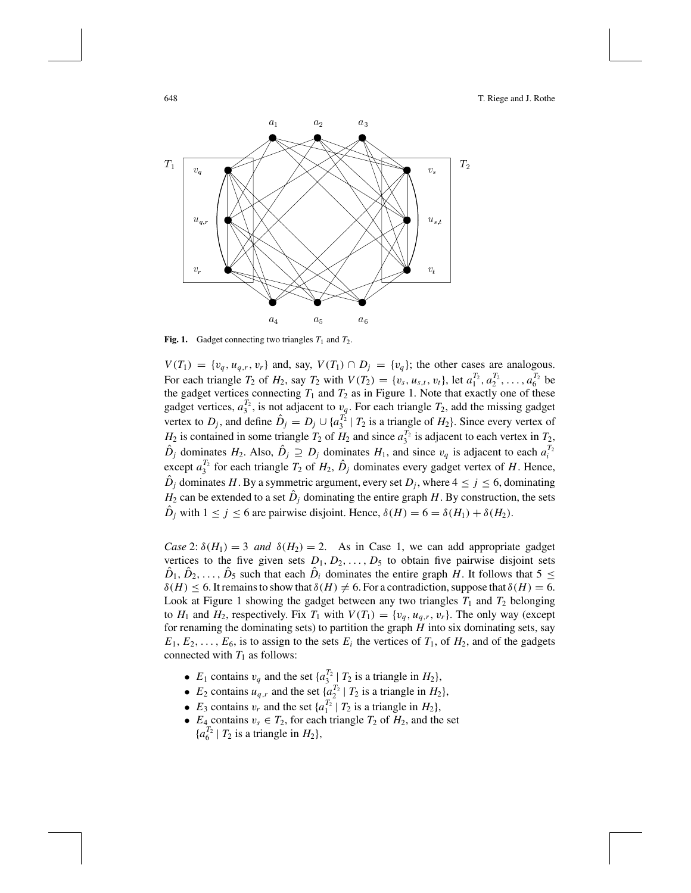$a_1$ $a_2$ $a_3$

$T_1$ $v_q$ $v_s$ $T_2$

$u_{q,r}$ $u_{s,t}$

$v_r$ $v_t$

$a_4$ $a_5$ $a_6$

**Fig. 1.** Gadget connecting two triangles $T_1$ and $T_2$.

$V(T_1) = \{v_q, u_{q,r}, v_r\}$ and, say, $V(T_1) \cap D_j = \{v_q\}$; the other cases are analogous. For each triangle $T_2$ of $H_2$, say $T_2$ with $V(T_2) = \{v_s, u_{s,t}, v_t\}$, let $a_1^{T_2}, a_2^{T_2}, \ldots, a_6^{T_2}$ be the gadget vertices connecting $T_1$ and $T_2$ as in Figure 1. Note that exactly one of these gadget vertices, $a_3^{T_2}$, is not adjacent to $v_q$. For each triangle $T_2$, add the missing gadget vertex to $D_j$, and define $\hat{D}_j = D_j \cup \{a_3^{T_2} \mid T_2 \text{ is a triangle of } H_2\}$. Since every vertex of $H_2$ is contained in some triangle $T_2$ of $H_2$ and since $a_3^{T_2}$ is adjacent to each vertex in $T_2$, $\hat{D}_j$ dominates $H_2$. Also, $\hat{D}_j \supseteq D_j$ dominates $H_1$, and since $v_q$ is adjacent to each $a_i^{T_2}$ except $a_3^{T_2}$ for each triangle $T_2$ of $H_2$, $\hat{D}_j$ dominates every gadget vertex of $H$. Hence, $\hat{D}_j$ dominates $H$. By a symmetric argument, every set $D_j$, where $4 \leq j \leq 6$, dominating $H_2$ can be extended to a set $\hat{D}_j$ dominating the entire graph $H$. By construction, the sets $\hat{D}_j$ with $1 \leq j \leq 6$ are pairwise disjoint. Hence, $\delta(H) = 6 = \delta(H_1) + \delta(H_2)$.

*Case* 2: $\delta(H_1) = 3$ *and* $\delta(H_2) = 2$. As in Case 1, we can add appropriate gadget vertices to the five given sets $D_1, D_2, \ldots, D_5$ to obtain five pairwise disjoint sets $\hat{D}_1, \hat{D}_2, \ldots, \hat{D}_5$ such that each $\hat{D}_i$ dominates the entire graph $H$. It follows that $5 \leq \delta(H) \leq 6$. It remains to show that $\delta(H) \neq 6$. For a contradiction, suppose that $\delta(H) = 6$. Look at Figure 1 showing the gadget between any two triangles $T_1$ and $T_2$ belonging to $H_1$ and $H_2$, respectively. Fix $T_1$ with $V(T_1) = \{v_q, u_{q,r}, v_r\}$. The only way (except for renaming the dominating sets) to partition the graph $H$ into six dominating sets, say $E_1, E_2, \ldots, E_6$, is to assign to the sets $E_i$ the vertices of $T_1$, of $H_2$, and of the gadgets connected with $T_1$ as follows:

- $E_1$ contains $v_q$ and the set $\{a_3^{T_2} \mid T_2 \text{ is a triangle in } H_2\}$,
- $E_2$ contains $u_{q,r}$ and the set $\{a_2^{T_2} \mid T_2 \text{ is a triangle in } H_2\}$,
- $E_3$ contains $v_r$ and the set $\{a_1^{T_2} \mid T_2 \text{ is a triangle in } H_2\}$,
- $E_4$ contains $v_s \in T_2$, for each triangle $T_2$ of $H_2$, and the set $\{a_6^{T_2} \mid T_2 \text{ is a triangle in } H_2\}$,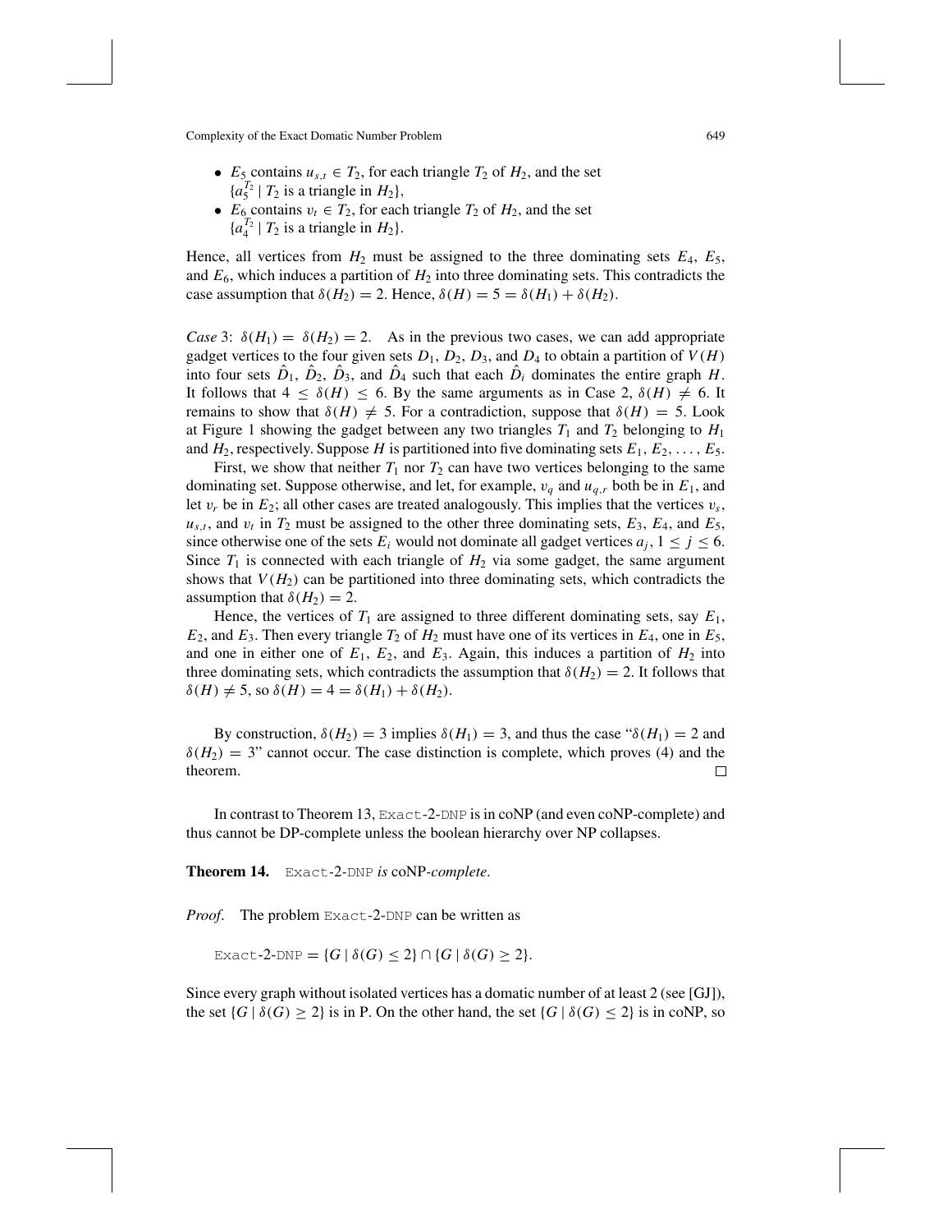- $E_5$ contains $u_{s,t} \in T_2$, for each triangle $T_2$ of $H_2$, and the set $\{a_5^{T_2} \mid T_2 \text{ is a triangle in } H_2\}$,
- $E_6$ contains $v_t \in T_2$, for each triangle $T_2$ of $H_2$, and the set $\{a_4^{T_2} \mid T_2 \text{ is a triangle in } H_2\}$.

Hence, all vertices from $H_2$ must be assigned to the three dominating sets $E_4$, $E_5$, and $E_6$, which induces a partition of $H_2$ into three dominating sets. This contradicts the case assumption that $\delta(H_2) = 2$. Hence, $\delta(H) = 5 = \delta(H_1) + \delta(H_2)$.

*Case* 3: $\delta(H_1) = \delta(H_2) = 2$. As in the previous two cases, we can add appropriate gadget vertices to the four given sets $D_1$, $D_2$, $D_3$, and $D_4$ to obtain a partition of $V(H)$ into four sets $\hat{D}_1$, $\hat{D}_2$, $\hat{D}_3$, and $\hat{D}_4$ such that each $\hat{D}_i$ dominates the entire graph $H$. It follows that $4 \leq \delta(H) \leq 6$. By the same arguments as in Case 2, $\delta(H) \neq 6$. It remains to show that $\delta(H) \neq 5$. For a contradiction, suppose that $\delta(H) = 5$. Look at Figure 1 showing the gadget between any two triangles $T_1$ and $T_2$ belonging to $H_1$ and $H_2$, respectively. Suppose $H$ is partitioned into five dominating sets $E_1, E_2, \ldots, E_5$.

First, we show that neither $T_1$ nor $T_2$ can have two vertices belonging to the same dominating set. Suppose otherwise, and let, for example, $v_q$ and $u_{q,r}$ both be in $E_1$, and let $v_r$ be in $E_2$; all other cases are treated analogously. This implies that the vertices $v_s$, $u_{s,t}$, and $v_t$ in $T_2$ must be assigned to the other three dominating sets, $E_3$, $E_4$, and $E_5$, since otherwise one of the sets $E_i$ would not dominate all gadget vertices $a_j$, $1 \leq j \leq 6$. Since $T_1$ is connected with each triangle of $H_2$ via some gadget, the same argument shows that $V(H_2)$ can be partitioned into three dominating sets, which contradicts the assumption that $\delta(H_2) = 2$.

Hence, the vertices of $T_1$ are assigned to three different dominating sets, say $E_1$, $E_2$, and $E_3$. Then every triangle $T_2$ of $H_2$ must have one of its vertices in $E_4$, one in $E_5$, and one in either one of $E_1$, $E_2$, and $E_3$. Again, this induces a partition of $H_2$ into three dominating sets, which contradicts the assumption that $\delta(H_2) = 2$. It follows that $\delta(H) \neq 5$, so $\delta(H) = 4 = \delta(H_1) + \delta(H_2)$.

By construction, $\delta(H_2) = 3$ implies $\delta(H_1) = 3$, and thus the case "$\delta(H_1) = 2$ and $\delta(H_2) = 3$" cannot occur. The case distinction is complete, which proves (4) and the theorem. □

In contrast to Theorem 13, Exact-2-DNP is in coNP (and even coNP-complete) and thus cannot be DP-complete unless the boolean hierarchy over NP collapses.

**Theorem 14.** *Exact-2-DNP is coNP-complete.*

*Proof.* The problem Exact-2-DNP can be written as

$$\text{Exact-2-DNP} = \{G \mid \delta(G) \leq 2\} \cap \{G \mid \delta(G) \geq 2\}.$$

Since every graph without isolated vertices has a domatic number of at least 2 (see [GJ]), the set $\{G \mid \delta(G) \geq 2\}$ is in P. On the other hand, the set $\{G \mid \delta(G) \leq 2\}$ is in coNP, so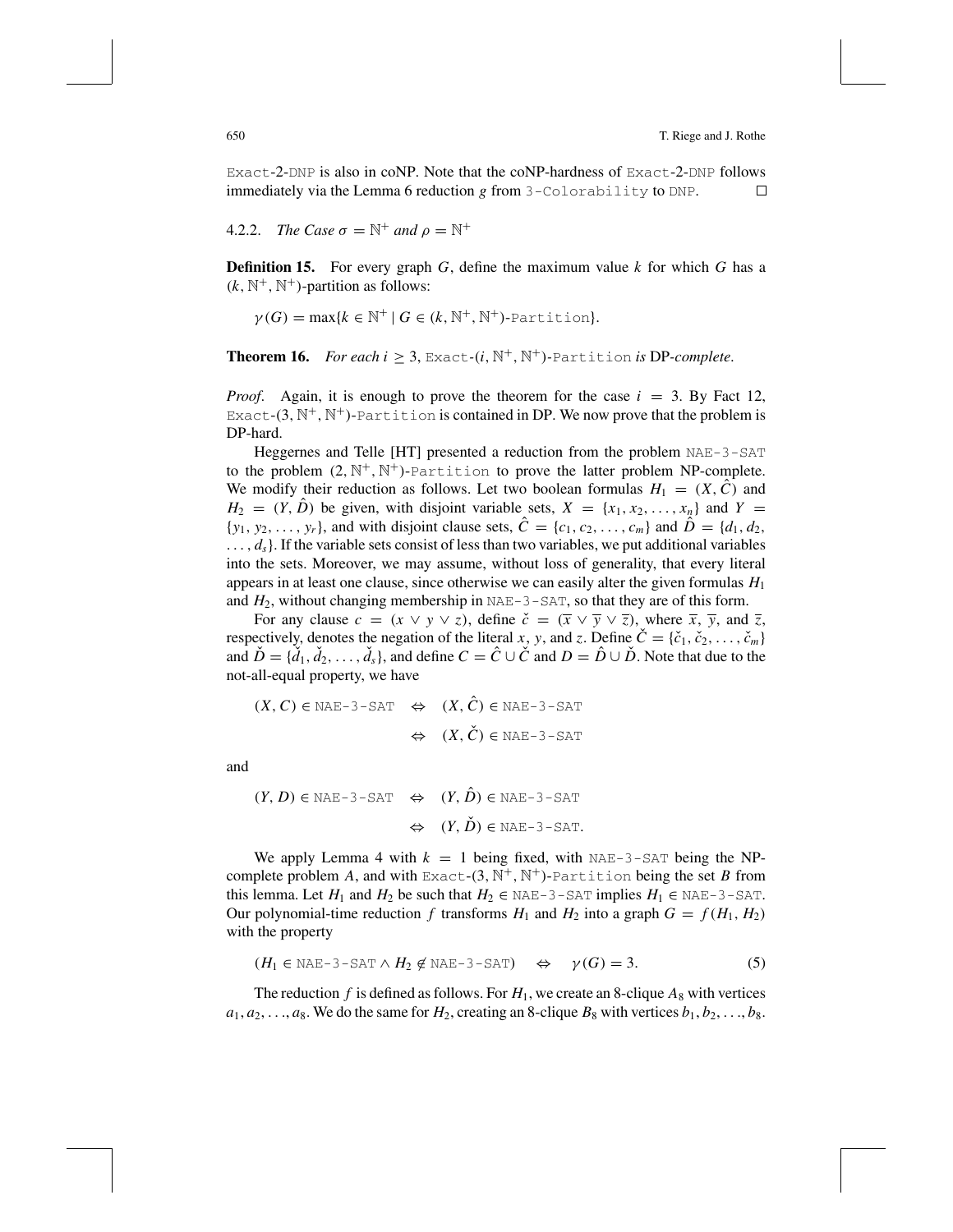Exact-2-DNP is also in coNP. Note that the coNP-hardness of Exact-2-DNP follows immediately via the Lemma 6 reduction $g$ from 3-Colorability to DNP. □

#### 4.2.2. *The Case $\sigma = \mathbb{N}^+$ and $\rho = \mathbb{N}^+$*

**Definition 15.** For every graph $G$, define the maximum value $k$ for which $G$ has a $(k, \mathbb{N}^+, \mathbb{N}^+)$-partition as follows:

$$\gamma(G) = \max\{k \in \mathbb{N}^+ \mid G \in (k, \mathbb{N}^+, \mathbb{N}^+)\text{-Partition}\}.$$

**Theorem 16.** *For each $i \geq 3$, Exact-$(i, \mathbb{N}^+, \mathbb{N}^+)$-Partition is* DP*-complete.*

*Proof.* Again, it is enough to prove the theorem for the case $i = 3$. By Fact 12, Exact-$(3, \mathbb{N}^+, \mathbb{N}^+)$-Partition is contained in DP. We now prove that the problem is DP-hard.

Heggernes and Telle [HT] presented a reduction from the problem NAE-3-SAT to the problem $(2, \mathbb{N}^+, \mathbb{N}^+)$-Partition to prove the latter problem NP-complete. We modify their reduction as follows. Let two boolean formulas $H_1 = (X, \hat{C})$ and $H_2 = (Y, \hat{D})$ be given, with disjoint variable sets, $X = \{x_1, x_2, \ldots, x_n\}$ and $Y = \{y_1, y_2, \ldots, y_r\}$, and with disjoint clause sets, $\hat{C} = \{c_1, c_2, \ldots, c_m\}$ and $\hat{D} = \{d_1, d_2, \ldots, d_s\}$. If the variable sets consist of less than two variables, we put additional variables into the sets. Moreover, we may assume, without loss of generality, that every literal appears in at least one clause, since otherwise we can easily alter the given formulas $H_1$ and $H_2$, without changing membership in NAE-3-SAT, so that they are of this form.

For any clause $c = (x \vee y \vee z)$, define $\check{c} = (\overline{x} \vee \overline{y} \vee \overline{z})$, where $\overline{x}$, $\overline{y}$, and $\overline{z}$, respectively, denotes the negation of the literal $x$, $y$, and $z$. Define $\check{C} = \{\check{c}_1, \check{c}_2, \ldots, \check{c}_m\}$ and $\check{D} = \{\check{d}_1, \check{d}_2, \ldots, \check{d}_s\}$, and define $C = \hat{C} \cup \check{C}$ and $D = \hat{D} \cup \check{D}$. Note that due to the not-all-equal property, we have

$$\begin{aligned}(X, C) \in \text{NAE-3-SAT} \quad &\Leftrightarrow \quad (X, \hat{C}) \in \text{NAE-3-SAT} \\ &\Leftrightarrow \quad (X, \check{C}) \in \text{NAE-3-SAT}\end{aligned}$$

and

$$\begin{aligned}(Y, D) \in \text{NAE-3-SAT} \quad &\Leftrightarrow \quad (Y, \hat{D}) \in \text{NAE-3-SAT} \\ &\Leftrightarrow \quad (Y, \check{D}) \in \text{NAE-3-SAT}.\end{aligned}$$

We apply Lemma 4 with $k = 1$ being fixed, with NAE-3-SAT being the NP-complete problem $A$, and with Exact-$(3, \mathbb{N}^+, \mathbb{N}^+)$-Partition being the set $B$ from this lemma. Let $H_1$ and $H_2$ be such that $H_2 \in$ NAE-3-SAT implies $H_1 \in$ NAE-3-SAT. Our polynomial-time reduction $f$ transforms $H_1$ and $H_2$ into a graph $G = f(H_1, H_2)$ with the property

$$(H_1 \in \text{NAE-3-SAT} \wedge H_2 \notin \text{NAE-3-SAT}) \quad \Leftrightarrow \quad \gamma(G) = 3. \tag{5}$$

The reduction $f$ is defined as follows. For $H_1$, we create an 8-clique $A_8$ with vertices $a_1, a_2, \ldots, a_8$. We do the same for $H_2$, creating an 8-clique $B_8$ with vertices $b_1, b_2, \ldots, b_8$.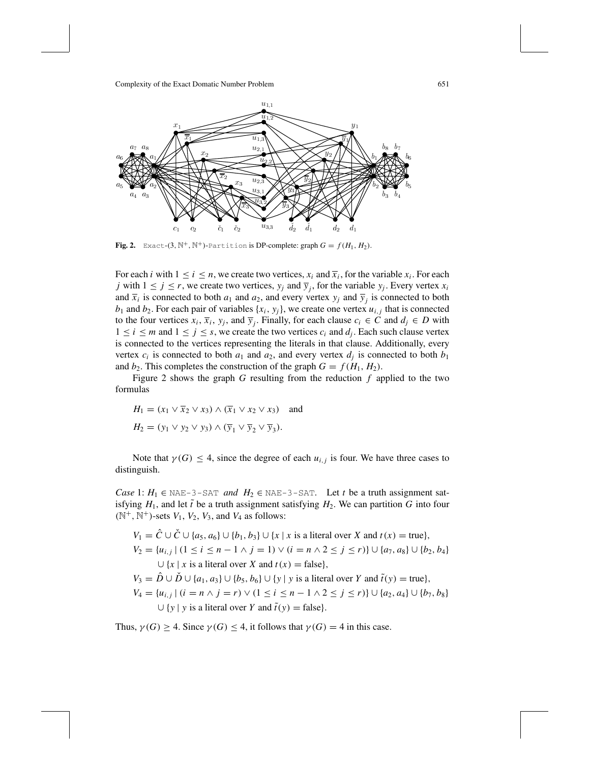$u_{1,1}$
$u_{1,2}$
$x_1$
$y_1$
$\overline{x}_1$
$u_{1,3}$
$\overline{y}_1$
$a_7$ $a_8$
$u_{2,1}$
$b_8$ $b_7$
$a_6$
$a_1$
$x_2$
$u_{2,2}$
$y_2$
$b_1$
$b_6$
$\overline{x}_2$
$\overline{y}_2$
$a_5$
$a_2$
$x_3$
$u_{2,3}$
$b_2$
$b_5$
$a_4$ $a_3$
$u_{3,1}$
$y_3$
$b_3$ $b_4$
$u_{3,2}$
$\overline{x}_3$
$\overline{y}_3$
$c_1$ $c_2$ $\check{c}_1$ $\check{c}_2$ $u_{3,3}$ $\check{d}_2$ $\check{d}_1$ $d_2$ $d_1$

**Fig. 2.** Exact-$(3, \mathbb{N}^+, \mathbb{N}^+)$-Partition is DP-complete: graph $G = f(H_1, H_2)$.

For each $i$ with $1 \leq i \leq n$, we create two vertices, $x_i$ and $\overline{x}_i$, for the variable $x_i$. For each $j$ with $1 \leq j \leq r$, we create two vertices, $y_j$ and $\overline{y}_j$, for the variable $y_j$. Every vertex $x_i$ and $\overline{x}_i$ is connected to both $a_1$ and $a_2$, and every vertex $y_j$ and $\overline{y}_j$ is connected to both $b_1$ and $b_2$. For each pair of variables $\{x_i, y_j\}$, we create one vertex $u_{i,j}$ that is connected to the four vertices $x_i$, $\overline{x}_i$, $y_j$, and $\overline{y}_j$. Finally, for each clause $c_i \in C$ and $d_j \in D$ with $1 \leq i \leq m$ and $1 \leq j \leq s$, we create the two vertices $c_i$ and $d_j$. Each such clause vertex is connected to the vertices representing the literals in that clause. Additionally, every vertex $c_i$ is connected to both $a_1$ and $a_2$, and every vertex $d_j$ is connected to both $b_1$ and $b_2$. This completes the construction of the graph $G = f(H_1, H_2)$.

Figure 2 shows the graph $G$ resulting from the reduction $f$ applied to the two formulas

$$H_1 = (x_1 \vee \overline{x}_2 \vee x_3) \wedge (\overline{x}_1 \vee x_2 \vee x_3) \quad \text{and}$$

$$H_2 = (y_1 \vee y_2 \vee y_3) \wedge (\overline{y}_1 \vee \overline{y}_2 \vee \overline{y}_3).$$

Note that $\gamma(G) \leq 4$, since the degree of each $u_{i,j}$ is four. We have three cases to distinguish.

*Case* 1: $H_1 \in$ NAE-3-SAT *and* $H_2 \in$ NAE-3-SAT. Let $t$ be a truth assignment satisfying $H_1$, and let $\tilde{t}$ be a truth assignment satisfying $H_2$. We can partition $G$ into four $(\mathbb{N}^+, \mathbb{N}^+)$-sets $V_1$, $V_2$, $V_3$, and $V_4$ as follows:

$$V_1 = \hat{C} \cup \check{C} \cup \{a_5, a_6\} \cup \{b_1, b_3\} \cup \{x \mid x \text{ is a literal over } X \text{ and } t(x) = \text{true}\},$$

$$V_2 = \{u_{i,j} \mid (1 \leq i \leq n-1 \wedge j = 1) \vee (i = n \wedge 2 \leq j \leq r)\} \cup \{a_7, a_8\} \cup \{b_2, b_4\} \cup \{x \mid x \text{ is a literal over } X \text{ and } t(x) = \text{false}\},$$

$$V_3 = \hat{D} \cup \check{D} \cup \{a_1, a_3\} \cup \{b_5, b_6\} \cup \{y \mid y \text{ is a literal over } Y \text{ and } \tilde{t}(y) = \text{true}\},$$

$$V_4 = \{u_{i,j} \mid (i = n \wedge j = r) \vee (1 \leq i \leq n-1 \wedge 2 \leq j \leq r)\} \cup \{a_2, a_4\} \cup \{b_7, b_8\} \cup \{y \mid y \text{ is a literal over } Y \text{ and } \tilde{t}(y) = \text{false}\}.$$

Thus, $\gamma(G) \geq 4$. Since $\gamma(G) \leq 4$, it follows that $\gamma(G) = 4$ in this case.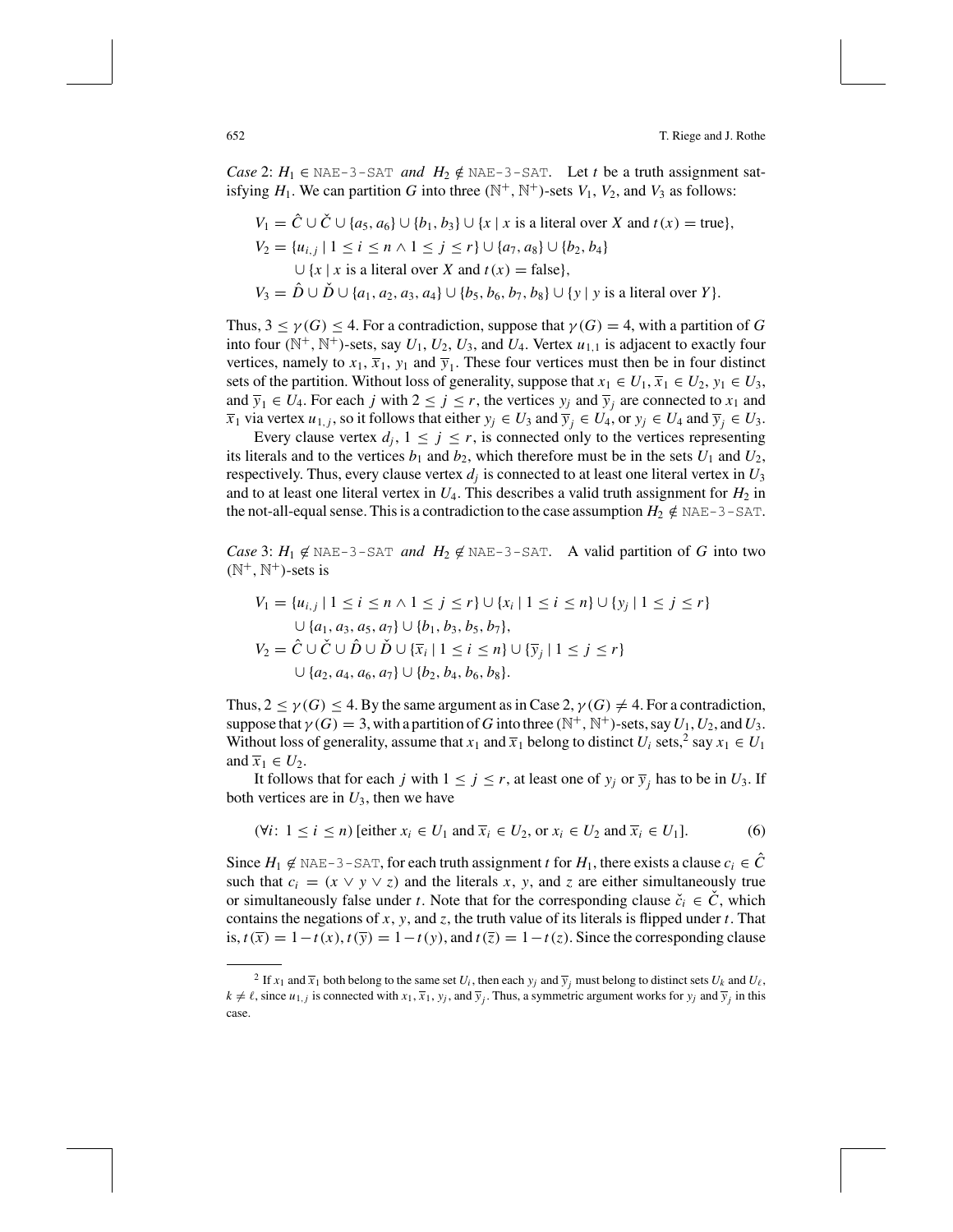*Case* 2: $H_1 \in \texttt{NAE-3-SAT}$ *and* $H_2 \notin \texttt{NAE-3-SAT}$. Let $t$ be a truth assignment satisfying $H_1$. We can partition $G$ into three $(\mathbb{N}^+, \mathbb{N}^+)$-sets $V_1$, $V_2$, and $V_3$ as follows:

$$
\begin{aligned}
V_1 &= \hat{C} \cup \check{C} \cup \{a_5, a_6\} \cup \{b_1, b_3\} \cup \{x \mid x \text{ is a literal over } X \text{ and } t(x) = \text{true}\},\\
V_2 &= \{u_{i,j} \mid 1 \leq i \leq n \wedge 1 \leq j \leq r\} \cup \{a_7, a_8\} \cup \{b_2, b_4\}\\
&\quad \cup \{x \mid x \text{ is a literal over } X \text{ and } t(x) = \text{false}\},\\
V_3 &= \hat{D} \cup \check{D} \cup \{a_1, a_2, a_3, a_4\} \cup \{b_5, b_6, b_7, b_8\} \cup \{y \mid y \text{ is a literal over } Y\}.
\end{aligned}
$$

Thus, $3 \leq \gamma(G) \leq 4$. For a contradiction, suppose that $\gamma(G) = 4$, with a partition of $G$ into four $(\mathbb{N}^+, \mathbb{N}^+)$-sets, say $U_1$, $U_2$, $U_3$, and $U_4$. Vertex $u_{1,1}$ is adjacent to exactly four vertices, namely to $x_1$, $\overline{x}_1$, $y_1$ and $\overline{y}_1$. These four vertices must then be in four distinct sets of the partition. Without loss of generality, suppose that $x_1 \in U_1$, $\overline{x}_1 \in U_2$, $y_1 \in U_3$, and $\overline{y}_1 \in U_4$. For each $j$ with $2 \leq j \leq r$, the vertices $y_j$ and $\overline{y}_j$ are connected to $x_1$ and $\overline{x}_1$ via vertex $u_{1,j}$, so it follows that either $y_j \in U_3$ and $\overline{y}_j \in U_4$, or $y_j \in U_4$ and $\overline{y}_j \in U_3$.

Every clause vertex $d_j$, $1 \leq j \leq r$, is connected only to the vertices representing its literals and to the vertices $b_1$ and $b_2$, which therefore must be in the sets $U_1$ and $U_2$, respectively. Thus, every clause vertex $d_j$ is connected to at least one literal vertex in $U_3$ and to at least one literal vertex in $U_4$. This describes a valid truth assignment for $H_2$ in the not-all-equal sense. This is a contradiction to the case assumption $H_2 \notin \texttt{NAE-3-SAT}$.

*Case* 3: $H_1 \notin \texttt{NAE-3-SAT}$ *and* $H_2 \notin \texttt{NAE-3-SAT}$. A valid partition of $G$ into two $(\mathbb{N}^+, \mathbb{N}^+)$-sets is

$$
\begin{aligned}
V_1 &= \{u_{i,j} \mid 1 \leq i \leq n \wedge 1 \leq j \leq r\} \cup \{x_i \mid 1 \leq i \leq n\} \cup \{y_j \mid 1 \leq j \leq r\}\\
&\quad \cup \{a_1, a_3, a_5, a_7\} \cup \{b_1, b_3, b_5, b_7\},\\
V_2 &= \hat{C} \cup \check{C} \cup \hat{D} \cup \check{D} \cup \{\overline{x}_i \mid 1 \leq i \leq n\} \cup \{\overline{y}_j \mid 1 \leq j \leq r\}\\
&\quad \cup \{a_2, a_4, a_6, a_7\} \cup \{b_2, b_4, b_6, b_8\}.
\end{aligned}
$$

Thus, $2 \leq \gamma(G) \leq 4$. By the same argument as in Case 2, $\gamma(G) \neq 4$. For a contradiction, suppose that $\gamma(G) = 3$, with a partition of $G$ into three $(\mathbb{N}^+, \mathbb{N}^+)$-sets, say $U_1$, $U_2$, and $U_3$. Without loss of generality, assume that $x_1$ and $\overline{x}_1$ belong to distinct $U_i$ sets,[2] say $x_1 \in U_1$ and $\overline{x}_1 \in U_2$.

It follows that for each $j$ with $1 \leq j \leq r$, at least one of $y_j$ or $\overline{y}_j$ has to be in $U_3$. If both vertices are in $U_3$, then we have

$$
(\forall i\colon\ 1 \leq i \leq n)\,[\text{either } x_i \in U_1 \text{ and } \overline{x}_i \in U_2, \text{ or } x_i \in U_2 \text{ and } \overline{x}_i \in U_1]. \tag{6}
$$

Since $H_1 \notin \texttt{NAE-3-SAT}$, for each truth assignment $t$ for $H_1$, there exists a clause $c_i \in \hat{C}$ such that $c_i = (x \vee y \vee z)$ and the literals $x$, $y$, and $z$ are either simultaneously true or simultaneously false under $t$. Note that for the corresponding clause $\check{c}_i \in \check{C}$, which contains the negations of $x$, $y$, and $z$, the truth value of its literals is flipped under $t$. That is, $t(\overline{x}) = 1 - t(x)$, $t(\overline{y}) = 1 - t(y)$, and $t(\overline{z}) = 1 - t(z)$. Since the corresponding clause

[2] If $x_1$ and $\overline{x}_1$ both belong to the same set $U_i$, then each $y_j$ and $\overline{y}_j$ must belong to distinct sets $U_k$ and $U_\ell$, $k \neq \ell$, since $u_{1,j}$ is connected with $x_1$, $\overline{x}_1$, $y_j$, and $\overline{y}_j$. Thus, a symmetric argument works for $y_j$ and $\overline{y}_j$ in this case.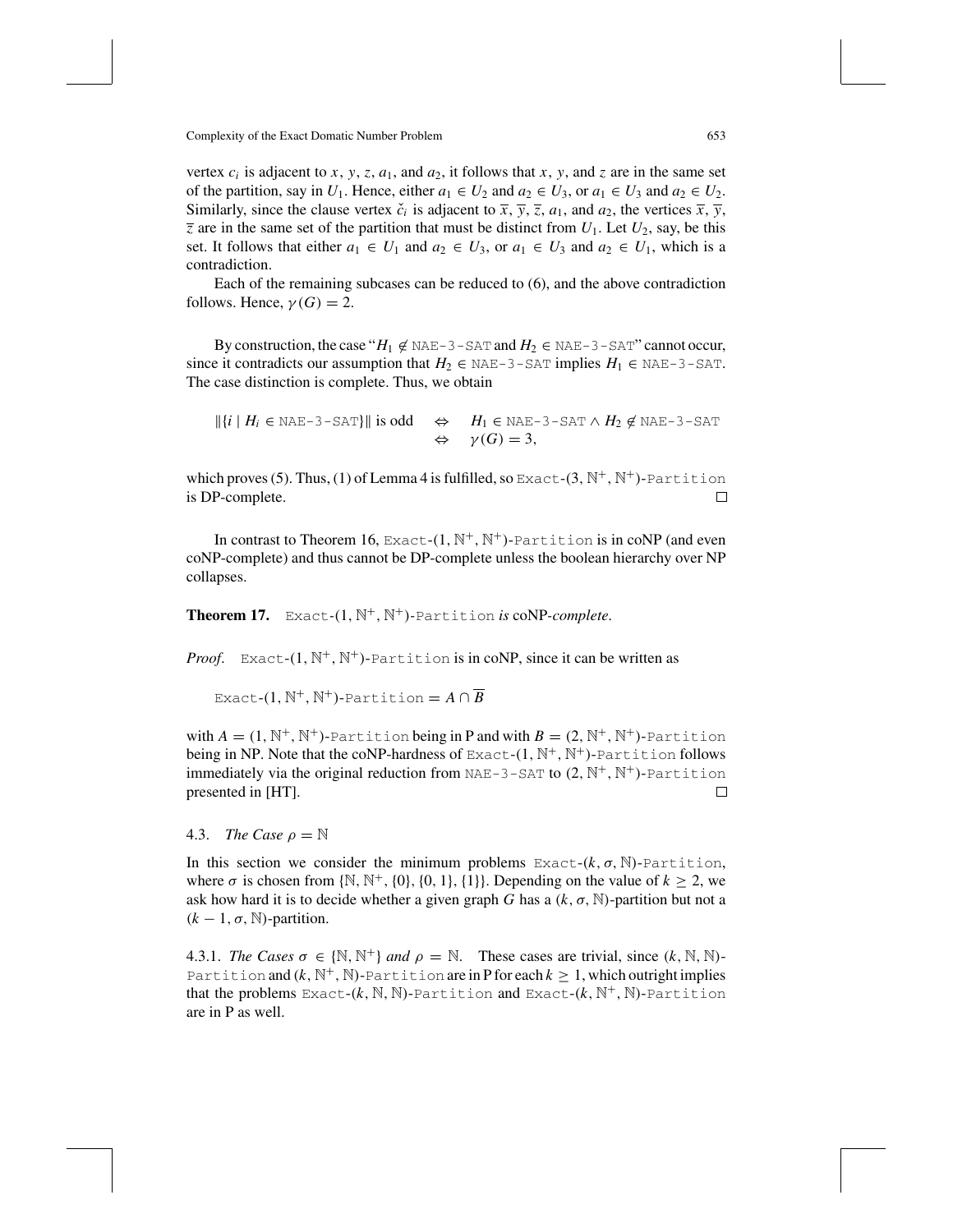vertex $c_i$ is adjacent to $x$, $y$, $z$, $a_1$, and $a_2$, it follows that $x$, $y$, and $z$ are in the same set of the partition, say in $U_1$. Hence, either $a_1 \in U_2$ and $a_2 \in U_3$, or $a_1 \in U_3$ and $a_2 \in U_2$. Similarly, since the clause vertex $\check{c}_i$ is adjacent to $\overline{x}$, $\overline{y}$, $\overline{z}$, $a_1$, and $a_2$, the vertices $\overline{x}$, $\overline{y}$, $\overline{z}$ are in the same set of the partition that must be distinct from $U_1$. Let $U_2$, say, be this set. It follows that either $a_1 \in U_1$ and $a_2 \in U_3$, or $a_1 \in U_3$ and $a_2 \in U_1$, which is a contradiction.

Each of the remaining subcases can be reduced to (6), and the above contradiction follows. Hence, $\gamma(G) = 2$.

By construction, the case "$H_1 \notin$ NAE-3-SAT and $H_2 \in$ NAE-3-SAT" cannot occur, since it contradicts our assumption that $H_2 \in$ NAE-3-SAT implies $H_1 \in$ NAE-3-SAT. The case distinction is complete. Thus, we obtain

$$\begin{aligned} \|\{i \mid H_i \in \texttt{NAE-3-SAT}\}\| \text{ is odd} \quad &\Leftrightarrow \quad H_1 \in \texttt{NAE-3-SAT} \wedge H_2 \notin \texttt{NAE-3-SAT} \\ &\Leftrightarrow \quad \gamma(G) = 3, \end{aligned}$$

which proves (5). Thus, (1) of Lemma 4 is fulfilled, so Exact-$(3, \mathbb{N}^+, \mathbb{N}^+)$-Partition is DP-complete. □

In contrast to Theorem 16, Exact-$(1, \mathbb{N}^+, \mathbb{N}^+)$-Partition is in coNP (and even coNP-complete) and thus cannot be DP-complete unless the boolean hierarchy over NP collapses.

**Theorem 17.** Exact-$(1, \mathbb{N}^+, \mathbb{N}^+)$-Partition *is* coNP-*complete*.

*Proof.* Exact-$(1, \mathbb{N}^+, \mathbb{N}^+)$-Partition is in coNP, since it can be written as

$$\texttt{Exact-}(1, \mathbb{N}^+, \mathbb{N}^+)\texttt{-Partition} = A \cap \overline{B}$$

with $A = (1, \mathbb{N}^+, \mathbb{N}^+)$-Partition being in P and with $B = (2, \mathbb{N}^+, \mathbb{N}^+)$-Partition being in NP. Note that the coNP-hardness of Exact-$(1, \mathbb{N}^+, \mathbb{N}^+)$-Partition follows immediately via the original reduction from NAE-3-SAT to $(2, \mathbb{N}^+, \mathbb{N}^+)$-Partition presented in [HT]. □

### 4.3. *The Case $\rho = \mathbb{N}$*

In this section we consider the minimum problems Exact-$(k, \sigma, \mathbb{N})$-Partition, where $\sigma$ is chosen from $\{\mathbb{N}, \mathbb{N}^+, \{0\}, \{0, 1\}, \{1\}\}$. Depending on the value of $k \geq 2$, we ask how hard it is to decide whether a given graph $G$ has a $(k, \sigma, \mathbb{N})$-partition but not a $(k - 1, \sigma, \mathbb{N})$-partition.

4.3.1. *The Cases $\sigma \in \{\mathbb{N}, \mathbb{N}^+\}$ and $\rho = \mathbb{N}$.* These cases are trivial, since $(k, \mathbb{N}, \mathbb{N})$-Partition and $(k, \mathbb{N}^+, \mathbb{N})$-Partition are in P for each $k \geq 1$, which outright implies that the problems Exact-$(k, \mathbb{N}, \mathbb{N})$-Partition and Exact-$(k, \mathbb{N}^+, \mathbb{N})$-Partition are in P as well.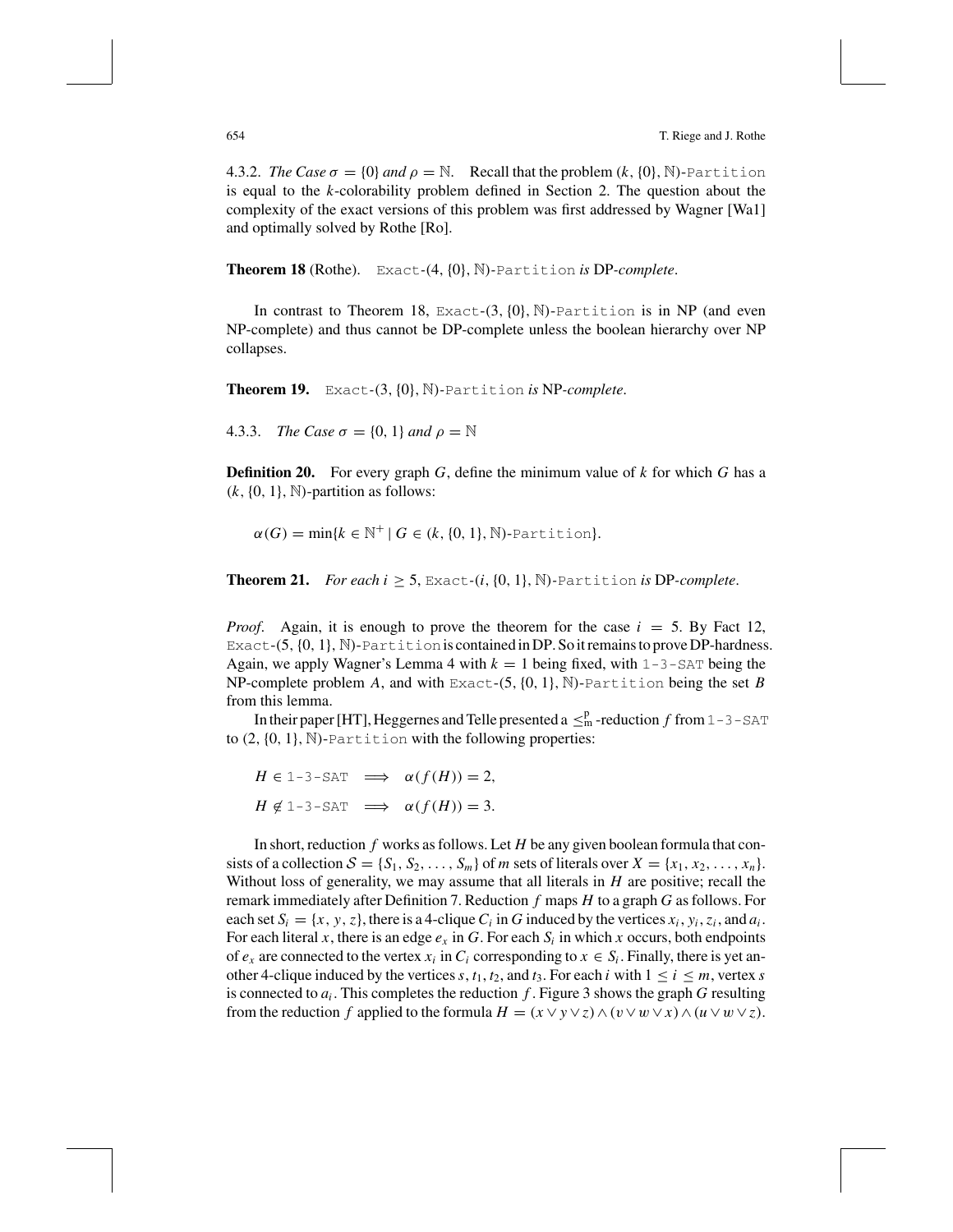4.3.2. *The Case* $\sigma = \{0\}$ *and* $\rho = \mathbb{N}$. Recall that the problem $(k, \{0\}, \mathbb{N})$-Partition is equal to the $k$-colorability problem defined in Section 2. The question about the complexity of the exact versions of this problem was first addressed by Wagner [Wa1] and optimally solved by Rothe [Ro].

**Theorem 18** (Rothe). *Exact-$(4, \{0\}, \mathbb{N})$-Partition is DP-complete.*

In contrast to Theorem 18, Exact-$(3, \{0\}, \mathbb{N})$-Partition is in NP (and even NP-complete) and thus cannot be DP-complete unless the boolean hierarchy over NP collapses.

**Theorem 19.** *Exact-$(3, \{0\}, \mathbb{N})$-Partition is NP-complete.*

4.3.3. *The Case* $\sigma = \{0, 1\}$ *and* $\rho = \mathbb{N}$

**Definition 20.** For every graph $G$, define the minimum value of $k$ for which $G$ has a $(k, \{0, 1\}, \mathbb{N})$-partition as follows:

$$\alpha(G) = \min\{k \in \mathbb{N}^+ \mid G \in (k, \{0, 1\}, \mathbb{N})\text{-Partition}\}.$$

**Theorem 21.** *For each $i \geq 5$, Exact-$(i, \{0, 1\}, \mathbb{N})$-Partition is DP-complete.*

*Proof.* Again, it is enough to prove the theorem for the case $i = 5$. By Fact 12, Exact-$(5, \{0, 1\}, \mathbb{N})$-Partition is contained in DP. So it remains to prove DP-hardness. Again, we apply Wagner's Lemma 4 with $k = 1$ being fixed, with 1-3-SAT being the NP-complete problem $A$, and with Exact-$(5, \{0, 1\}, \mathbb{N})$-Partition being the set $B$ from this lemma.

In their paper [HT], Heggernes and Telle presented a $\leq_m^p$-reduction $f$ from 1-3-SAT to $(2, \{0, 1\}, \mathbb{N})$-Partition with the following properties:

$$H \in \text{1-3-SAT} \implies \alpha(f(H)) = 2,$$

$$H \notin \text{1-3-SAT} \implies \alpha(f(H)) = 3.$$

In short, reduction $f$ works as follows. Let $H$ be any given boolean formula that consists of a collection $\mathcal{S} = \{S_1, S_2, \ldots, S_m\}$ of $m$ sets of literals over $X = \{x_1, x_2, \ldots, x_n\}$. Without loss of generality, we may assume that all literals in $H$ are positive; recall the remark immediately after Definition 7. Reduction $f$ maps $H$ to a graph $G$ as follows. For each set $S_i = \{x, y, z\}$, there is a 4-clique $C_i$ in $G$ induced by the vertices $x_i$, $y_i$, $z_i$, and $a_i$. For each literal $x$, there is an edge $e_x$ in $G$. For each $S_i$ in which $x$ occurs, both endpoints of $e_x$ are connected to the vertex $x_i$ in $C_i$ corresponding to $x \in S_i$. Finally, there is yet another 4-clique induced by the vertices $s$, $t_1$, $t_2$, and $t_3$. For each $i$ with $1 \leq i \leq m$, vertex $s$ is connected to $a_i$. This completes the reduction $f$. Figure 3 shows the graph $G$ resulting from the reduction $f$ applied to the formula $H = (x \vee y \vee z) \wedge (v \vee w \vee x) \wedge (u \vee w \vee z)$.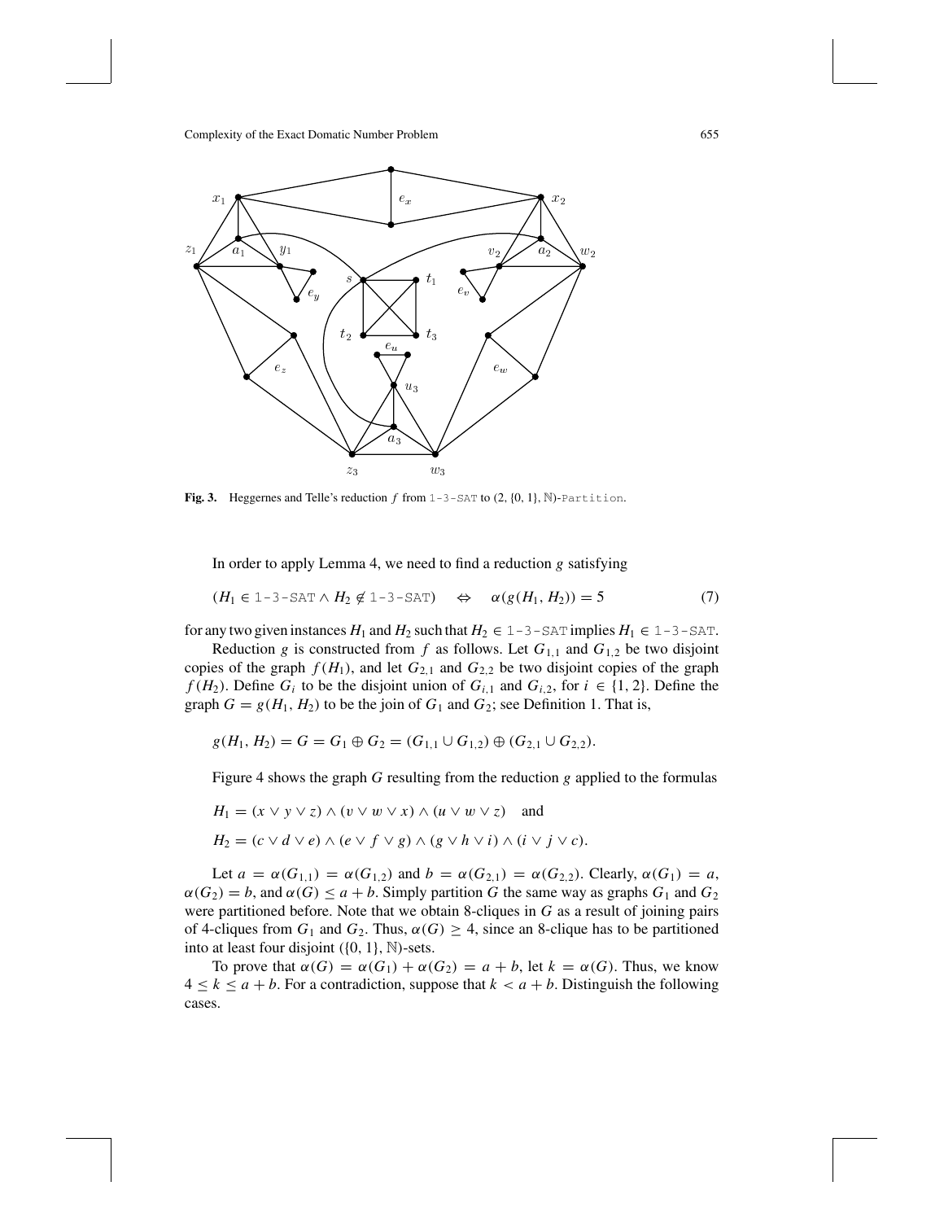**Fig. 3.** Heggernes and Telle's reduction $f$ from 1-3-SAT to $(2, \{0, 1\}, \mathbb{N})$-Partition.

In order to apply Lemma 4, we need to find a reduction $g$ satisfying

$$(H_1 \in \text{1-3-SAT} \wedge H_2 \notin \text{1-3-SAT}) \quad \Leftrightarrow \quad \alpha(g(H_1, H_2)) = 5 \tag{7}$$

for any two given instances $H_1$ and $H_2$ such that $H_2 \in$ 1-3-SAT implies $H_1 \in$ 1-3-SAT.

Reduction $g$ is constructed from $f$ as follows. Let $G_{1,1}$ and $G_{1,2}$ be two disjoint copies of the graph $f(H_1)$, and let $G_{2,1}$ and $G_{2,2}$ be two disjoint copies of the graph $f(H_2)$. Define $G_i$ to be the disjoint union of $G_{i,1}$ and $G_{i,2}$, for $i \in \{1, 2\}$. Define the graph $G = g(H_1, H_2)$ to be the join of $G_1$ and $G_2$; see Definition 1. That is,

$$g(H_1, H_2) = G = G_1 \oplus G_2 = (G_{1,1} \cup G_{1,2}) \oplus (G_{2,1} \cup G_{2,2}).$$

Figure 4 shows the graph $G$ resulting from the reduction $g$ applied to the formulas

$$H_1 = (x \vee y \vee z) \wedge (v \vee w \vee x) \wedge (u \vee w \vee z) \quad \text{and}$$

$$H_2 = (c \vee d \vee e) \wedge (e \vee f \vee g) \wedge (g \vee h \vee i) \wedge (i \vee j \vee c).$$

Let $a = \alpha(G_{1,1}) = \alpha(G_{1,2})$ and $b = \alpha(G_{2,1}) = \alpha(G_{2,2})$. Clearly, $\alpha(G_1) = a$, $\alpha(G_2) = b$, and $\alpha(G) \leq a + b$. Simply partition $G$ the same way as graphs $G_1$ and $G_2$ were partitioned before. Note that we obtain 8-cliques in $G$ as a result of joining pairs of 4-cliques from $G_1$ and $G_2$. Thus, $\alpha(G) \geq 4$, since an 8-clique has to be partitioned into at least four disjoint $(\{0, 1\}, \mathbb{N})$-sets.

To prove that $\alpha(G) = \alpha(G_1) + \alpha(G_2) = a + b$, let $k = \alpha(G)$. Thus, we know $4 \leq k \leq a + b$. For a contradiction, suppose that $k < a + b$. Distinguish the following cases.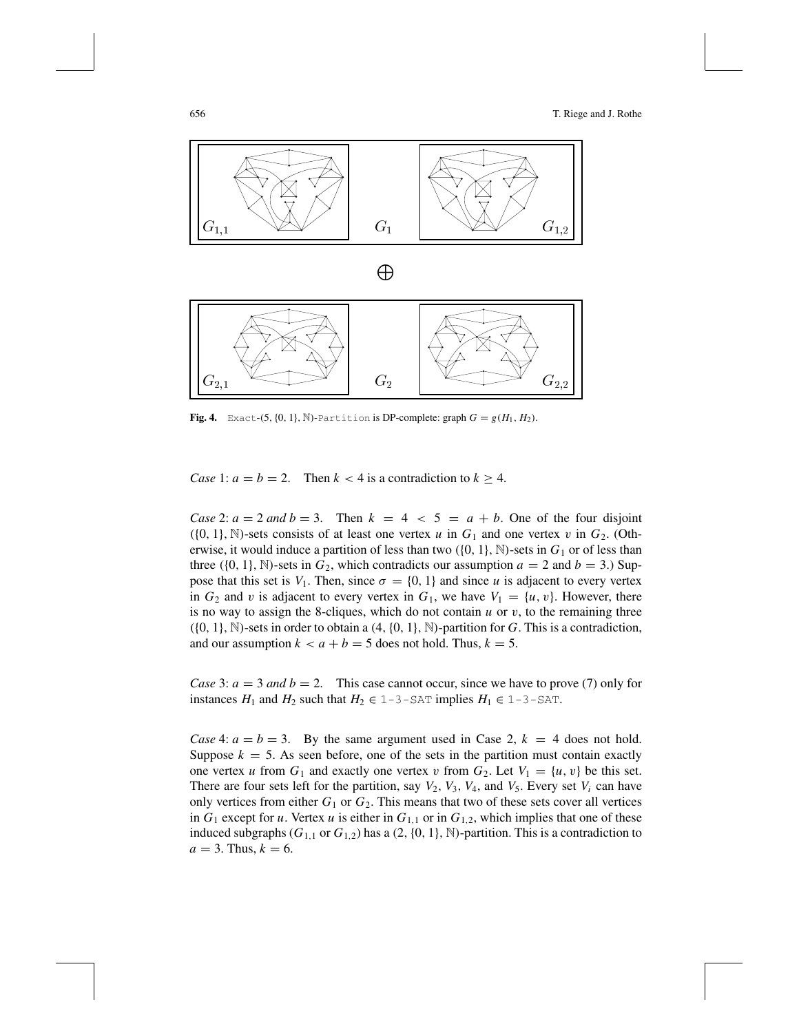$G_{1,1}$

$G_1$

$G_{1,2}$

$\bigoplus$

$G_{2,1}$

$G_2$

$G_{2,2}$

**Fig. 4.** Exact-(5, {0, 1}, $\mathbb{N}$)-Partition is DP-complete: graph $G = g(H_1, H_2)$.

*Case* 1: $a = b = 2$. Then $k < 4$ is a contradiction to $k \geq 4$.

*Case* 2: $a = 2$ *and* $b = 3$. Then $k = 4 < 5 = a + b$. One of the four disjoint $(\{0, 1\}, \mathbb{N})$-sets consists of at least one vertex $u$ in $G_1$ and one vertex $v$ in $G_2$. (Otherwise, it would induce a partition of less than two $(\{0, 1\}, \mathbb{N})$-sets in $G_1$ or of less than three $(\{0, 1\}, \mathbb{N})$-sets in $G_2$, which contradicts our assumption $a = 2$ and $b = 3$.) Suppose that this set is $V_1$. Then, since $\sigma = \{0, 1\}$ and since $u$ is adjacent to every vertex in $G_2$ and $v$ is adjacent to every vertex in $G_1$, we have $V_1 = \{u, v\}$. However, there is no way to assign the 8-cliques, which do not contain $u$ or $v$, to the remaining three $(\{0, 1\}, \mathbb{N})$-sets in order to obtain a $(4, \{0, 1\}, \mathbb{N})$-partition for $G$. This is a contradiction, and our assumption $k < a + b = 5$ does not hold. Thus, $k = 5$.

*Case* 3: $a = 3$ *and* $b = 2$. This case cannot occur, since we have to prove (7) only for instances $H_1$ and $H_2$ such that $H_2 \in$ 1-3-SAT implies $H_1 \in$ 1-3-SAT.

*Case* 4: $a = b = 3$. By the same argument used in Case 2, $k = 4$ does not hold. Suppose $k = 5$. As seen before, one of the sets in the partition must contain exactly one vertex $u$ from $G_1$ and exactly one vertex $v$ from $G_2$. Let $V_1 = \{u, v\}$ be this set. There are four sets left for the partition, say $V_2$, $V_3$, $V_4$, and $V_5$. Every set $V_i$ can have only vertices from either $G_1$ or $G_2$. This means that two of these sets cover all vertices in $G_1$ except for $u$. Vertex $u$ is either in $G_{1,1}$ or in $G_{1,2}$, which implies that one of these induced subgraphs ($G_{1,1}$ or $G_{1,2}$) has a $(2, \{0, 1\}, \mathbb{N})$-partition. This is a contradiction to $a = 3$. Thus, $k = 6$.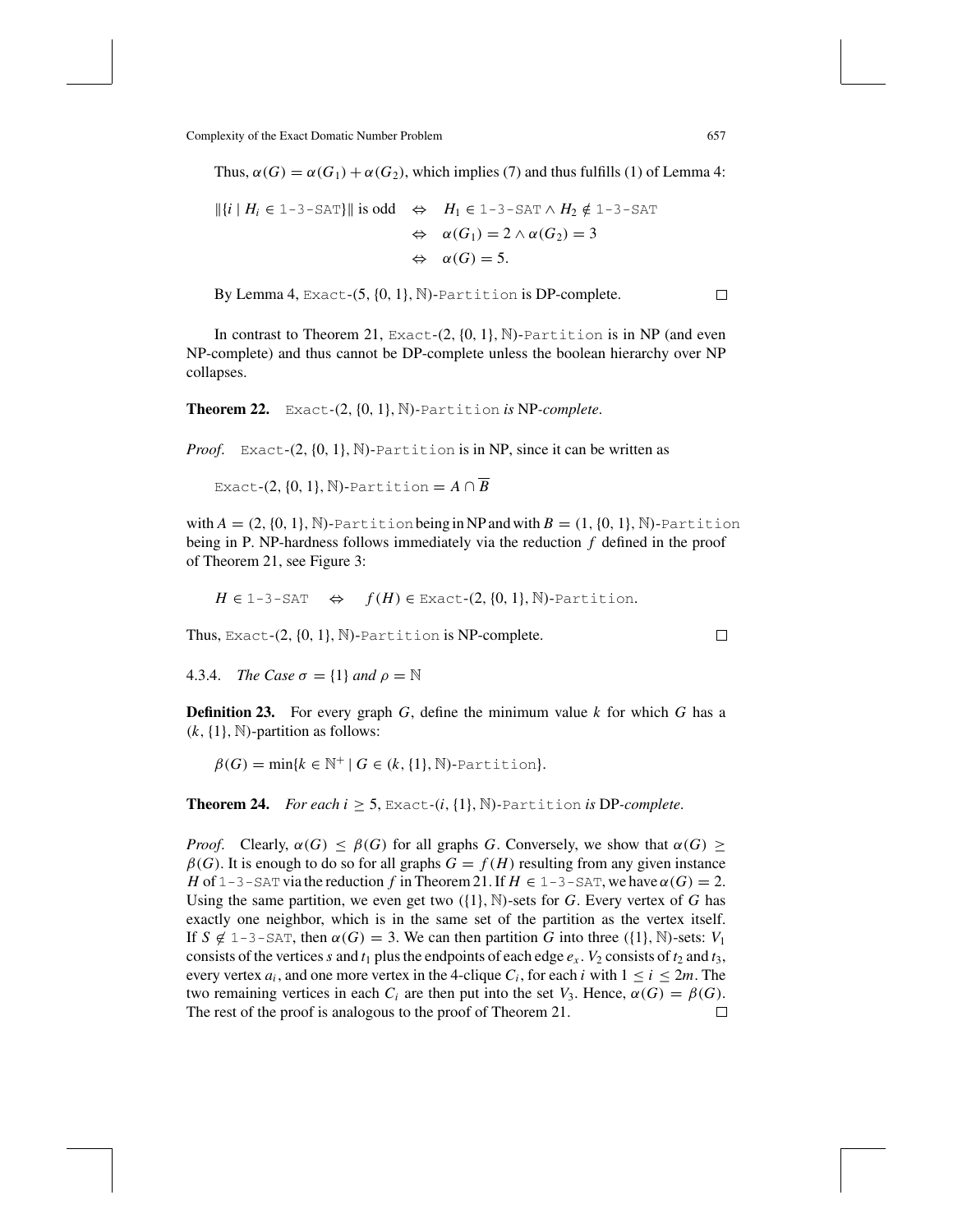Thus, $\alpha(G) = \alpha(G_1) + \alpha(G_2)$, which implies (7) and thus fulfills (1) of Lemma 4:

$$\begin{aligned}
\|\{i \mid H_i \in \texttt{1-3-SAT}\}\| \text{ is odd} \quad &\Leftrightarrow \quad H_1 \in \texttt{1-3-SAT} \wedge H_2 \notin \texttt{1-3-SAT} \\
&\Leftrightarrow \quad \alpha(G_1) = 2 \wedge \alpha(G_2) = 3 \\
&\Leftrightarrow \quad \alpha(G) = 5.
\end{aligned}$$

By Lemma 4, Exact-$(5, \{0, 1\}, \mathbb{N})$-Partition is DP-complete. □

In contrast to Theorem 21, Exact-$(2, \{0, 1\}, \mathbb{N})$-Partition is in NP (and even NP-complete) and thus cannot be DP-complete unless the boolean hierarchy over NP collapses.

**Theorem 22.** *Exact-$(2, \{0, 1\}, \mathbb{N})$-Partition is NP-complete.*

*Proof.* Exact-$(2, \{0, 1\}, \mathbb{N})$-Partition is in NP, since it can be written as

$$\text{Exact-}(2, \{0, 1\}, \mathbb{N})\text{-Partition} = A \cap \overline{B}$$

with $A = (2, \{0, 1\}, \mathbb{N})$-Partition being in NP and with $B = (1, \{0, 1\}, \mathbb{N})$-Partition being in P. NP-hardness follows immediately via the reduction $f$ defined in the proof of Theorem 21, see Figure 3:

$$H \in \texttt{1-3-SAT} \quad \Leftrightarrow \quad f(H) \in \text{Exact-}(2, \{0, 1\}, \mathbb{N})\text{-Partition}.$$

Thus, Exact-$(2, \{0, 1\}, \mathbb{N})$-Partition is NP-complete. □

#### 4.3.4. *The Case $\sigma = \{1\}$ and $\rho = \mathbb{N}$*

**Definition 23.** For every graph $G$, define the minimum value $k$ for which $G$ has a $(k, \{1\}, \mathbb{N})$-partition as follows:

$$\beta(G) = \min\{k \in \mathbb{N}^+ \mid G \in (k, \{1\}, \mathbb{N})\text{-Partition}\}.$$

**Theorem 24.** *For each $i \geq 5$, Exact-$(i, \{1\}, \mathbb{N})$-Partition is DP-complete.*

*Proof.* Clearly, $\alpha(G) \leq \beta(G)$ for all graphs $G$. Conversely, we show that $\alpha(G) \geq \beta(G)$. It is enough to do so for all graphs $G = f(H)$ resulting from any given instance $H$ of 1-3-SAT via the reduction $f$ in Theorem 21. If $H \in$ 1-3-SAT, we have $\alpha(G) = 2$. Using the same partition, we even get two $(\{1\}, \mathbb{N})$-sets for $G$. Every vertex of $G$ has exactly one neighbor, which is in the same set of the partition as the vertex itself. If $S \notin$ 1-3-SAT, then $\alpha(G) = 3$. We can then partition $G$ into three $(\{1\}, \mathbb{N})$-sets: $V_1$ consists of the vertices $s$ and $t_1$ plus the endpoints of each edge $e_x$. $V_2$ consists of $t_2$ and $t_3$, every vertex $a_i$, and one more vertex in the 4-clique $C_i$, for each $i$ with $1 \leq i \leq 2m$. The two remaining vertices in each $C_i$ are then put into the set $V_3$. Hence, $\alpha(G) = \beta(G)$. The rest of the proof is analogous to the proof of Theorem 21. □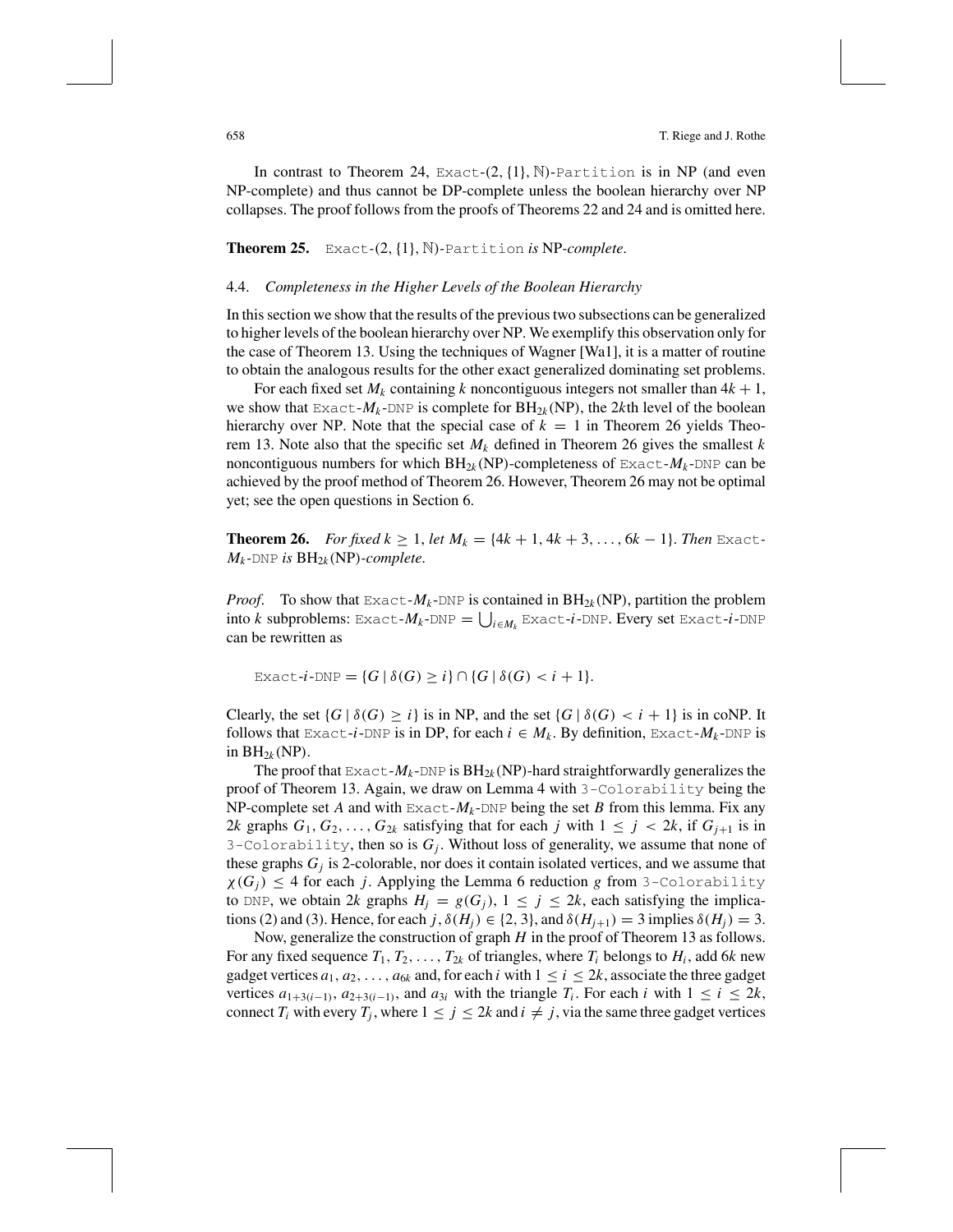In contrast to Theorem 24, Exact-$(2, \{1\}, \mathbb{N})$-Partition is in NP (and even NP-complete) and thus cannot be DP-complete unless the boolean hierarchy over NP collapses. The proof follows from the proofs of Theorems 22 and 24 and is omitted here.

**Theorem 25.** Exact-$(2, \{1\}, \mathbb{N})$-Partition *is* NP*-complete.*

### 4.4. *Completeness in the Higher Levels of the Boolean Hierarchy*

In this section we show that the results of the previous two subsections can be generalized to higher levels of the boolean hierarchy over NP. We exemplify this observation only for the case of Theorem 13. Using the techniques of Wagner [Wa1], it is a matter of routine to obtain the analogous results for the other exact generalized dominating set problems.

For each fixed set $M_k$ containing $k$ noncontiguous integers not smaller than $4k + 1$, we show that Exact-$M_k$-DNP is complete for $\mathrm{BH}_{2k}(\mathrm{NP})$, the $2k$th level of the boolean hierarchy over NP. Note that the special case of $k = 1$ in Theorem 26 yields Theorem 13. Note also that the specific set $M_k$ defined in Theorem 26 gives the smallest $k$ noncontiguous numbers for which $\mathrm{BH}_{2k}(\mathrm{NP})$-completeness of Exact-$M_k$-DNP can be achieved by the proof method of Theorem 26. However, Theorem 26 may not be optimal yet; see the open questions in Section 6.

**Theorem 26.** *For fixed $k \geq 1$, let $M_k = \{4k + 1, 4k + 3, \ldots, 6k - 1\}$. Then* Exact-$M_k$-DNP *is* $\mathrm{BH}_{2k}(\mathrm{NP})$*-complete.*

*Proof.* To show that Exact-$M_k$-DNP is contained in $\mathrm{BH}_{2k}(\mathrm{NP})$, partition the problem into $k$ subproblems: Exact-$M_k$-DNP $= \bigcup_{i \in M_k}$ Exact-$i$-DNP. Every set Exact-$i$-DNP can be rewritten as

$$\text{Exact-}i\text{-DNP} = \{G \mid \delta(G) \geq i\} \cap \{G \mid \delta(G) < i + 1\}.$$

Clearly, the set $\{G \mid \delta(G) \geq i\}$ is in NP, and the set $\{G \mid \delta(G) < i + 1\}$ is in coNP. It follows that Exact-$i$-DNP is in DP, for each $i \in M_k$. By definition, Exact-$M_k$-DNP is in $\mathrm{BH}_{2k}(\mathrm{NP})$.

The proof that Exact-$M_k$-DNP is $\mathrm{BH}_{2k}(\mathrm{NP})$-hard straightforwardly generalizes the proof of Theorem 13. Again, we draw on Lemma 4 with 3-Colorability being the NP-complete set $A$ and with Exact-$M_k$-DNP being the set $B$ from this lemma. Fix any $2k$ graphs $G_1, G_2, \ldots, G_{2k}$ satisfying that for each $j$ with $1 \leq j < 2k$, if $G_{j+1}$ is in 3-Colorability, then so is $G_j$. Without loss of generality, we assume that none of these graphs $G_j$ is 2-colorable, nor does it contain isolated vertices, and we assume that $\chi(G_j) \leq 4$ for each $j$. Applying the Lemma 6 reduction $g$ from 3-Colorability to DNP, we obtain $2k$ graphs $H_j = g(G_j)$, $1 \leq j \leq 2k$, each satisfying the implications (2) and (3). Hence, for each $j$, $\delta(H_j) \in \{2, 3\}$, and $\delta(H_{j+1}) = 3$ implies $\delta(H_j) = 3$.

Now, generalize the construction of graph $H$ in the proof of Theorem 13 as follows. For any fixed sequence $T_1, T_2, \ldots, T_{2k}$ of triangles, where $T_i$ belongs to $H_i$, add $6k$ new gadget vertices $a_1, a_2, \ldots, a_{6k}$ and, for each $i$ with $1 \leq i \leq 2k$, associate the three gadget vertices $a_{1+3(i-1)}$, $a_{2+3(i-1)}$, and $a_{3i}$ with the triangle $T_i$. For each $i$ with $1 \leq i \leq 2k$, connect $T_i$ with every $T_j$, where $1 \leq j \leq 2k$ and $i \neq j$, via the same three gadget vertices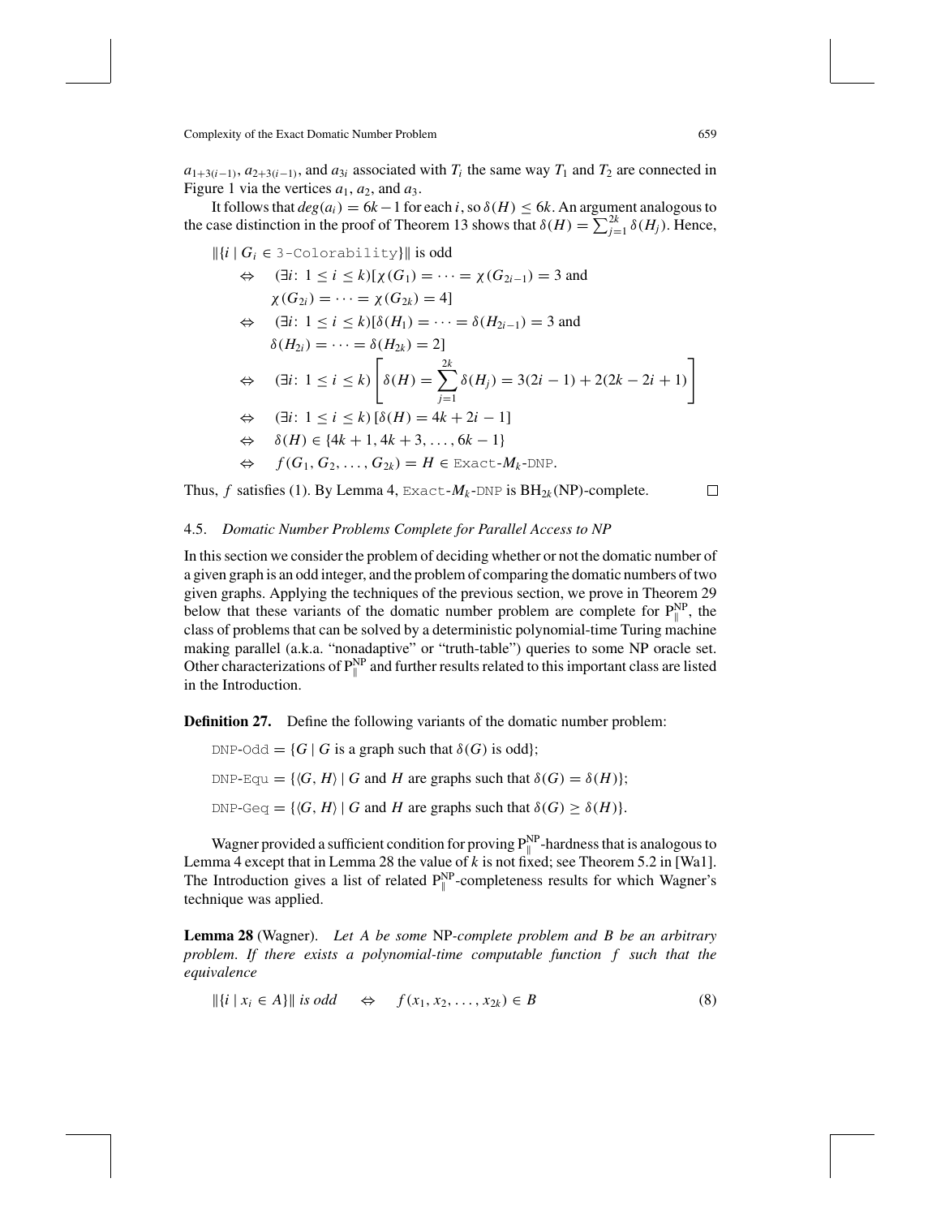$a_{1+3(i-1)}$, $a_{2+3(i-1)}$, and $a_{3i}$ associated with $T_i$ the same way $T_1$ and $T_2$ are connected in Figure 1 via the vertices $a_1$, $a_2$, and $a_3$.

It follows that $deg(a_i) = 6k - 1$ for each $i$, so $\delta(H) \leq 6k$. An argument analogous to the case distinction in the proof of Theorem 13 shows that $\delta(H) = \sum_{j=1}^{2k} \delta(H_j)$. Hence,

$$
\begin{aligned}
& \|\{i \mid G_i \in \texttt{3-Colorability}\}\| \text{ is odd} \\
& \quad \Leftrightarrow \quad (\exists i\colon 1 \leq i \leq k)[\chi(G_1) = \cdots = \chi(G_{2i-1}) = 3 \text{ and} \\
& \qquad\quad \chi(G_{2i}) = \cdots = \chi(G_{2k}) = 4] \\
& \quad \Leftrightarrow \quad (\exists i\colon 1 \leq i \leq k)[\delta(H_1) = \cdots = \delta(H_{2i-1}) = 3 \text{ and} \\
& \qquad\quad \delta(H_{2i}) = \cdots = \delta(H_{2k}) = 2] \\
& \quad \Leftrightarrow \quad (\exists i\colon 1 \leq i \leq k)\left[\delta(H) = \sum_{j=1}^{2k} \delta(H_j) = 3(2i-1) + 2(2k-2i+1)\right] \\
& \quad \Leftrightarrow \quad (\exists i\colon 1 \leq i \leq k)\,[\delta(H) = 4k + 2i - 1] \\
& \quad \Leftrightarrow \quad \delta(H) \in \{4k+1, 4k+3, \ldots, 6k-1\} \\
& \quad \Leftrightarrow \quad f(G_1, G_2, \ldots, G_{2k}) = H \in \texttt{Exact-}M_k\texttt{-DNP}.
\end{aligned}
$$

Thus, $f$ satisfies (1). By Lemma 4, $\texttt{Exact-}M_k\texttt{-DNP}$ is $\mathrm{BH}_{2k}(\mathrm{NP})$-complete. □

### 4.5. *Domatic Number Problems Complete for Parallel Access to NP*

In this section we consider the problem of deciding whether or not the domatic number of a given graph is an odd integer, and the problem of comparing the domatic numbers of two given graphs. Applying the techniques of the previous section, we prove in Theorem 29 below that these variants of the domatic number problem are complete for $\mathrm{P}_{\|}^{\mathrm{NP}}$, the class of problems that can be solved by a deterministic polynomial-time Turing machine making parallel (a.k.a. "nonadaptive" or "truth-table") queries to some NP oracle set. Other characterizations of $\mathrm{P}_{\|}^{\mathrm{NP}}$ and further results related to this important class are listed in the Introduction.

**Definition 27.** Define the following variants of the domatic number problem:

$\texttt{DNP-Odd} = \{G \mid G \text{ is a graph such that } \delta(G) \text{ is odd}\}$;

$\texttt{DNP-Equ} = \{\langle G, H\rangle \mid G \text{ and } H \text{ are graphs such that } \delta(G) = \delta(H)\}$;

$\texttt{DNP-Geq} = \{\langle G, H\rangle \mid G \text{ and } H \text{ are graphs such that } \delta(G) \geq \delta(H)\}$.

Wagner provided a sufficient condition for proving $\mathrm{P}_{\|}^{\mathrm{NP}}$-hardness that is analogous to Lemma 4 except that in Lemma 28 the value of $k$ is not fixed; see Theorem 5.2 in [Wa1]. The Introduction gives a list of related $\mathrm{P}_{\|}^{\mathrm{NP}}$-completeness results for which Wagner's technique was applied.

**Lemma 28** (Wagner). *Let $A$ be some* NP*-complete problem and $B$ be an arbitrary problem. If there exists a polynomial-time computable function $f$ such that the equivalence*

$$\|\{i \mid x_i \in A\}\| \textit{ is odd} \quad \Leftrightarrow \quad f(x_1, x_2, \ldots, x_{2k}) \in B \tag{8}$$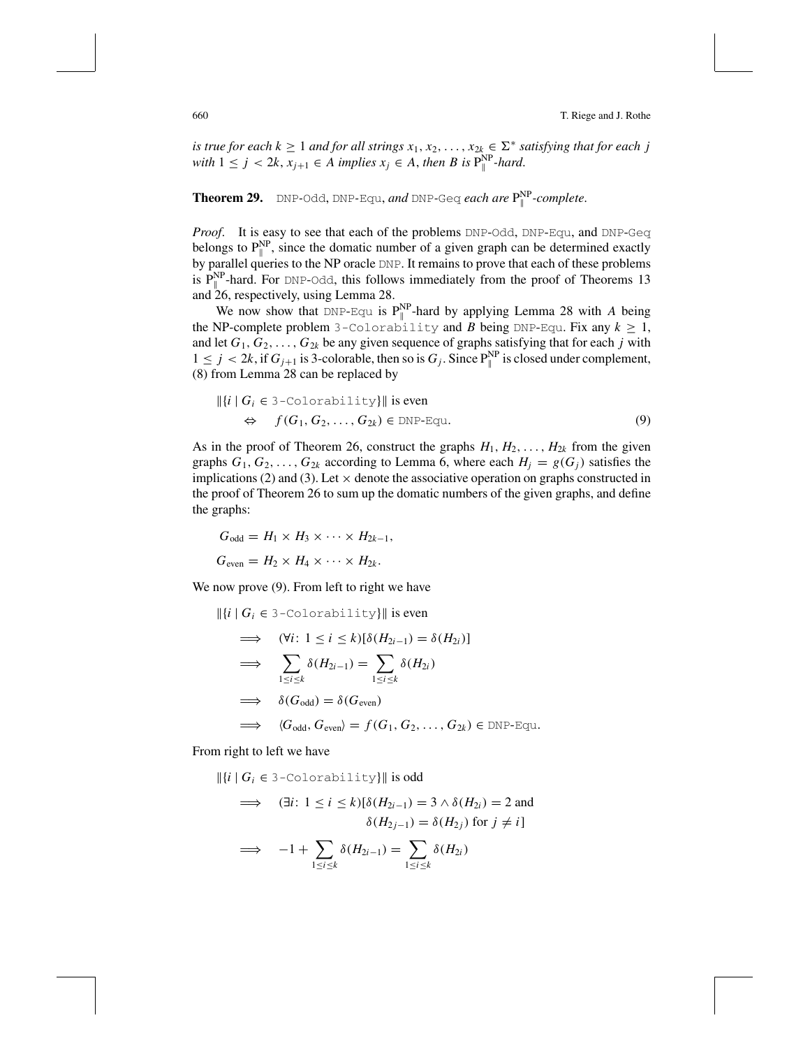*is true for each $k \geq 1$ and for all strings $x_1, x_2, \ldots, x_{2k} \in \Sigma^*$ satisfying that for each $j$ with $1 \leq j < 2k$, $x_{j+1} \in A$ implies $x_j \in A$, then $B$ is $\mathrm{P}_{\|}^{\mathrm{NP}}$-hard.*

**Theorem 29.** `DNP-Odd`, `DNP-Equ`, *and* `DNP-Geq` *each are* $\mathrm{P}_{\|}^{\mathrm{NP}}$*-complete.*

*Proof.* It is easy to see that each of the problems `DNP-Odd`, `DNP-Equ`, and `DNP-Geq` belongs to $\mathrm{P}_{\|}^{\mathrm{NP}}$, since the domatic number of a given graph can be determined exactly by parallel queries to the NP oracle `DNP`. It remains to prove that each of these problems is $\mathrm{P}_{\|}^{\mathrm{NP}}$-hard. For `DNP-Odd`, this follows immediately from the proof of Theorems 13 and 26, respectively, using Lemma 28.

We now show that `DNP-Equ` is $\mathrm{P}_{\|}^{\mathrm{NP}}$-hard by applying Lemma 28 with $A$ being the NP-complete problem `3-Colorability` and $B$ being `DNP-Equ`. Fix any $k \geq 1$, and let $G_1, G_2, \ldots, G_{2k}$ be any given sequence of graphs satisfying that for each $j$ with $1 \leq j < 2k$, if $G_{j+1}$ is 3-colorable, then so is $G_j$. Since $\mathrm{P}_{\|}^{\mathrm{NP}}$ is closed under complement, (8) from Lemma 28 can be replaced by

$$
\begin{aligned}
&\|\{i \mid G_i \in \texttt{3-Colorability}\}\| \text{ is even} \\
&\qquad \Leftrightarrow \quad f(G_1, G_2, \ldots, G_{2k}) \in \texttt{DNP-Equ}. 
\end{aligned}
\tag{9}
$$

As in the proof of Theorem 26, construct the graphs $H_1, H_2, \ldots, H_{2k}$ from the given graphs $G_1, G_2, \ldots, G_{2k}$ according to Lemma 6, where each $H_j = g(G_j)$ satisfies the implications (2) and (3). Let $\times$ denote the associative operation on graphs constructed in the proof of Theorem 26 to sum up the domatic numbers of the given graphs, and define the graphs:

$$
\begin{aligned}
G_{\mathrm{odd}} &= H_1 \times H_3 \times \cdots \times H_{2k-1}, \\
G_{\mathrm{even}} &= H_2 \times H_4 \times \cdots \times H_{2k}.
\end{aligned}
$$

We now prove (9). From left to right we have

$$
\begin{aligned}
&\|\{i \mid G_i \in \texttt{3-Colorability}\}\| \text{ is even} \\
&\quad \Longrightarrow \quad (\forall i\colon 1 \leq i \leq k)[\delta(H_{2i-1}) = \delta(H_{2i})] \\
&\quad \Longrightarrow \quad \sum_{1 \leq i \leq k} \delta(H_{2i-1}) = \sum_{1 \leq i \leq k} \delta(H_{2i}) \\
&\quad \Longrightarrow \quad \delta(G_{\mathrm{odd}}) = \delta(G_{\mathrm{even}}) \\
&\quad \Longrightarrow \quad \langle G_{\mathrm{odd}}, G_{\mathrm{even}} \rangle = f(G_1, G_2, \ldots, G_{2k}) \in \texttt{DNP-Equ}.
\end{aligned}
$$

From right to left we have

$$
\begin{aligned}
&\|\{i \mid G_i \in \texttt{3-Colorability}\}\| \text{ is odd} \\
&\quad \Longrightarrow \quad (\exists i\colon 1 \leq i \leq k)[\delta(H_{2i-1}) = 3 \wedge \delta(H_{2i}) = 2 \text{ and} \\
&\qquad\qquad\qquad\qquad \delta(H_{2j-1}) = \delta(H_{2j}) \text{ for } j \neq i] \\
&\quad \Longrightarrow \quad -1 + \sum_{1 \leq i \leq k} \delta(H_{2i-1}) = \sum_{1 \leq i \leq k} \delta(H_{2i})
\end{aligned}
$$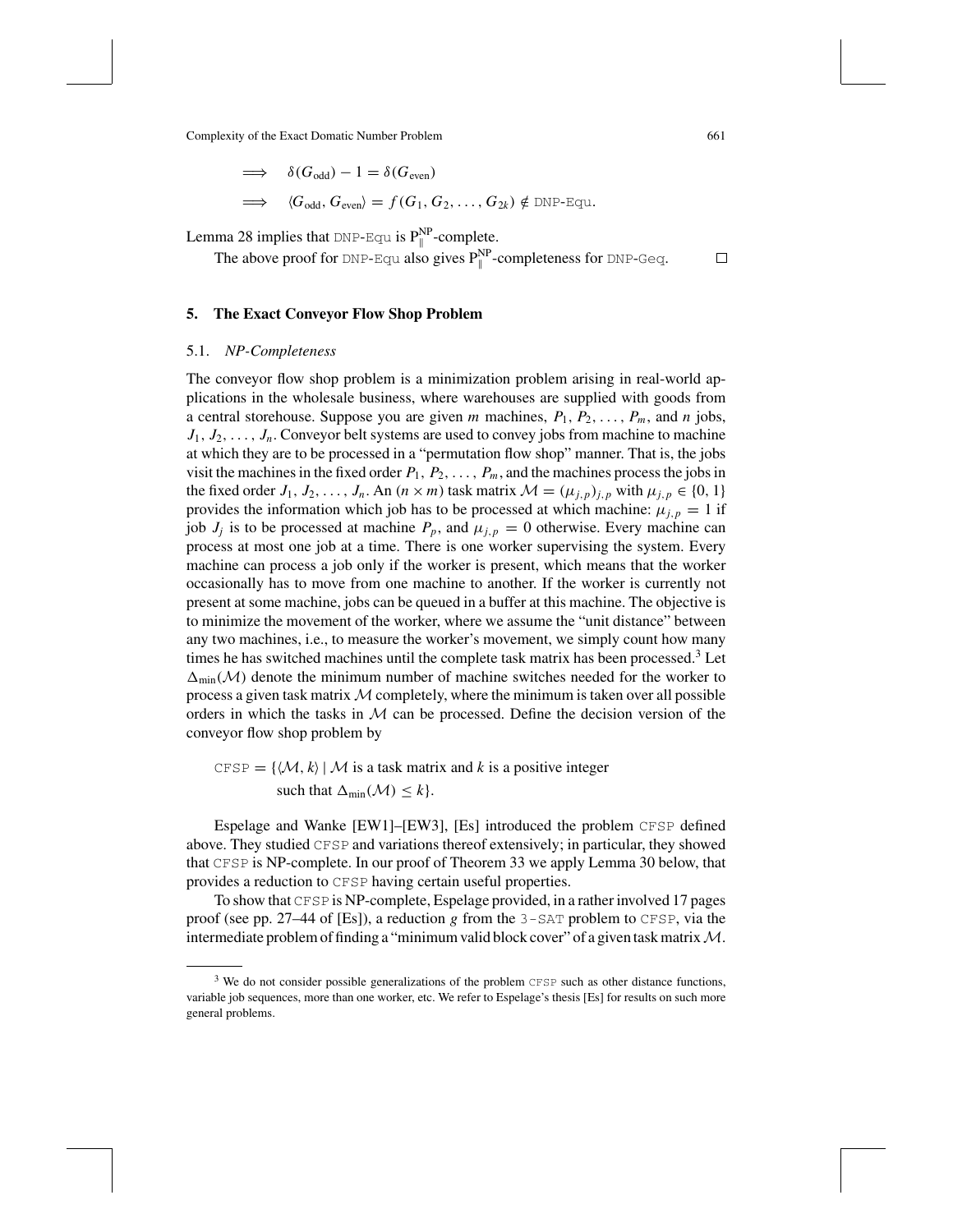$$\implies \quad \delta(G_{\text{odd}}) - 1 = \delta(G_{\text{even}})$$

$$\implies \quad \langle G_{\text{odd}}, G_{\text{even}} \rangle = f(G_1, G_2, \ldots, G_{2k}) \notin \texttt{DNP-Equ}.$$

Lemma 28 implies that DNP-Equ is $\mathrm{P}_{\|}^{\mathrm{NP}}$-complete.

The above proof for DNP-Equ also gives $\mathrm{P}_{\|}^{\mathrm{NP}}$-completeness for DNP-Geq. □

## 5. The Exact Conveyor Flow Shop Problem

### 5.1. *NP-Completeness*

The conveyor flow shop problem is a minimization problem arising in real-world applications in the wholesale business, where warehouses are supplied with goods from a central storehouse. Suppose you are given $m$ machines, $P_1, P_2, \ldots, P_m$, and $n$ jobs, $J_1, J_2, \ldots, J_n$. Conveyor belt systems are used to convey jobs from machine to machine at which they are to be processed in a "permutation flow shop" manner. That is, the jobs visit the machines in the fixed order $P_1, P_2, \ldots, P_m$, and the machines process the jobs in the fixed order $J_1, J_2, \ldots, J_n$. An $(n \times m)$ task matrix $\mathcal{M} = (\mu_{j,p})_{j,p}$ with $\mu_{j,p} \in \{0, 1\}$ provides the information which job has to be processed at which machine: $\mu_{j,p} = 1$ if job $J_j$ is to be processed at machine $P_p$, and $\mu_{j,p} = 0$ otherwise. Every machine can process at most one job at a time. There is one worker supervising the system. Every machine can process a job only if the worker is present, which means that the worker occasionally has to move from one machine to another. If the worker is currently not present at some machine, jobs can be queued in a buffer at this machine. The objective is to minimize the movement of the worker, where we assume the "unit distance" between any two machines, i.e., to measure the worker's movement, we simply count how many times he has switched machines until the complete task matrix has been processed.[3] Let $\Delta_{\min}(\mathcal{M})$ denote the minimum number of machine switches needed for the worker to process a given task matrix $\mathcal{M}$ completely, where the minimum is taken over all possible orders in which the tasks in $\mathcal{M}$ can be processed. Define the decision version of the conveyor flow shop problem by

$$\texttt{CFSP} = \{\langle \mathcal{M}, k \rangle \mid \mathcal{M} \text{ is a task matrix and } k \text{ is a positive integer such that } \Delta_{\min}(\mathcal{M}) \leq k\}.$$

Espelage and Wanke [EW1]–[EW3], [Es] introduced the problem CFSP defined above. They studied CFSP and variations thereof extensively; in particular, they showed that CFSP is NP-complete. In our proof of Theorem 33 we apply Lemma 30 below, that provides a reduction to CFSP having certain useful properties.

To show that CFSP is NP-complete, Espelage provided, in a rather involved 17 pages proof (see pp. 27–44 of [Es]), a reduction $g$ from the 3-SAT problem to CFSP, via the intermediate problem of finding a "minimum valid block cover" of a given task matrix $\mathcal{M}$.

[3] We do not consider possible generalizations of the problem CFSP such as other distance functions, variable job sequences, more than one worker, etc. We refer to Espelage's thesis [Es] for results on such more general problems.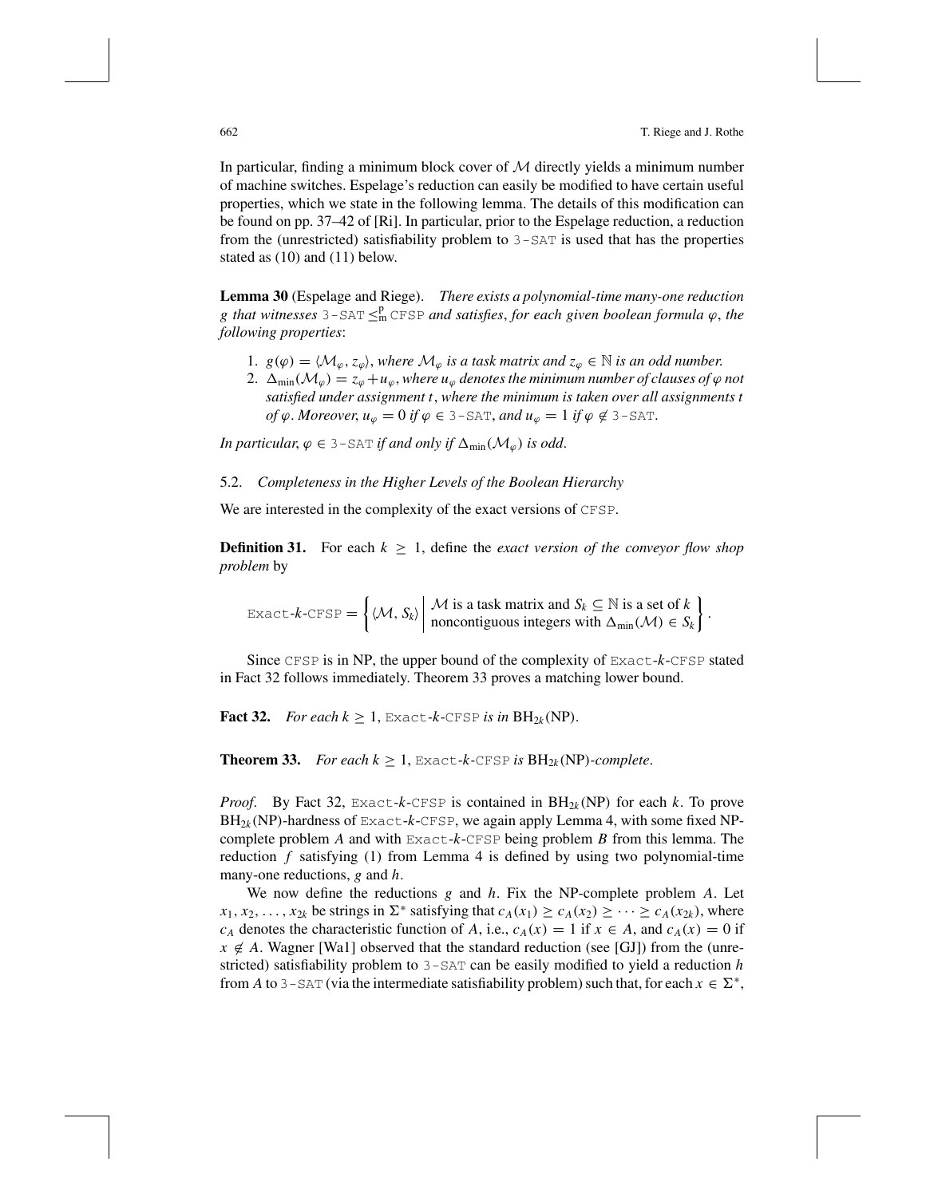In particular, finding a minimum block cover of $\mathcal{M}$ directly yields a minimum number of machine switches. Espelage's reduction can easily be modified to have certain useful properties, which we state in the following lemma. The details of this modification can be found on pp. 37–42 of [Ri]. In particular, prior to the Espelage reduction, a reduction from the (unrestricted) satisfiability problem to 3-SAT is used that has the properties stated as (10) and (11) below.

**Lemma 30** (Espelage and Riege). *There exists a polynomial-time many-one reduction $g$ that witnesses 3-SAT $\leq_m^p$ CFSP and satisfies, for each given boolean formula $\varphi$, the following properties*:

1. $g(\varphi) = \langle \mathcal{M}_\varphi, z_\varphi \rangle$, *where $\mathcal{M}_\varphi$ is a task matrix and $z_\varphi \in \mathbb{N}$ is an odd number.*
2. $\Delta_{\min}(\mathcal{M}_\varphi) = z_\varphi + u_\varphi$, *where $u_\varphi$ denotes the minimum number of clauses of $\varphi$ not satisfied under assignment $t$, where the minimum is taken over all assignments $t$ of $\varphi$. Moreover, $u_\varphi = 0$ if $\varphi \in$ 3-SAT, and $u_\varphi = 1$ if $\varphi \notin$ 3-SAT.*

*In particular, $\varphi \in$ 3-SAT if and only if $\Delta_{\min}(\mathcal{M}_\varphi)$ is odd.*

### 5.2. *Completeness in the Higher Levels of the Boolean Hierarchy*

We are interested in the complexity of the exact versions of CFSP.

**Definition 31.** For each $k \geq 1$, define the *exact version of the conveyor flow shop problem* by

$$\text{Exact-}k\text{-CFSP} = \left\{ \langle \mathcal{M}, S_k \rangle \;\middle|\; \begin{array}{l} \mathcal{M} \text{ is a task matrix and } S_k \subseteq \mathbb{N} \text{ is a set of } k \\ \text{noncontiguous integers with } \Delta_{\min}(\mathcal{M}) \in S_k \end{array} \right\}.$$

Since CFSP is in NP, the upper bound of the complexity of Exact-$k$-CFSP stated in Fact 32 follows immediately. Theorem 33 proves a matching lower bound.

**Fact 32.** *For each $k \geq 1$, Exact-$k$-CFSP is in $\mathrm{BH}_{2k}(\mathrm{NP})$.*

**Theorem 33.** *For each $k \geq 1$, Exact-$k$-CFSP is $\mathrm{BH}_{2k}(\mathrm{NP})$-complete.*

*Proof.* By Fact 32, Exact-$k$-CFSP is contained in $\mathrm{BH}_{2k}(\mathrm{NP})$ for each $k$. To prove $\mathrm{BH}_{2k}(\mathrm{NP})$-hardness of Exact-$k$-CFSP, we again apply Lemma 4, with some fixed NP-complete problem $A$ and with Exact-$k$-CFSP being problem $B$ from this lemma. The reduction $f$ satisfying (1) from Lemma 4 is defined by using two polynomial-time many-one reductions, $g$ and $h$.

We now define the reductions $g$ and $h$. Fix the NP-complete problem $A$. Let $x_1, x_2, \ldots, x_{2k}$ be strings in $\Sigma^*$ satisfying that $c_A(x_1) \geq c_A(x_2) \geq \cdots \geq c_A(x_{2k})$, where $c_A$ denotes the characteristic function of $A$, i.e., $c_A(x) = 1$ if $x \in A$, and $c_A(x) = 0$ if $x \notin A$. Wagner [Wa1] observed that the standard reduction (see [GJ]) from the (unrestricted) satisfiability problem to 3-SAT can be easily modified to yield a reduction $h$ from $A$ to 3-SAT (via the intermediate satisfiability problem) such that, for each $x \in \Sigma^*$,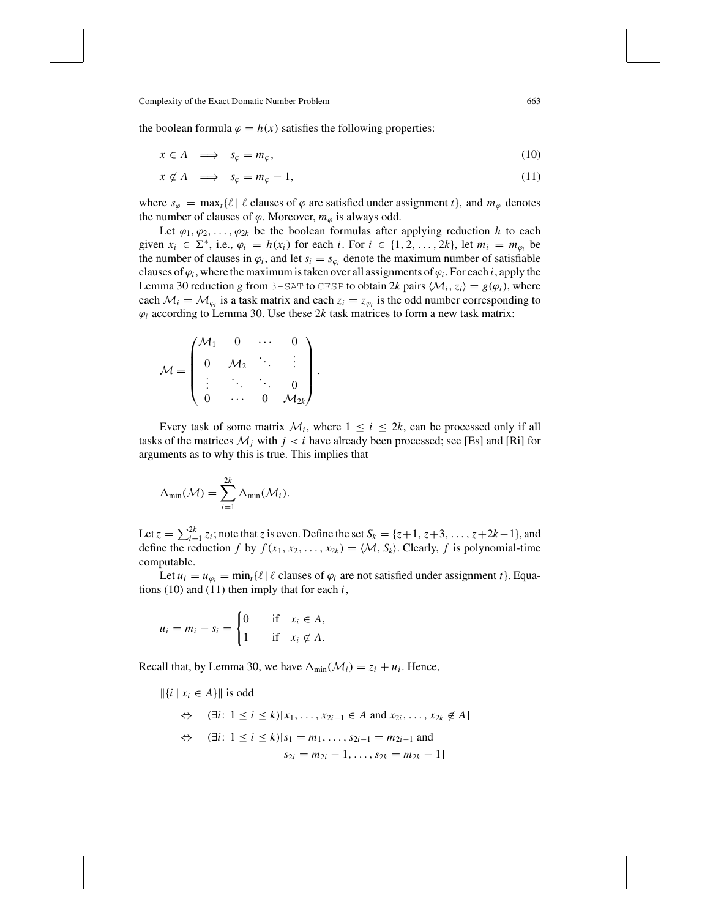the boolean formula $\varphi = h(x)$ satisfies the following properties:

$$x \in A \implies s_\varphi = m_\varphi, \tag{10}$$

$$x \notin A \implies s_\varphi = m_\varphi - 1, \tag{11}$$

where $s_\varphi = \max_t\{\ell \mid \ell$ clauses of $\varphi$ are satisfied under assignment $t\}$, and $m_\varphi$ denotes the number of clauses of $\varphi$. Moreover, $m_\varphi$ is always odd.

Let $\varphi_1, \varphi_2, \ldots, \varphi_{2k}$ be the boolean formulas after applying reduction $h$ to each given $x_i \in \Sigma^*$, i.e., $\varphi_i = h(x_i)$ for each $i$. For $i \in \{1, 2, \ldots, 2k\}$, let $m_i = m_{\varphi_i}$ be the number of clauses in $\varphi_i$, and let $s_i = s_{\varphi_i}$ denote the maximum number of satisfiable clauses of $\varphi_i$, where the maximum is taken over all assignments of $\varphi_i$. For each $i$, apply the Lemma 30 reduction $g$ from 3-SAT to CFSP to obtain $2k$ pairs $\langle \mathcal{M}_i, z_i \rangle = g(\varphi_i)$, where each $\mathcal{M}_i = \mathcal{M}_{\varphi_i}$ is a task matrix and each $z_i = z_{\varphi_i}$ is the odd number corresponding to $\varphi_i$ according to Lemma 30. Use these $2k$ task matrices to form a new task matrix:

$$\mathcal{M} = \begin{pmatrix} \mathcal{M}_1 & 0 & \cdots & 0 \\ 0 & \mathcal{M}_2 & \ddots & \vdots \\ \vdots & \ddots & \ddots & 0 \\ 0 & \cdots & 0 & \mathcal{M}_{2k} \end{pmatrix}.$$

Every task of some matrix $\mathcal{M}_i$, where $1 \leq i \leq 2k$, can be processed only if all tasks of the matrices $\mathcal{M}_j$ with $j < i$ have already been processed; see [Es] and [Ri] for arguments as to why this is true. This implies that

$$\Delta_{\min}(\mathcal{M}) = \sum_{i=1}^{2k} \Delta_{\min}(\mathcal{M}_i).$$

Let $z = \sum_{i=1}^{2k} z_i$; note that $z$ is even. Define the set $S_k = \{z+1, z+3, \ldots, z+2k-1\}$, and define the reduction $f$ by $f(x_1, x_2, \ldots, x_{2k}) = \langle \mathcal{M}, S_k \rangle$. Clearly, $f$ is polynomial-time computable.

Let $u_i = u_{\varphi_i} = \min_t\{\ell \mid \ell$ clauses of $\varphi_i$ are not satisfied under assignment $t\}$. Equations (10) and (11) then imply that for each $i$,

$$u_i = m_i - s_i = \begin{cases} 0 & \text{if} \quad x_i \in A, \\ 1 & \text{if} \quad x_i \notin A. \end{cases}$$

Recall that, by Lemma 30, we have $\Delta_{\min}(\mathcal{M}_i) = z_i + u_i$. Hence,

$\|\{i \mid x_i \in A\}\|$ is odd

$$\Leftrightarrow \quad (\exists i\colon 1 \leq i \leq k)[x_1, \ldots, x_{2i-1} \in A \text{ and } x_{2i}, \ldots, x_{2k} \notin A]$$

$$\Leftrightarrow \quad (\exists i\colon 1 \leq i \leq k)[s_1 = m_1, \ldots, s_{2i-1} = m_{2i-1} \text{ and}$$
$$s_{2i} = m_{2i} - 1, \ldots, s_{2k} = m_{2k} - 1]$$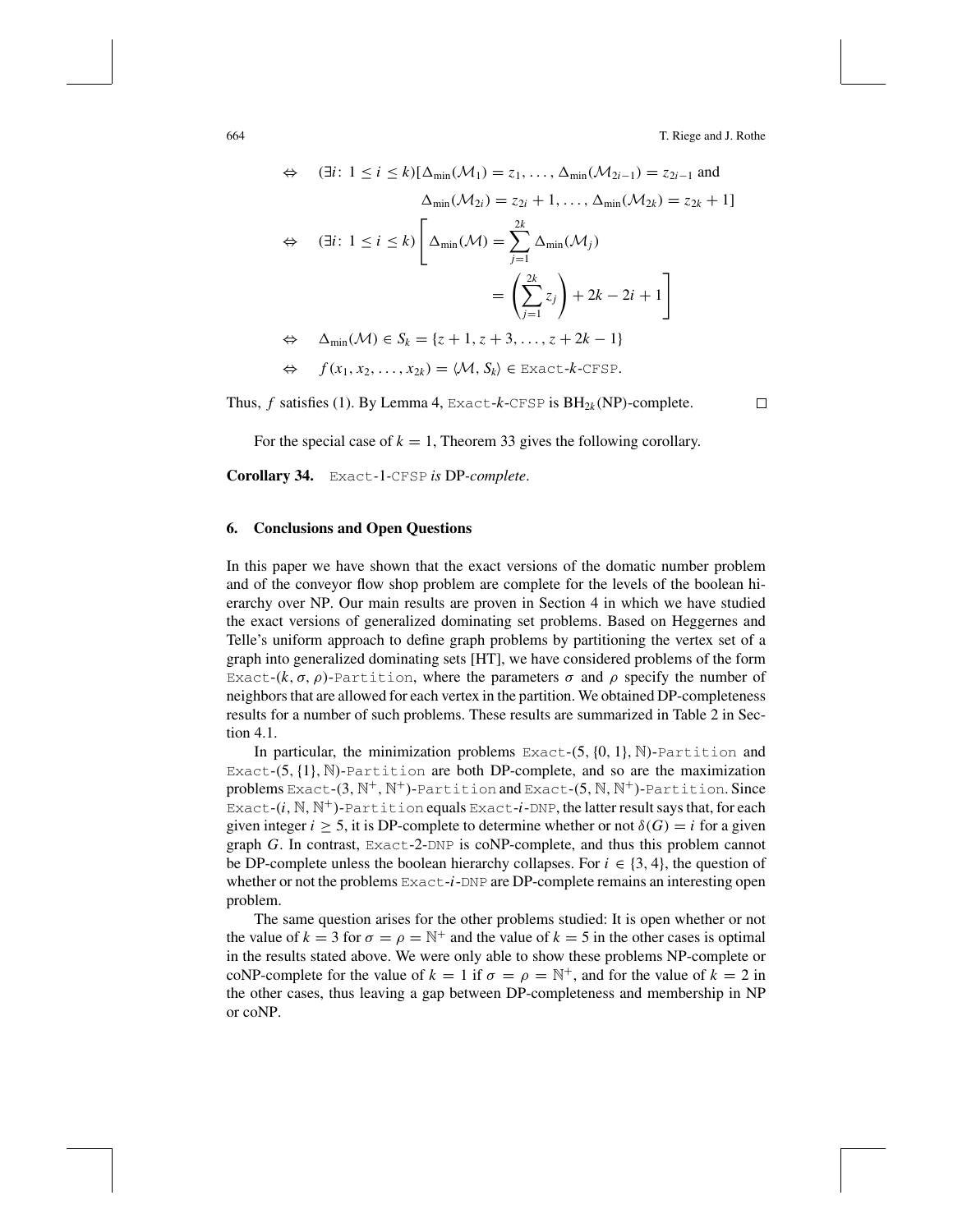$$\Leftrightarrow \quad (\exists i\colon 1 \leq i \leq k)[\Delta_{\min}(\mathcal{M}_1) = z_1, \ldots, \Delta_{\min}(\mathcal{M}_{2i-1}) = z_{2i-1} \text{ and}$$

$$\Delta_{\min}(\mathcal{M}_{2i}) = z_{2i} + 1, \ldots, \Delta_{\min}(\mathcal{M}_{2k}) = z_{2k} + 1]$$

$$\Leftrightarrow \quad (\exists i\colon 1 \leq i \leq k)\left[\Delta_{\min}(\mathcal{M}) = \sum_{j=1}^{2k} \Delta_{\min}(\mathcal{M}_j) = \left(\sum_{j=1}^{2k} z_j\right) + 2k - 2i + 1\right]$$

$$\Leftrightarrow \quad \Delta_{\min}(\mathcal{M}) \in S_k = \{z+1, z+3, \ldots, z+2k-1\}$$

$$\Leftrightarrow \quad f(x_1, x_2, \ldots, x_{2k}) = \langle \mathcal{M}, S_k \rangle \in \text{Exact-}k\text{-CFSP}.$$

Thus, $f$ satisfies (1). By Lemma 4, Exact-$k$-CFSP is $\mathrm{BH}_{2k}(\mathrm{NP})$-complete. □

For the special case of $k = 1$, Theorem 33 gives the following corollary.

**Corollary 34.** Exact-1-CFSP *is* DP-*complete*.

## 6. Conclusions and Open Questions

In this paper we have shown that the exact versions of the domatic number problem and of the conveyor flow shop problem are complete for the levels of the boolean hierarchy over NP. Our main results are proven in Section 4 in which we have studied the exact versions of generalized dominating set problems. Based on Heggernes and Telle's uniform approach to define graph problems by partitioning the vertex set of a graph into generalized dominating sets [HT], we have considered problems of the form Exact-$(k, \sigma, \rho)$-Partition, where the parameters $\sigma$ and $\rho$ specify the number of neighbors that are allowed for each vertex in the partition. We obtained DP-completeness results for a number of such problems. These results are summarized in Table 2 in Section 4.1.

In particular, the minimization problems Exact-$(5, \{0, 1\}, \mathbb{N})$-Partition and Exact-$(5, \{1\}, \mathbb{N})$-Partition are both DP-complete, and so are the maximization problems Exact-$(3, \mathbb{N}^+, \mathbb{N}^+)$-Partition and Exact-$(5, \mathbb{N}, \mathbb{N}^+)$-Partition. Since Exact-$(i, \mathbb{N}, \mathbb{N}^+)$-Partition equals Exact-$i$-DNP, the latter result says that, for each given integer $i \geq 5$, it is DP-complete to determine whether or not $\delta(G) = i$ for a given graph $G$. In contrast, Exact-2-DNP is coNP-complete, and thus this problem cannot be DP-complete unless the boolean hierarchy collapses. For $i \in \{3, 4\}$, the question of whether or not the problems Exact-$i$-DNP are DP-complete remains an interesting open problem.

The same question arises for the other problems studied: It is open whether or not the value of $k = 3$ for $\sigma = \rho = \mathbb{N}^+$ and the value of $k = 5$ in the other cases is optimal in the results stated above. We were only able to show these problems NP-complete or coNP-complete for the value of $k = 1$ if $\sigma = \rho = \mathbb{N}^+$, and for the value of $k = 2$ in the other cases, thus leaving a gap between DP-completeness and membership in NP or coNP.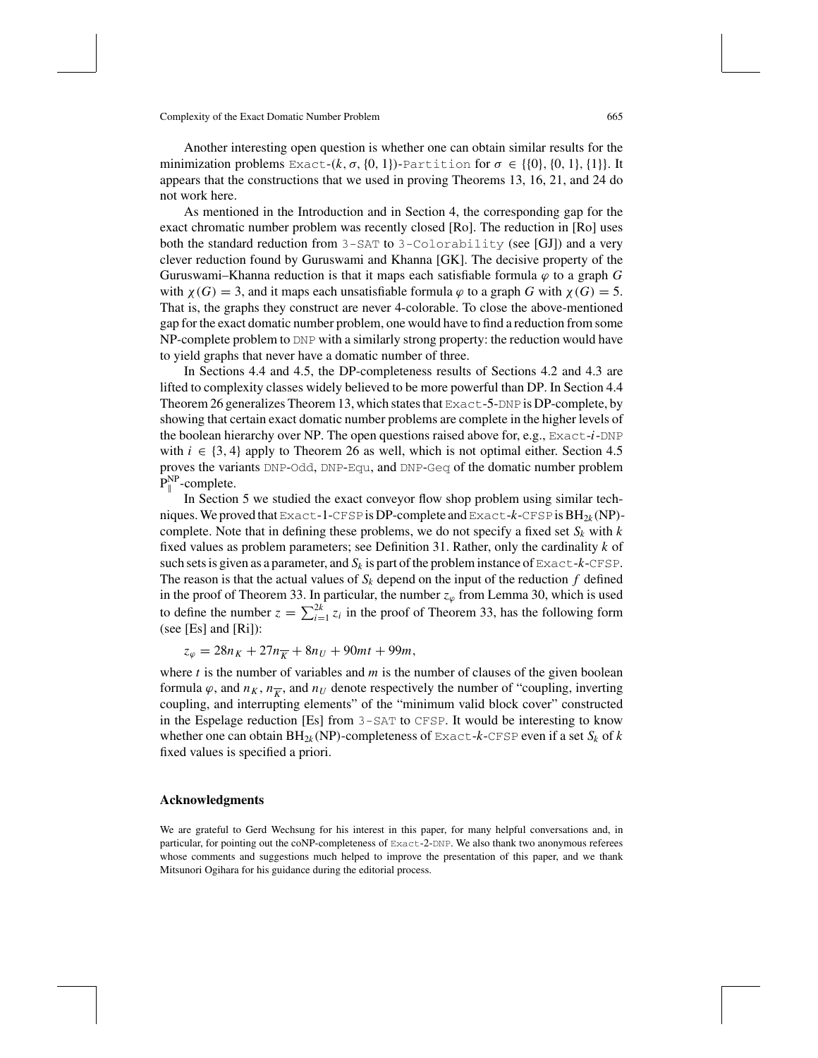Another interesting open question is whether one can obtain similar results for the minimization problems Exact-$(k, \sigma, \{0, 1\})$-Partition for $\sigma \in \{\{0\}, \{0, 1\}, \{1\}\}$. It appears that the constructions that we used in proving Theorems 13, 16, 21, and 24 do not work here.

As mentioned in the Introduction and in Section 4, the corresponding gap for the exact chromatic number problem was recently closed [Ro]. The reduction in [Ro] uses both the standard reduction from 3-SAT to 3-Colorability (see [GJ]) and a very clever reduction found by Guruswami and Khanna [GK]. The decisive property of the Guruswami–Khanna reduction is that it maps each satisfiable formula $\varphi$ to a graph $G$ with $\chi(G) = 3$, and it maps each unsatisfiable formula $\varphi$ to a graph $G$ with $\chi(G) = 5$. That is, the graphs they construct are never 4-colorable. To close the above-mentioned gap for the exact domatic number problem, one would have to find a reduction from some NP-complete problem to DNP with a similarly strong property: the reduction would have to yield graphs that never have a domatic number of three.

In Sections 4.4 and 4.5, the DP-completeness results of Sections 4.2 and 4.3 are lifted to complexity classes widely believed to be more powerful than DP. In Section 4.4 Theorem 26 generalizes Theorem 13, which states that Exact-5-DNP is DP-complete, by showing that certain exact domatic number problems are complete in the higher levels of the boolean hierarchy over NP. The open questions raised above for, e.g., Exact-$i$-DNP with $i \in \{3, 4\}$ apply to Theorem 26 as well, which is not optimal either. Section 4.5 proves the variants DNP-Odd, DNP-Equ, and DNP-Geq of the domatic number problem $\mathrm{P}_{\parallel}^{\mathrm{NP}}$-complete.

In Section 5 we studied the exact conveyor flow shop problem using similar techniques. We proved that Exact-1-CFSP is DP-complete and Exact-$k$-CFSP is $\mathrm{BH}_{2k}(\mathrm{NP})$-complete. Note that in defining these problems, we do not specify a fixed set $S_k$ with $k$ fixed values as problem parameters; see Definition 31. Rather, only the cardinality $k$ of such sets is given as a parameter, and $S_k$ is part of the problem instance of Exact-$k$-CFSP. The reason is that the actual values of $S_k$ depend on the input of the reduction $f$ defined in the proof of Theorem 33. In particular, the number $z_\varphi$ from Lemma 30, which is used to define the number $z = \sum_{i=1}^{2k} z_i$ in the proof of Theorem 33, has the following form (see [Es] and [Ri]):

$$z_\varphi = 28n_K + 27n_{\overline{K}} + 8n_U + 90mt + 99m,$$

where $t$ is the number of variables and $m$ is the number of clauses of the given boolean formula $\varphi$, and $n_K$, $n_{\overline{K}}$, and $n_U$ denote respectively the number of "coupling, inverting coupling, and interrupting elements" of the "minimum valid block cover" constructed in the Espelage reduction [Es] from 3-SAT to CFSP. It would be interesting to know whether one can obtain $\mathrm{BH}_{2k}(\mathrm{NP})$-completeness of Exact-$k$-CFSP even if a set $S_k$ of $k$ fixed values is specified a priori.

## Acknowledgments

We are grateful to Gerd Wechsung for his interest in this paper, for many helpful conversations and, in particular, for pointing out the coNP-completeness of Exact-2-DNP. We also thank two anonymous referees whose comments and suggestions much helped to improve the presentation of this paper, and we thank Mitsunori Ogihara for his guidance during the editorial process.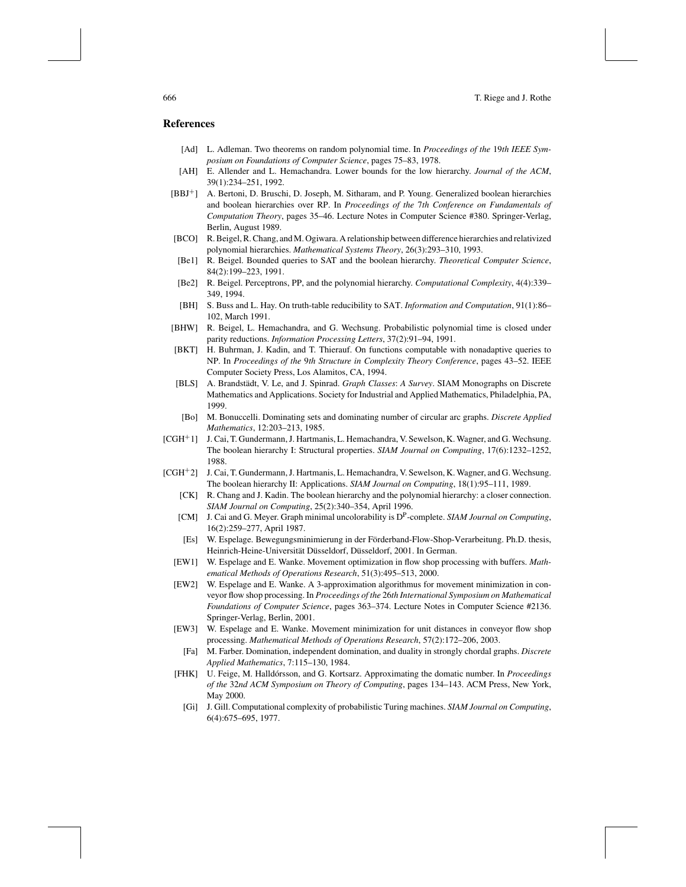## References

[Ad] L. Adleman. Two theorems on random polynomial time. In *Proceedings of the 19th IEEE Symposium on Foundations of Computer Science*, pages 75–83, 1978.

[AH] E. Allender and L. Hemachandra. Lower bounds for the low hierarchy. *Journal of the ACM*, 39(1):234–251, 1992.

[BBJ+] A. Bertoni, D. Bruschi, D. Joseph, M. Sitharam, and P. Young. Generalized boolean hierarchies and boolean hierarchies over RP. In *Proceedings of the 7th Conference on Fundamentals of Computation Theory*, pages 35–46. Lecture Notes in Computer Science #380. Springer-Verlag, Berlin, August 1989.

[BCO] R. Beigel, R. Chang, and M. Ogiwara. A relationship between difference hierarchies and relativized polynomial hierarchies. *Mathematical Systems Theory*, 26(3):293–310, 1993.

[Be1] R. Beigel. Bounded queries to SAT and the boolean hierarchy. *Theoretical Computer Science*, 84(2):199–223, 1991.

[Be2] R. Beigel. Perceptrons, PP, and the polynomial hierarchy. *Computational Complexity*, 4(4):339–349, 1994.

[BH] S. Buss and L. Hay. On truth-table reducibility to SAT. *Information and Computation*, 91(1):86–102, March 1991.

[BHW] R. Beigel, L. Hemachandra, and G. Wechsung. Probabilistic polynomial time is closed under parity reductions. *Information Processing Letters*, 37(2):91–94, 1991.

[BKT] H. Buhrman, J. Kadin, and T. Thierauf. On functions computable with nonadaptive queries to NP. In *Proceedings of the 9th Structure in Complexity Theory Conference*, pages 43–52. IEEE Computer Society Press, Los Alamitos, CA, 1994.

[BLS] A. Brandstädt, V. Le, and J. Spinrad. *Graph Classes: A Survey*. SIAM Monographs on Discrete Mathematics and Applications. Society for Industrial and Applied Mathematics, Philadelphia, PA, 1999.

[Bo] M. Bonuccelli. Dominating sets and dominating number of circular arc graphs. *Discrete Applied Mathematics*, 12:203–213, 1985.

[CGH+1] J. Cai, T. Gundermann, J. Hartmanis, L. Hemachandra, V. Sewelson, K. Wagner, and G. Wechsung. The boolean hierarchy I: Structural properties. *SIAM Journal on Computing*, 17(6):1232–1252, 1988.

[CGH+2] J. Cai, T. Gundermann, J. Hartmanis, L. Hemachandra, V. Sewelson, K. Wagner, and G. Wechsung. The boolean hierarchy II: Applications. *SIAM Journal on Computing*, 18(1):95–111, 1989.

[CK] R. Chang and J. Kadin. The boolean hierarchy and the polynomial hierarchy: a closer connection. *SIAM Journal on Computing*, 25(2):340–354, April 1996.

[CM] J. Cai and G. Meyer. Graph minimal uncolorability is $D^P$-complete. *SIAM Journal on Computing*, 16(2):259–277, April 1987.

[Es] W. Espelage. Bewegungsminimierung in der Förderband-Flow-Shop-Verarbeitung. Ph.D. thesis, Heinrich-Heine-Universität Düsseldorf, Düsseldorf, 2001. In German.

[EW1] W. Espelage and E. Wanke. Movement optimization in flow shop processing with buffers. *Mathematical Methods of Operations Research*, 51(3):495–513, 2000.

[EW2] W. Espelage and E. Wanke. A 3-approximation algorithmus for movement minimization in conveyor flow shop processing. In *Proceedings of the 26th International Symposium on Mathematical Foundations of Computer Science*, pages 363–374. Lecture Notes in Computer Science #2136. Springer-Verlag, Berlin, 2001.

[EW3] W. Espelage and E. Wanke. Movement minimization for unit distances in conveyor flow shop processing. *Mathematical Methods of Operations Research*, 57(2):172–206, 2003.

[Fa] M. Farber. Domination, independent domination, and duality in strongly chordal graphs. *Discrete Applied Mathematics*, 7:115–130, 1984.

[FHK] U. Feige, M. Halldórsson, and G. Kortsarz. Approximating the domatic number. In *Proceedings of the 32nd ACM Symposium on Theory of Computing*, pages 134–143. ACM Press, New York, May 2000.

[Gi] J. Gill. Computational complexity of probabilistic Turing machines. *SIAM Journal on Computing*, 6(4):675–695, 1977.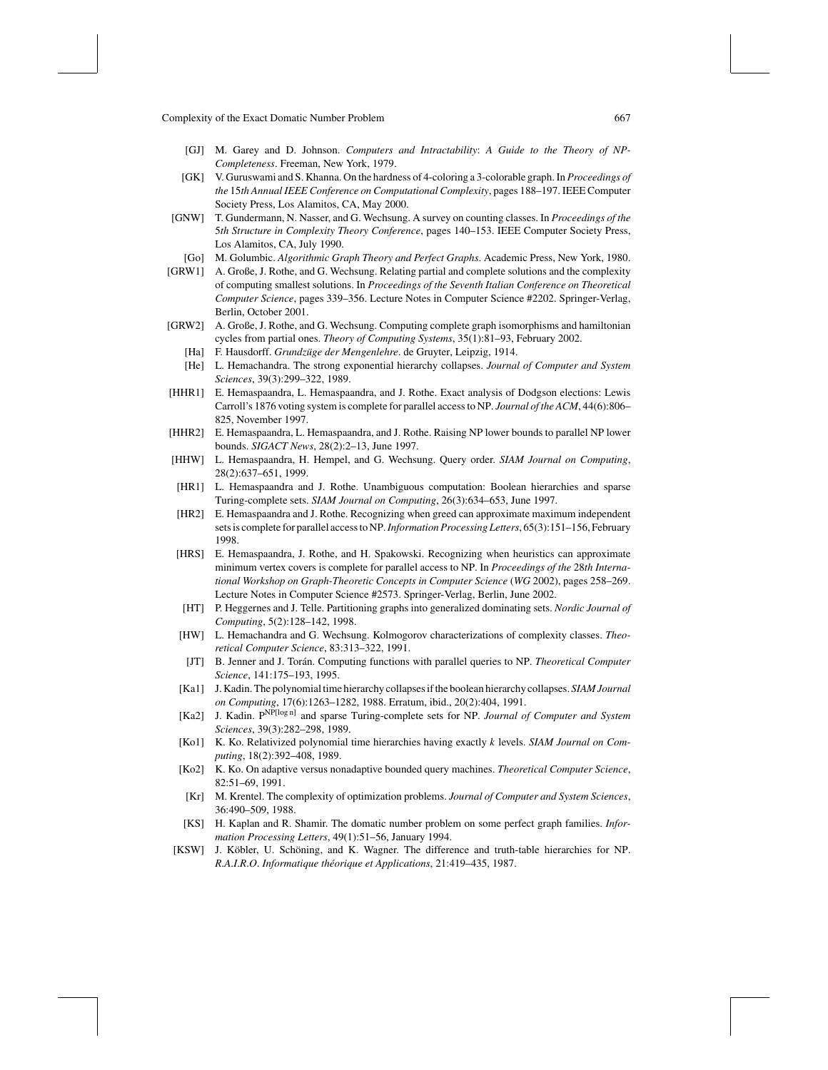- [GJ] M. Garey and D. Johnson. *Computers and Intractability*: *A Guide to the Theory of NP-Completeness*. Freeman, New York, 1979.
- [GK] V. Guruswami and S. Khanna. On the hardness of 4-coloring a 3-colorable graph. In *Proceedings of the* 15*th Annual IEEE Conference on Computational Complexity*, pages 188–197. IEEE Computer Society Press, Los Alamitos, CA, May 2000.
- [GNW] T. Gundermann, N. Nasser, and G. Wechsung. A survey on counting classes. In *Proceedings of the* 5*th Structure in Complexity Theory Conference*, pages 140–153. IEEE Computer Society Press, Los Alamitos, CA, July 1990.
- [Go] M. Golumbic. *Algorithmic Graph Theory and Perfect Graphs*. Academic Press, New York, 1980.
- [GRW1] A. Große, J. Rothe, and G. Wechsung. Relating partial and complete solutions and the complexity of computing smallest solutions. In *Proceedings of the Seventh Italian Conference on Theoretical Computer Science*, pages 339–356. Lecture Notes in Computer Science #2202. Springer-Verlag, Berlin, October 2001.
- [GRW2] A. Große, J. Rothe, and G. Wechsung. Computing complete graph isomorphisms and hamiltonian cycles from partial ones. *Theory of Computing Systems*, 35(1):81–93, February 2002.
- [Ha] F. Hausdorff. *Grundzüge der Mengenlehre*. de Gruyter, Leipzig, 1914.
- [He] L. Hemachandra. The strong exponential hierarchy collapses. *Journal of Computer and System Sciences*, 39(3):299–322, 1989.
- [HHR1] E. Hemaspaandra, L. Hemaspaandra, and J. Rothe. Exact analysis of Dodgson elections: Lewis Carroll's 1876 voting system is complete for parallel access to NP. *Journal of the ACM*, 44(6):806–825, November 1997.
- [HHR2] E. Hemaspaandra, L. Hemaspaandra, and J. Rothe. Raising NP lower bounds to parallel NP lower bounds. *SIGACT News*, 28(2):2–13, June 1997.
- [HHW] L. Hemaspaandra, H. Hempel, and G. Wechsung. Query order. *SIAM Journal on Computing*, 28(2):637–651, 1999.
- [HR1] L. Hemaspaandra and J. Rothe. Unambiguous computation: Boolean hierarchies and sparse Turing-complete sets. *SIAM Journal on Computing*, 26(3):634–653, June 1997.
- [HR2] E. Hemaspaandra and J. Rothe. Recognizing when greed can approximate maximum independent sets is complete for parallel access to NP. *Information Processing Letters*, 65(3):151–156, February 1998.
- [HRS] E. Hemaspaandra, J. Rothe, and H. Spakowski. Recognizing when heuristics can approximate minimum vertex covers is complete for parallel access to NP. In *Proceedings of the* 28*th International Workshop on Graph-Theoretic Concepts in Computer Science* (*WG* 2002), pages 258–269. Lecture Notes in Computer Science #2573. Springer-Verlag, Berlin, June 2002.
- [HT] P. Heggernes and J. Telle. Partitioning graphs into generalized dominating sets. *Nordic Journal of Computing*, 5(2):128–142, 1998.
- [HW] L. Hemachandra and G. Wechsung. Kolmogorov characterizations of complexity classes. *Theoretical Computer Science*, 83:313–322, 1991.
- [JT] B. Jenner and J. Torán. Computing functions with parallel queries to NP. *Theoretical Computer Science*, 141:175–193, 1995.
- [Ka1] J. Kadin. The polynomial time hierarchy collapses if the boolean hierarchy collapses. *SIAM Journal on Computing*, 17(6):1263–1282, 1988. Erratum, ibid., 20(2):404, 1991.
- [Ka2] J. Kadin. $\mathrm{P}^{\mathrm{NP}[\log n]}$ and sparse Turing-complete sets for NP. *Journal of Computer and System Sciences*, 39(3):282–298, 1989.
- [Ko1] K. Ko. Relativized polynomial time hierarchies having exactly *k* levels. *SIAM Journal on Computing*, 18(2):392–408, 1989.
- [Ko2] K. Ko. On adaptive versus nonadaptive bounded query machines. *Theoretical Computer Science*, 82:51–69, 1991.
- [Kr] M. Krentel. The complexity of optimization problems. *Journal of Computer and System Sciences*, 36:490–509, 1988.
- [KS] H. Kaplan and R. Shamir. The domatic number problem on some perfect graph families. *Information Processing Letters*, 49(1):51–56, January 1994.
- [KSW] J. Köbler, U. Schöning, and K. Wagner. The difference and truth-table hierarchies for NP. *R.A.I.R.O. Informatique théorique et Applications*, 21:419–435, 1987.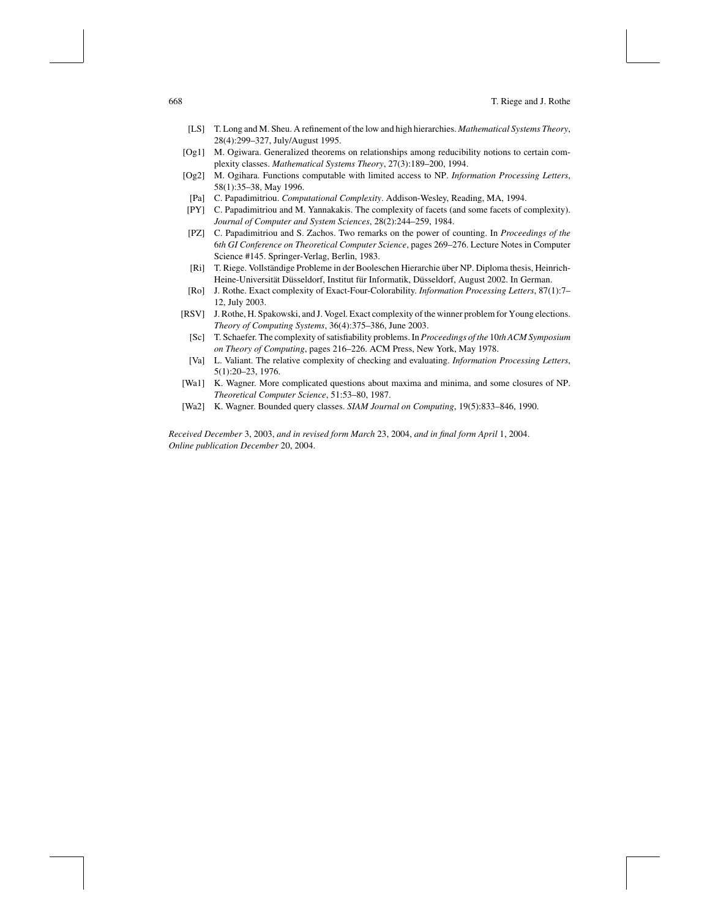[LS] T. Long and M. Sheu. A refinement of the low and high hierarchies. *Mathematical Systems Theory*, 28(4):299–327, July/August 1995.

[Og1] M. Ogiwara. Generalized theorems on relationships among reducibility notions to certain complexity classes. *Mathematical Systems Theory*, 27(3):189–200, 1994.

[Og2] M. Ogihara. Functions computable with limited access to NP. *Information Processing Letters*, 58(1):35–38, May 1996.

[Pa] C. Papadimitriou. *Computational Complexity*. Addison-Wesley, Reading, MA, 1994.

[PY] C. Papadimitriou and M. Yannakakis. The complexity of facets (and some facets of complexity). *Journal of Computer and System Sciences*, 28(2):244–259, 1984.

[PZ] C. Papadimitriou and S. Zachos. Two remarks on the power of counting. In *Proceedings of the 6th GI Conference on Theoretical Computer Science*, pages 269–276. Lecture Notes in Computer Science #145. Springer-Verlag, Berlin, 1983.

[Ri] T. Riege. Vollständige Probleme in der Booleschen Hierarchie über NP. Diploma thesis, Heinrich-Heine-Universität Düsseldorf, Institut für Informatik, Düsseldorf, August 2002. In German.

[Ro] J. Rothe. Exact complexity of Exact-Four-Colorability. *Information Processing Letters*, 87(1):7–12, July 2003.

[RSV] J. Rothe, H. Spakowski, and J. Vogel. Exact complexity of the winner problem for Young elections. *Theory of Computing Systems*, 36(4):375–386, June 2003.

[Sc] T. Schaefer. The complexity of satisfiability problems. In *Proceedings of the 10th ACM Symposium on Theory of Computing*, pages 216–226. ACM Press, New York, May 1978.

[Va] L. Valiant. The relative complexity of checking and evaluating. *Information Processing Letters*, 5(1):20–23, 1976.

[Wa1] K. Wagner. More complicated questions about maxima and minima, and some closures of NP. *Theoretical Computer Science*, 51:53–80, 1987.

[Wa2] K. Wagner. Bounded query classes. *SIAM Journal on Computing*, 19(5):833–846, 1990.

*Received December* 3, 2003, *and in revised form March* 23, 2004, *and in final form April* 1, 2004.
*Online publication December* 20, 2004.